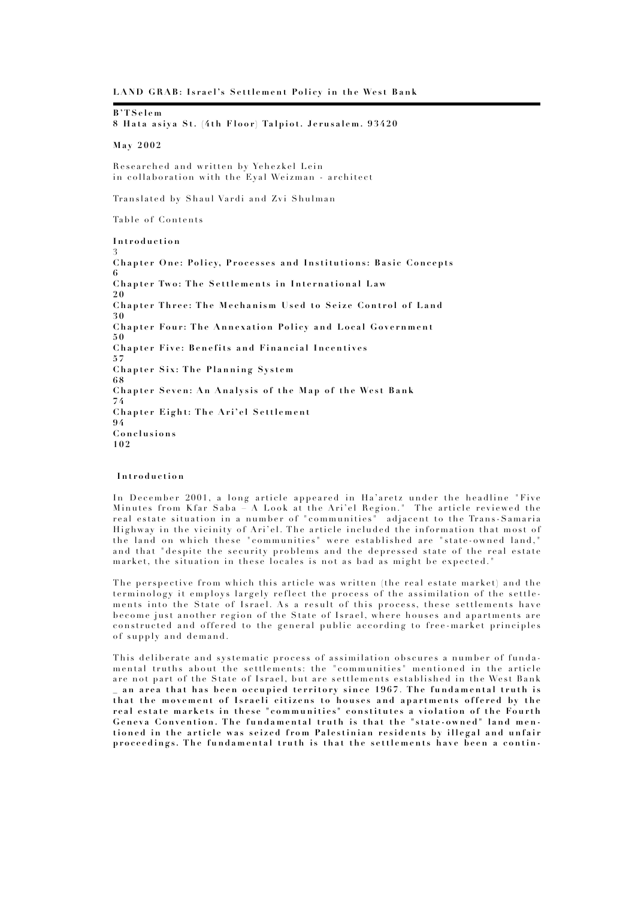**LAND GRAB: Israel's Settlement Policy in the West Bank**

**B'TSelem**
**8 Hata asiya St. (4th Floor) Talpiot. Jerusalem. 93420**

**May 2002**

Researched and written by Yehezkel Lein
in collaboration with the Eyal Weizman - architect

Translated by Shaul Vardi and Zvi Shulman

Table of Contents

**Introduction**
3
**Chapter One: Policy, Processes and Institutions: Basic Concepts**
6
**Chapter Two: The Settlements in International Law**
20
**Chapter Three: The Mechanism Used to Seize Control of Land**
30
**Chapter Four: The Annexation Policy and Local Government**
50
**Chapter Five: Benefits and Financial Incentives**
57
**Chapter Six: The Planning System**
68
**Chapter Seven: An Analysis of the Map of the West Bank**
74
**Chapter Eight: The Ari'el Settlement**
94
**Conclusions**
102

## Introduction

In December 2001, a long article appeared in Ha'aretz under the headline "Five Minutes from Kfar Saba – A Look at the Ari'el Region." The article reviewed the real estate situation in a number of "communities" adjacent to the Trans-Samaria Highway in the vicinity of Ari'el. The article included the information that most of the land on which these "communities" were established are "state-owned land," and that "despite the security problems and the depressed state of the real estate market, the situation in these locales is not as bad as might be expected."

The perspective from which this article was written (the real estate market) and the terminology it employs largely reflect the process of the assimilation of the settlements into the State of Israel. As a result of this process, these settlements have become just another region of the State of Israel, where houses and apartments are constructed and offered to the general public according to free-market principles of supply and demand.

This deliberate and systematic process of assimilation obscures a number of fundamental truths about the settlements: the "communities" mentioned in the article are not part of the State of Israel, but are settlements established in the West Bank **_ an area that has been occupied territory since 1967. The fundamental truth is that the movement of Israeli citizens to houses and apartments offered by the real estate markets in these "communities" constitutes a violation of the Fourth Geneva Convention. The fundamental truth is that the "state-owned" land mentioned in the article was seized from Palestinian residents by illegal and unfair proceedings. The fundamental truth is that the settlements have been a contin-**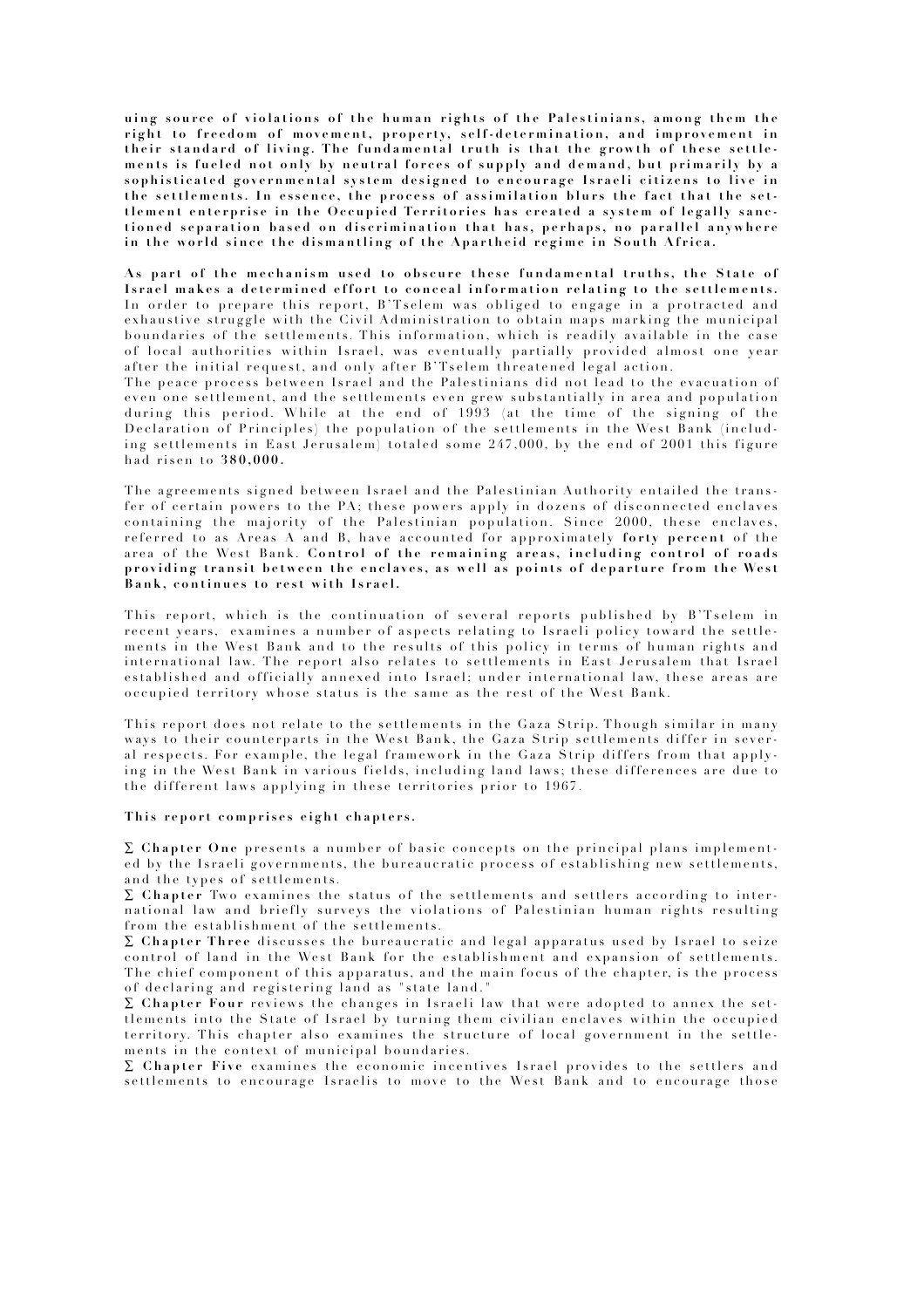**uing source of violations of the human rights of the Palestinians, among them the right to freedom of movement, property, self-determination, and improvement in their standard of living. The fundamental truth is that the growth of these settlements is fueled not only by neutral forces of supply and demand, but primarily by a sophisticated governmental system designed to encourage Israeli citizens to live in the settlements. In essence, the process of assimilation blurs the fact that the settlement enterprise in the Occupied Territories has created a system of legally sanctioned separation based on discrimination that has, perhaps, no parallel anywhere in the world since the dismantling of the Apartheid regime in South Africa.**

**As part of the mechanism used to obscure these fundamental truths, the State of Israel makes a determined effort to conceal information relating to the settlements.** In order to prepare this report, B'Tselem was obliged to engage in a protracted and exhaustive struggle with the Civil Administration to obtain maps marking the municipal boundaries of the settlements. This information, which is readily available in the case of local authorities within Israel, was eventually partially provided almost one year after the initial request, and only after B'Tselem threatened legal action.

The peace process between Israel and the Palestinians did not lead to the evacuation of even one settlement, and the settlements even grew substantially in area and population during this period. While at the end of 1993 (at the time of the signing of the Declaration of Principles) the population of the settlements in the West Bank (including settlements in East Jerusalem) totaled some 247,000, by the end of 2001 this figure had risen to **380,000.**

The agreements signed between Israel and the Palestinian Authority entailed the transfer of certain powers to the PA; these powers apply in dozens of disconnected enclaves containing the majority of the Palestinian population. Since 2000, these enclaves, referred to as Areas A and B, have accounted for approximately **forty percent** of the area of the West Bank. **Control of the remaining areas, including control of roads providing transit between the enclaves, as well as points of departure from the West Bank, continues to rest with Israel.**

This report, which is the continuation of several reports published by B'Tselem in recent years, examines a number of aspects relating to Israeli policy toward the settlements in the West Bank and to the results of this policy in terms of human rights and international law. The report also relates to settlements in East Jerusalem that Israel established and officially annexed into Israel; under international law, these areas are occupied territory whose status is the same as the rest of the West Bank.

This report does not relate to the settlements in the Gaza Strip. Though similar in many ways to their counterparts in the West Bank, the Gaza Strip settlements differ in several respects. For example, the legal framework in the Gaza Strip differs from that applying in the West Bank in various fields, including land laws; these differences are due to the different laws applying in these territories prior to 1967.

**This report comprises eight chapters.**

- **Chapter One** presents a number of basic concepts on the principal plans implemented by the Israeli governments, the bureaucratic process of establishing new settlements, and the types of settlements.
- **Chapter** Two examines the status of the settlements and settlers according to international law and briefly surveys the violations of Palestinian human rights resulting from the establishment of the settlements.
- **Chapter Three** discusses the bureaucratic and legal apparatus used by Israel to seize control of land in the West Bank for the establishment and expansion of settlements. The chief component of this apparatus, and the main focus of the chapter, is the process of declaring and registering land as "state land."
- **Chapter Four** reviews the changes in Israeli law that were adopted to annex the settlements into the State of Israel by turning them civilian enclaves within the occupied territory. This chapter also examines the structure of local government in the settlements in the context of municipal boundaries.
- **Chapter Five** examines the economic incentives Israel provides to the settlers and settlements to encourage Israelis to move to the West Bank and to encourage those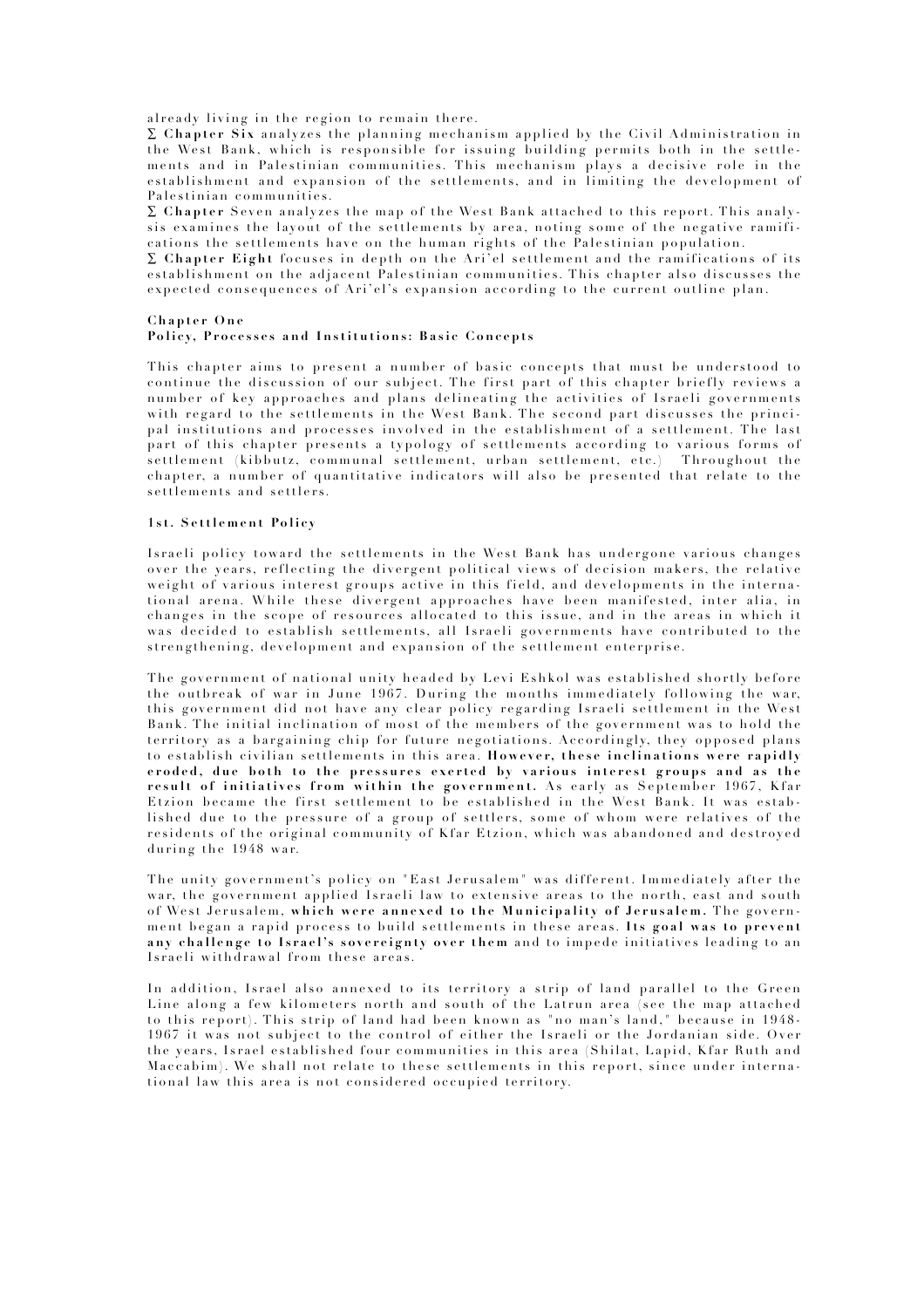already living in the region to remain there.

Σ **Chapter Six** analyzes the planning mechanism applied by the Civil Administration in the West Bank, which is responsible for issuing building permits both in the settlements and in Palestinian communities. This mechanism plays a decisive role in the establishment and expansion of the settlements, and in limiting the development of Palestinian communities.

Σ **Chapter** Seven analyzes the map of the West Bank attached to this report. This analysis examines the layout of the settlements by area, noting some of the negative ramifications the settlements have on the human rights of the Palestinian population.

Σ **Chapter Eight** focuses in depth on the Ari'el settlement and the ramifications of its establishment on the adjacent Palestinian communities. This chapter also discusses the expected consequences of Ari'el's expansion according to the current outline plan.

## Chapter One
## Policy, Processes and Institutions: Basic Concepts

This chapter aims to present a number of basic concepts that must be understood to continue the discussion of our subject. The first part of this chapter briefly reviews a number of key approaches and plans delineating the activities of Israeli governments with regard to the settlements in the West Bank. The second part discusses the principal institutions and processes involved in the establishment of a settlement. The last part of this chapter presents a typology of settlements according to various forms of settlement (kibbutz, communal settlement, urban settlement, etc.) Throughout the chapter, a number of quantitative indicators will also be presented that relate to the settlements and settlers.

### 1st. Settlement Policy

Israeli policy toward the settlements in the West Bank has undergone various changes over the years, reflecting the divergent political views of decision makers, the relative weight of various interest groups active in this field, and developments in the international arena. While these divergent approaches have been manifested, inter alia, in changes in the scope of resources allocated to this issue, and in the areas in which it was decided to establish settlements, all Israeli governments have contributed to the strengthening, development and expansion of the settlement enterprise.

The government of national unity headed by Levi Eshkol was established shortly before the outbreak of war in June 1967. During the months immediately following the war, this government did not have any clear policy regarding Israeli settlement in the West Bank. The initial inclination of most of the members of the government was to hold the territory as a bargaining chip for future negotiations. Accordingly, they opposed plans to establish civilian settlements in this area. **However, these inclinations were rapidly eroded, due both to the pressures exerted by various interest groups and as the result of initiatives from within the government.** As early as September 1967, Kfar Etzion became the first settlement to be established in the West Bank. It was established due to the pressure of a group of settlers, some of whom were relatives of the residents of the original community of Kfar Etzion, which was abandoned and destroyed during the 1948 war.

The unity government's policy on "East Jerusalem" was different. Immediately after the war, the government applied Israeli law to extensive areas to the north, east and south of West Jerusalem, **which were annexed to the Municipality of Jerusalem.** The government began a rapid process to build settlements in these areas. **Its goal was to prevent any challenge to Israel's sovereignty over them** and to impede initiatives leading to an Israeli withdrawal from these areas.

In addition, Israel also annexed to its territory a strip of land parallel to the Green Line along a few kilometers north and south of the Latrun area (see the map attached to this report). This strip of land had been known as "no man's land," because in 1948-1967 it was not subject to the control of either the Israeli or the Jordanian side. Over the years, Israel established four communities in this area (Shilat, Lapid, Kfar Ruth and Maccabim). We shall not relate to these settlements in this report, since under international law this area is not considered occupied territory.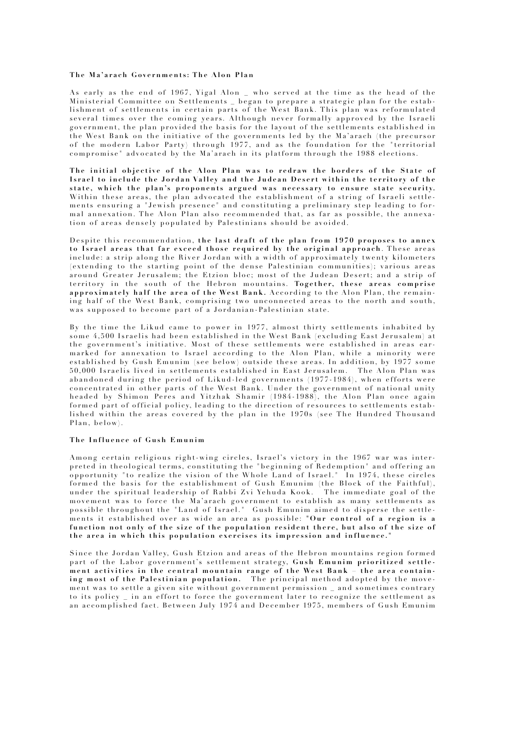### The Ma'arach Governments: The Alon Plan

As early as the end of 1967, Yigal Alon _ who served at the time as the head of the Ministerial Committee on Settlements _ began to prepare a strategic plan for the establishment of settlements in certain parts of the West Bank. This plan was reformulated several times over the coming years. Although never formally approved by the Israeli government, the plan provided the basis for the layout of the settlements established in the West Bank on the initiative of the governments led by the Ma'arach (the precursor of the modern Labor Party) through 1977, and as the foundation for the "territorial compromise" advocated by the Ma'arach in its platform through the 1988 elections.

**The initial objective of the Alon Plan was to redraw the borders of the State of Israel to include the Jordan Valley and the Judean Desert within the territory of the state, which the plan's proponents argued was necessary to ensure state security.** Within these areas, the plan advocated the establishment of a string of Israeli settlements ensuring a "Jewish presence" and constituting a preliminary step leading to formal annexation. The Alon Plan also recommended that, as far as possible, the annexation of areas densely populated by Palestinians should be avoided.

Despite this recommendation, **the last draft of the plan from 1970 proposes to annex to Israel areas that far exceed those required by the original approach.** These areas include: a strip along the River Jordan with a width of approximately twenty kilometers (extending to the starting point of the dense Palestinian communities); various areas around Greater Jerusalem; the Etzion bloc; most of the Judean Desert; and a strip of territory in the south of the Hebron mountains. **Together, these areas comprise approximately half the area of the West Bank.** According to the Alon Plan, the remaining half of the West Bank, comprising two unconnected areas to the north and south, was supposed to become part of a Jordanian-Palestinian state.

By the time the Likud came to power in 1977, almost thirty settlements inhabited by some 4,500 Israelis had been established in the West Bank (excluding East Jerusalem) at the government's initiative. Most of these settlements were established in areas earmarked for annexation to Israel according to the Alon Plan, while a minority were established by Gush Emunim (see below) outside these areas. In addition, by 1977 some 50,000 Israelis lived in settlements established in East Jerusalem. The Alon Plan was abandoned during the period of Likud-led governments (1977-1984), when efforts were concentrated in other parts of the West Bank. Under the government of national unity headed by Shimon Peres and Yitzhak Shamir (1984-1988), the Alon Plan once again formed part of official policy, leading to the direction of resources to settlements established within the areas covered by the plan in the 1970s (see The Hundred Thousand Plan, below).

### The Influence of Gush Emunim

Among certain religious right-wing circles, Israel's victory in the 1967 war was interpreted in theological terms, constituting the "beginning of Redemption" and offering an opportunity "to realize the vision of the Whole Land of Israel." In 1974, these circles formed the basis for the establishment of Gush Emunim (the Block of the Faithful), under the spiritual leadership of Rabbi Zvi Yehuda Kook. The immediate goal of the movement was to force the Ma'arach government to establish as many settlements as possible throughout the "Land of Israel." Gush Emunim aimed to disperse the settlements it established over as wide an area as possible: "**Our control of a region is a function not only of the size of the population resident there, but also of the size of the area in which this population exercises its impression and influence.**"

Since the Jordan Valley, Gush Etzion and areas of the Hebron mountains region formed part of the Labor government's settlement strategy, **Gush Emunim prioritized settlement activities in the central mountain range of the West Bank – the area containing most of the Palestinian population.** The principal method adopted by the movement was to settle a given site without government permission _ and sometimes contrary to its policy _ in an effort to force the government later to recognize the settlement as an accomplished fact. Between July 1974 and December 1975, members of Gush Emunim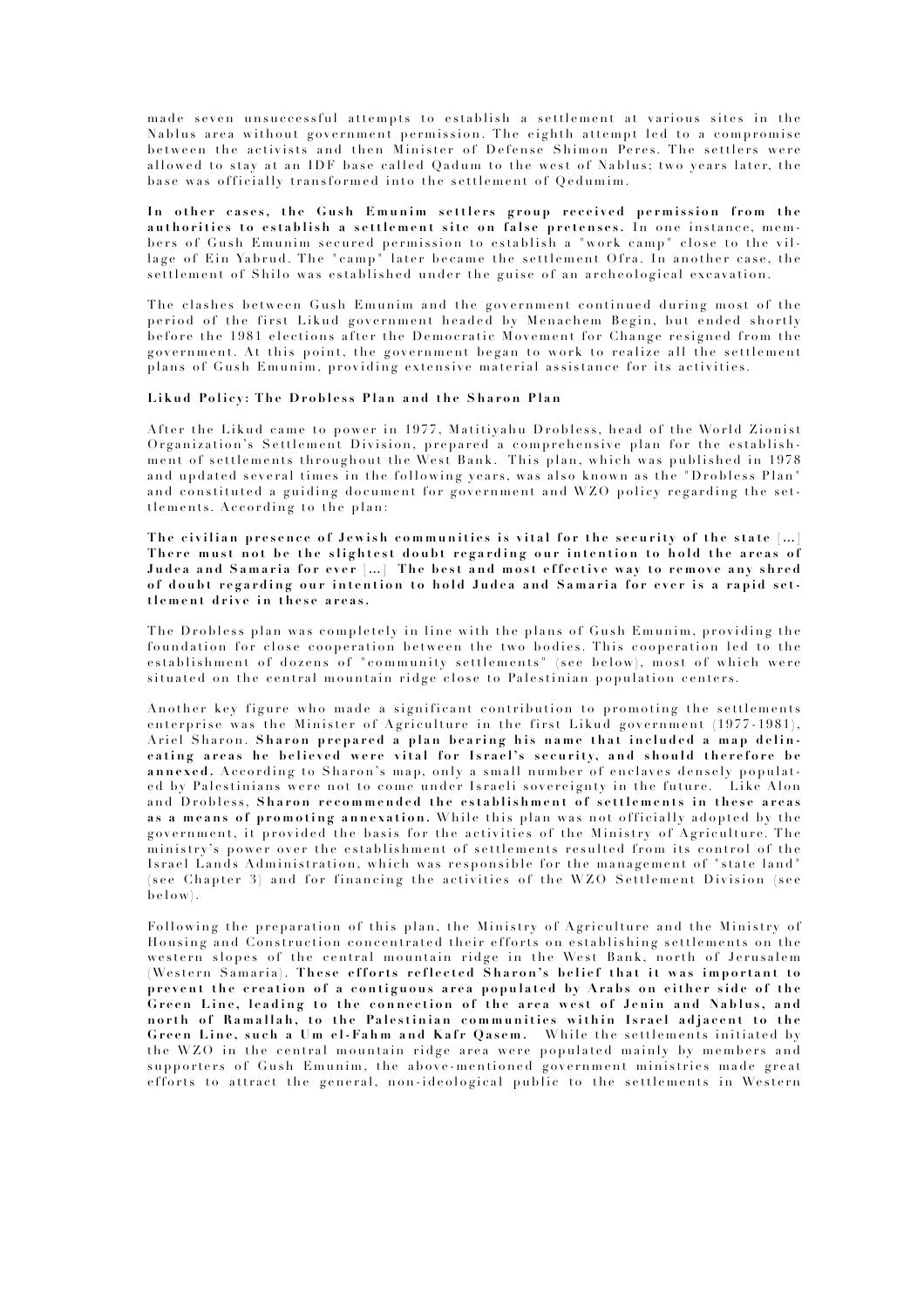made seven unsuccessful attempts to establish a settlement at various sites in the Nablus area without government permission. The eighth attempt led to a compromise between the activists and then Minister of Defense Shimon Peres. The settlers were allowed to stay at an IDF base called Qadum to the west of Nablus; two years later, the base was officially transformed into the settlement of Qedumim.

**In other cases, the Gush Emunim settlers group received permission from the authorities to establish a settlement site on false pretenses.** In one instance, members of Gush Emunim secured permission to establish a "work camp" close to the village of Ein Yabrud. The "camp" later became the settlement Ofra. In another case, the settlement of Shilo was established under the guise of an archeological excavation.

The clashes between Gush Emunim and the government continued during most of the period of the first Likud government headed by Menachem Begin, but ended shortly before the 1981 elections after the Democratic Movement for Change resigned from the government. At this point, the government began to work to realize all the settlement plans of Gush Emunim, providing extensive material assistance for its activities.

**Likud Policy: The Drobless Plan and the Sharon Plan**

After the Likud came to power in 1977, Matitiyahu Drobless, head of the World Zionist Organization's Settlement Division, prepared a comprehensive plan for the establishment of settlements throughout the West Bank. This plan, which was published in 1978 and updated several times in the following years, was also known as the "Drobless Plan" and constituted a guiding document for government and WZO policy regarding the settlements. According to the plan:

**The civilian presence of Jewish communities is vital for the security of the state [...] There must not be the slightest doubt regarding our intention to hold the areas of Judea and Samaria for ever [...] The best and most effective way to remove any shred of doubt regarding our intention to hold Judea and Samaria for ever is a rapid settlement drive in these areas.**

The Drobless plan was completely in line with the plans of Gush Emunim, providing the foundation for close cooperation between the two bodies. This cooperation led to the establishment of dozens of "community settlements" (see below), most of which were situated on the central mountain ridge close to Palestinian population centers.

Another key figure who made a significant contribution to promoting the settlements enterprise was the Minister of Agriculture in the first Likud government (1977-1981), Ariel Sharon. **Sharon prepared a plan bearing his name that included a map delineating areas he believed were vital for Israel's security, and should therefore be annexed.** According to Sharon's map, only a small number of enclaves densely populated by Palestinians were not to come under Israeli sovereignty in the future. Like Alon and Drobless, **Sharon recommended the establishment of settlements in these areas as a means of promoting annexation.** While this plan was not officially adopted by the government, it provided the basis for the activities of the Ministry of Agriculture. The ministry's power over the establishment of settlements resulted from its control of the Israel Lands Administration, which was responsible for the management of "state land" (see Chapter 3) and for financing the activities of the WZO Settlement Division (see below).

Following the preparation of this plan, the Ministry of Agriculture and the Ministry of Housing and Construction concentrated their efforts on establishing settlements on the western slopes of the central mountain ridge in the West Bank, north of Jerusalem (Western Samaria). **These efforts reflected Sharon's belief that it was important to prevent the creation of a contiguous area populated by Arabs on either side of the Green Line, leading to the connection of the area west of Jenin and Nablus, and north of Ramallah, to the Palestinian communities within Israel adjacent to the Green Line, such a Um el-Fahm and Kafr Qasem.** While the settlements initiated by the WZO in the central mountain ridge area were populated mainly by members and supporters of Gush Emunim, the above-mentioned government ministries made great efforts to attract the general, non-ideological public to the settlements in Western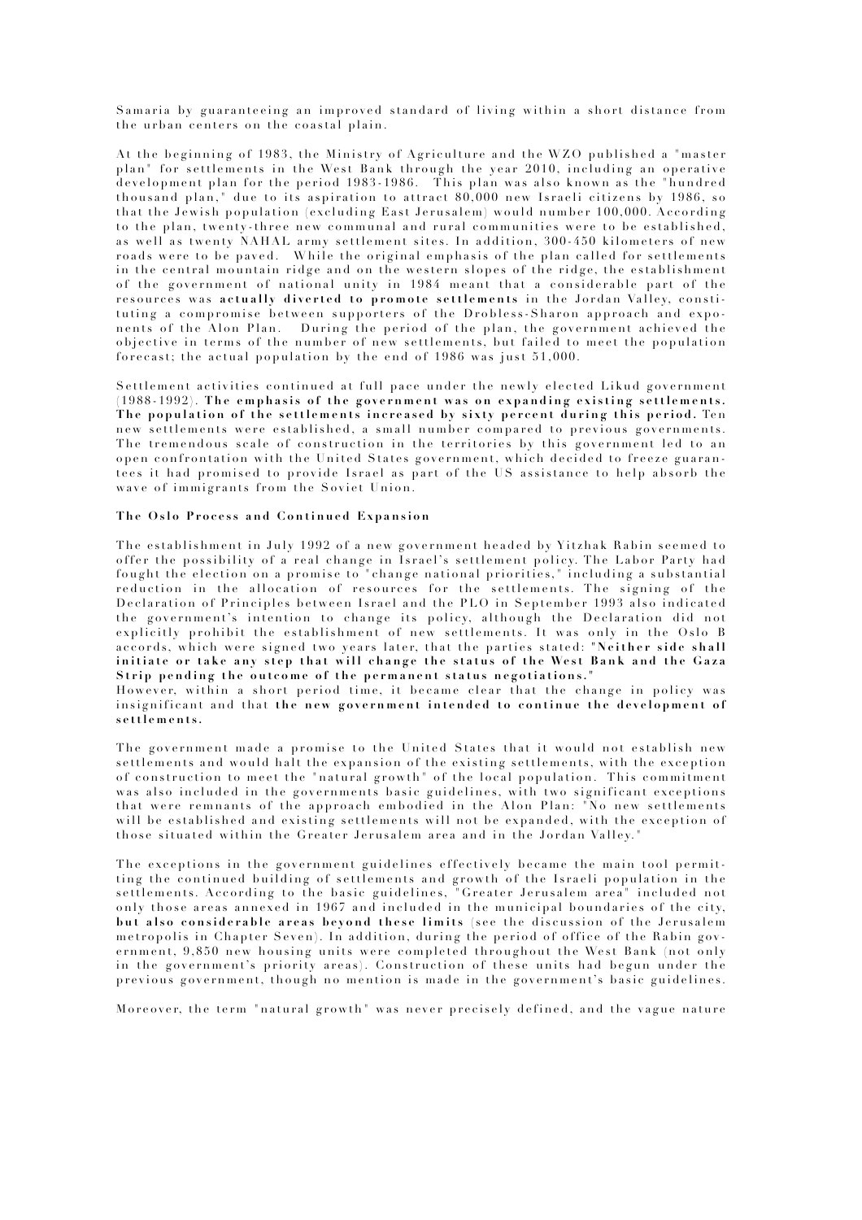Samaria by guaranteeing an improved standard of living within a short distance from the urban centers on the coastal plain.

At the beginning of 1983, the Ministry of Agriculture and the WZO published a "master plan" for settlements in the West Bank through the year 2010, including an operative development plan for the period 1983-1986. This plan was also known as the "hundred thousand plan," due to its aspiration to attract 80,000 new Israeli citizens by 1986, so that the Jewish population (excluding East Jerusalem) would number 100,000. According to the plan, twenty-three new communal and rural communities were to be established, as well as twenty NAHAL army settlement sites. In addition, 300-450 kilometers of new roads were to be paved. While the original emphasis of the plan called for settlements in the central mountain ridge and on the western slopes of the ridge, the establishment of the government of national unity in 1984 meant that a considerable part of the resources was **actually diverted to promote settlements** in the Jordan Valley, constituting a compromise between supporters of the Drobless-Sharon approach and exponents of the Alon Plan. During the period of the plan, the government achieved the objective in terms of the number of new settlements, but failed to meet the population forecast; the actual population by the end of 1986 was just 51,000.

Settlement activities continued at full pace under the newly elected Likud government (1988-1992). **The emphasis of the government was on expanding existing settlements. The population of the settlements increased by sixty percent during this period.** Ten new settlements were established, a small number compared to previous governments. The tremendous scale of construction in the territories by this government led to an open confrontation with the United States government, which decided to freeze guarantees it had promised to provide Israel as part of the US assistance to help absorb the wave of immigrants from the Soviet Union.

### The Oslo Process and Continued Expansion

The establishment in July 1992 of a new government headed by Yitzhak Rabin seemed to offer the possibility of a real change in Israel's settlement policy. The Labor Party had fought the election on a promise to "change national priorities," including a substantial reduction in the allocation of resources for the settlements. The signing of the Declaration of Principles between Israel and the PLO in September 1993 also indicated the government's intention to change its policy, although the Declaration did not explicitly prohibit the establishment of new settlements. It was only in the Oslo B accords, which were signed two years later, that the parties stated: "**Neither side shall initiate or take any step that will change the status of the West Bank and the Gaza Strip pending the outcome of the permanent status negotiations.**"
However, within a short period time, it became clear that the change in policy was insignificant and that **the new government intended to continue the development of settlements.**

The government made a promise to the United States that it would not establish new settlements and would halt the expansion of the existing settlements, with the exception of construction to meet the "natural growth" of the local population. This commitment was also included in the governments basic guidelines, with two significant exceptions that were remnants of the approach embodied in the Alon Plan: "No new settlements will be established and existing settlements will not be expanded, with the exception of those situated within the Greater Jerusalem area and in the Jordan Valley."

The exceptions in the government guidelines effectively became the main tool permitting the continued building of settlements and growth of the Israeli population in the settlements. According to the basic guidelines, "Greater Jerusalem area" included not only those areas annexed in 1967 and included in the municipal boundaries of the city, **but also considerable areas beyond these limits** (see the discussion of the Jerusalem metropolis in Chapter Seven). In addition, during the period of office of the Rabin government, 9,850 new housing units were completed throughout the West Bank (not only in the government's priority areas). Construction of these units had begun under the previous government, though no mention is made in the government's basic guidelines.

Moreover, the term "natural growth" was never precisely defined, and the vague nature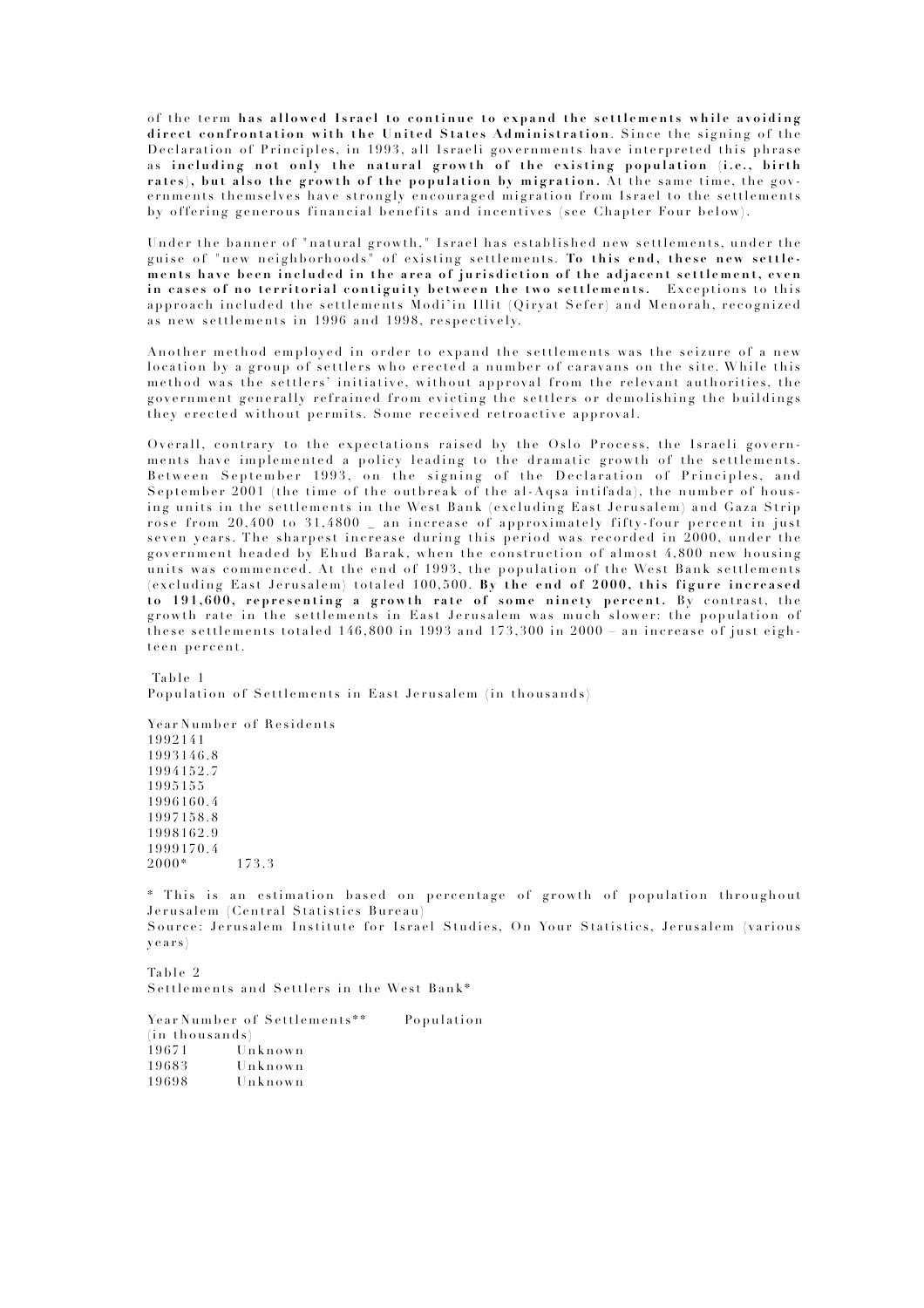of the term **has allowed Israel to continue to expand the settlements while avoiding direct confrontation with the United States Administration**. Since the signing of the Declaration of Principles, in 1993, all Israeli governments have interpreted this phrase as **including not only the natural growth of the existing population (i.e., birth rates), but also the growth of the population by migration.** At the same time, the governments themselves have strongly encouraged migration from Israel to the settlements by offering generous financial benefits and incentives (see Chapter Four below).

Under the banner of "natural growth," Israel has established new settlements, under the guise of "new neighborhoods" of existing settlements. **To this end, these new settlements have been included in the area of jurisdiction of the adjacent settlement, even in cases of no territorial contiguity between the two settlements.** Exceptions to this approach included the settlements Modi'in Illit (Qiryat Sefer) and Menorah, recognized as new settlements in 1996 and 1998, respectively.

Another method employed in order to expand the settlements was the seizure of a new location by a group of settlers who erected a number of caravans on the site. While this method was the settlers' initiative, without approval from the relevant authorities, the government generally refrained from evicting the settlers or demolishing the buildings they erected without permits. Some received retroactive approval.

Overall, contrary to the expectations raised by the Oslo Process, the Israeli governments have implemented a policy leading to the dramatic growth of the settlements. Between September 1993, on the signing of the Declaration of Principles, and September 2001 (the time of the outbreak of the al-Aqsa intifada), the number of housing units in the settlements in the West Bank (excluding East Jerusalem) and Gaza Strip rose from 20,400 to 31,4800 _ an increase of approximately fifty-four percent in just seven years. The sharpest increase during this period was recorded in 2000, under the government headed by Ehud Barak, when the construction of almost 4,800 new housing units was commenced. At the end of 1993, the population of the West Bank settlements (excluding East Jerusalem) totaled 100,500. **By the end of 2000, this figure increased to 191,600, representing a growth rate of some ninety percent.** By contrast, the growth rate in the settlements in East Jerusalem was much slower: the population of these settlements totaled 146,800 in 1993 and 173,300 in 2000 – an increase of just eighteen percent.

Table 1
Population of Settlements in East Jerusalem (in thousands)

| Year | Number of Residents |
|---|---|
| 1992 | 141 |
| 1993 | 146.8 |
| 1994 | 152.7 |
| 1995 | 155 |
| 1996 | 160.4 |
| 1997 | 158.8 |
| 1998 | 162.9 |
| 1999 | 170.4 |
| 2000* | 173.3 |

* This is an estimation based on percentage of growth of population throughout Jerusalem (Central Statistics Bureau)
Source: Jerusalem Institute for Israel Studies, On Your Statistics, Jerusalem (various years)

Table 2
Settlements and Settlers in the West Bank*

| Year | Number of Settlements** | Population (in thousands) |
|---|---|---|
| 1967 | 1 | Unknown |
| 1968 | 3 | Unknown |
| 1969 | 8 | Unknown |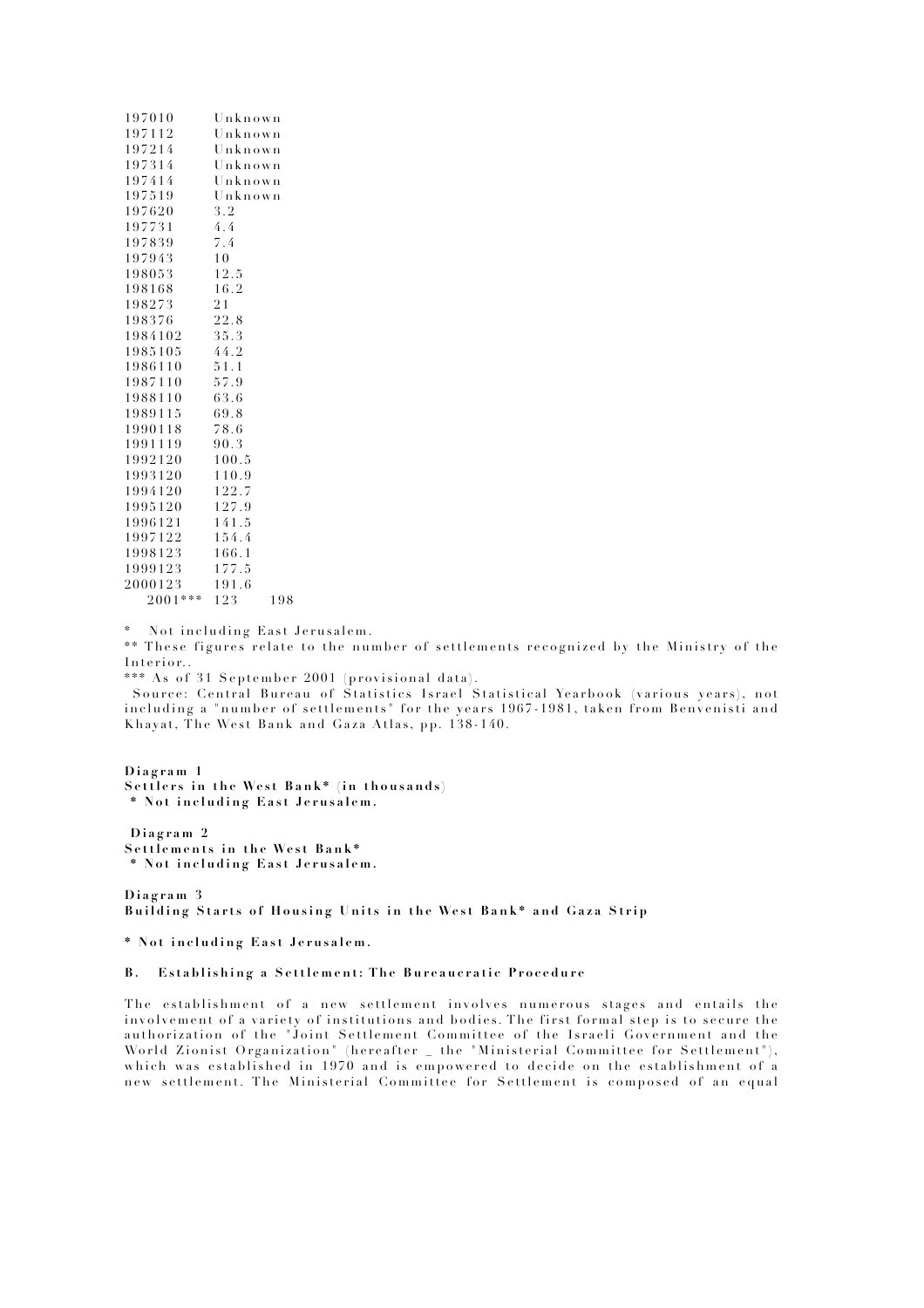| | | |
|---|---|---|
| 1970 | 10 | Unknown |
| 1971 | 12 | Unknown |
| 1972 | 14 | Unknown |
| 1973 | 14 | Unknown |
| 1974 | 14 | Unknown |
| 1975 | 19 | Unknown |
| 1976 | 20 | 3.2 |
| 1977 | 31 | 4.4 |
| 1978 | 39 | 7.4 |
| 1979 | 43 | 10 |
| 1980 | 53 | 12.5 |
| 1981 | 68 | 16.2 |
| 1982 | 73 | 21 |
| 1983 | 76 | 22.8 |
| 1984 | 102 | 35.3 |
| 1985 | 105 | 44.2 |
| 1986 | 110 | 51.1 |
| 1987 | 110 | 57.9 |
| 1988 | 110 | 63.6 |
| 1989 | 115 | 69.8 |
| 1990 | 118 | 78.6 |
| 1991 | 119 | 90.3 |
| 1992 | 120 | 100.5 |
| 1993 | 120 | 110.9 |
| 1994 | 120 | 122.7 |
| 1995 | 120 | 127.9 |
| 1996 | 121 | 141.5 |
| 1997 | 122 | 154.4 |
| 1998 | 123 | 166.1 |
| 1999 | 123 | 177.5 |
| 2000 | 123 | 191.6 |
| 2001*** | 123 | 198 |

\* Not including East Jerusalem.

** These figures relate to the number of settlements recognized by the Ministry of the Interior..

*** As of 31 September 2001 (provisional data).

Source: Central Bureau of Statistics Israel Statistical Yearbook (various years), not including a "number of settlements" for the years 1967-1981, taken from Benvenisti and Khayat, The West Bank and Gaza Atlas, pp. 138-140.

**Diagram 1**
**Settlers in the West Bank*** (**in thousands**)
**\* Not including East Jerusalem.**

**Diagram 2**
**Settlements in the West Bank***
**\* Not including East Jerusalem.**

**Diagram 3**
**Building Starts of Housing Units in the West Bank* and Gaza Strip**

**\* Not including East Jerusalem.**

### B. Establishing a Settlement: The Bureaucratic Procedure

The establishment of a new settlement involves numerous stages and entails the involvement of a variety of institutions and bodies. The first formal step is to secure the authorization of the "Joint Settlement Committee of the Israeli Government and the World Zionist Organization" (hereafter _ the "Ministerial Committee for Settlement"), which was established in 1970 and is empowered to decide on the establishment of a new settlement. The Ministerial Committee for Settlement is composed of an equal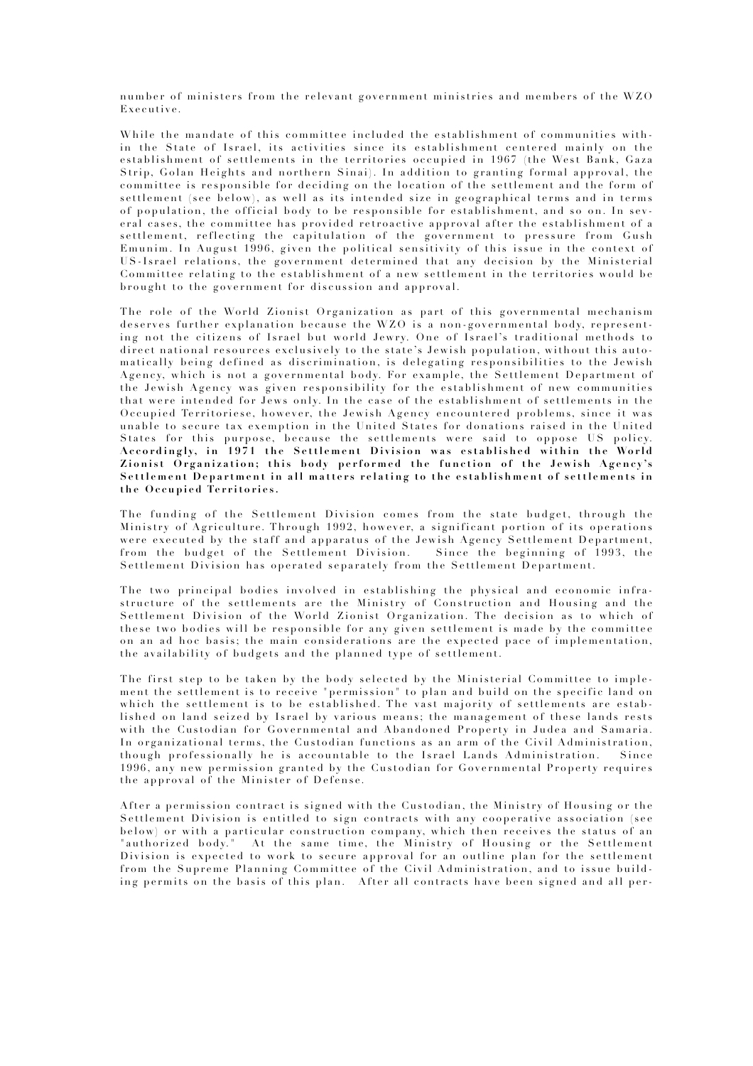number of ministers from the relevant government ministries and members of the WZO Executive.

While the mandate of this committee included the establishment of communities within the State of Israel, its activities since its establishment centered mainly on the establishment of settlements in the territories occupied in 1967 (the West Bank, Gaza Strip, Golan Heights and northern Sinai). In addition to granting formal approval, the committee is responsible for deciding on the location of the settlement and the form of settlement (see below), as well as its intended size in geographical terms and in terms of population, the official body to be responsible for establishment, and so on. In several cases, the committee has provided retroactive approval after the establishment of a settlement, reflecting the capitulation of the government to pressure from Gush Emunim. In August 1996, given the political sensitivity of this issue in the context of US-Israel relations, the government determined that any decision by the Ministerial Committee relating to the establishment of a new settlement in the territories would be brought to the government for discussion and approval.

The role of the World Zionist Organization as part of this governmental mechanism deserves further explanation because the WZO is a non-governmental body, representing not the citizens of Israel but world Jewry. One of Israel's traditional methods to direct national resources exclusively to the state's Jewish population, without this automatically being defined as discrimination, is delegating responsibilities to the Jewish Agency, which is not a governmental body. For example, the Settlement Department of the Jewish Agency was given responsibility for the establishment of new communities that were intended for Jews only. In the case of the establishment of settlements in the Occupied Territoriese, however, the Jewish Agency encountered problems, since it was unable to secure tax exemption in the United States for donations raised in the United States for this purpose, because the settlements were said to oppose US policy. **Accordingly, in 1971 the Settlement Division was established within the World Zionist Organization; this body performed the function of the Jewish Agency's Settlement Department in all matters relating to the establishment of settlements in the Occupied Territories.**

The funding of the Settlement Division comes from the state budget, through the Ministry of Agriculture. Through 1992, however, a significant portion of its operations were executed by the staff and apparatus of the Jewish Agency Settlement Department, from the budget of the Settlement Division. Since the beginning of 1993, the Settlement Division has operated separately from the Settlement Department.

The two principal bodies involved in establishing the physical and economic infrastructure of the settlements are the Ministry of Construction and Housing and the Settlement Division of the World Zionist Organization. The decision as to which of these two bodies will be responsible for any given settlement is made by the committee on an ad hoc basis; the main considerations are the expected pace of implementation, the availability of budgets and the planned type of settlement.

The first step to be taken by the body selected by the Ministerial Committee to implement the settlement is to receive "permission" to plan and build on the specific land on which the settlement is to be established. The vast majority of settlements are established on land seized by Israel by various means; the management of these lands rests with the Custodian for Governmental and Abandoned Property in Judea and Samaria. In organizational terms, the Custodian functions as an arm of the Civil Administration, though professionally he is accountable to the Israel Lands Administration. Since 1996, any new permission granted by the Custodian for Governmental Property requires the approval of the Minister of Defense.

After a permission contract is signed with the Custodian, the Ministry of Housing or the Settlement Division is entitled to sign contracts with any cooperative association (see below) or with a particular construction company, which then receives the status of an "authorized body." At the same time, the Ministry of Housing or the Settlement Division is expected to work to secure approval for an outline plan for the settlement from the Supreme Planning Committee of the Civil Administration, and to issue building permits on the basis of this plan. After all contracts have been signed and all per-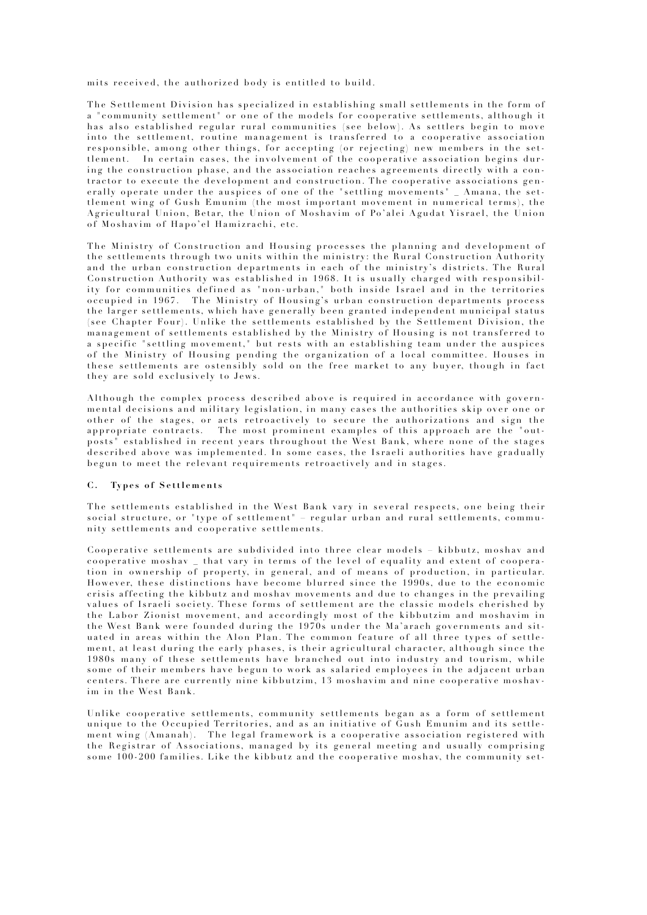mits received, the authorized body is entitled to build.

The Settlement Division has specialized in establishing small settlements in the form of a "community settlement" or one of the models for cooperative settlements, although it has also established regular rural communities (see below). As settlers begin to move into the settlement, routine management is transferred to a cooperative association responsible, among other things, for accepting (or rejecting) new members in the settlement. In certain cases, the involvement of the cooperative association begins during the construction phase, and the association reaches agreements directly with a contractor to execute the development and construction. The cooperative associations generally operate under the auspices of one of the "settling movements" _ Amana, the settlement wing of Gush Emunim (the most important movement in numerical terms), the Agricultural Union, Betar, the Union of Moshavim of Po'alei Agudat Yisrael, the Union of Moshavim of Hapo'el Hamizrachi, etc.

The Ministry of Construction and Housing processes the planning and development of the settlements through two units within the ministry: the Rural Construction Authority and the urban construction departments in each of the ministry's districts. The Rural Construction Authority was established in 1968. It is usually charged with responsibility for communities defined as "non-urban," both inside Israel and in the territories occupied in 1967. The Ministry of Housing's urban construction departments process the larger settlements, which have generally been granted independent municipal status (see Chapter Four). Unlike the settlements established by the Settlement Division, the management of settlements established by the Ministry of Housing is not transferred to a specific "settling movement," but rests with an establishing team under the auspices of the Ministry of Housing pending the organization of a local committee. Houses in these settlements are ostensibly sold on the free market to any buyer, though in fact they are sold exclusively to Jews.

Although the complex process described above is required in accordance with governmental decisions and military legislation, in many cases the authorities skip over one or other of the stages, or acts retroactively to secure the authorizations and sign the appropriate contracts. The most prominent examples of this approach are the "outposts" established in recent years throughout the West Bank, where none of the stages described above was implemented. In some cases, the Israeli authorities have gradually begun to meet the relevant requirements retroactively and in stages.

### C. Types of Settlements

The settlements established in the West Bank vary in several respects, one being their social structure, or "type of settlement" – regular urban and rural settlements, community settlements and cooperative settlements.

Cooperative settlements are subdivided into three clear models – kibbutz, moshav and cooperative moshav _ that vary in terms of the level of equality and extent of cooperation in ownership of property, in general, and of means of production, in particular. However, these distinctions have become blurred since the 1990s, due to the economic crisis affecting the kibbutz and moshav movements and due to changes in the prevailing values of Israeli society. These forms of settlement are the classic models cherished by the Labor Zionist movement, and accordingly most of the kibbutzim and moshavim in the West Bank were founded during the 1970s under the Ma'arach governments and situated in areas within the Alon Plan. The common feature of all three types of settlement, at least during the early phases, is their agricultural character, although since the 1980s many of these settlements have branched out into industry and tourism, while some of their members have begun to work as salaried employees in the adjacent urban centers. There are currently nine kibbutzim, 13 moshavim and nine cooperative moshavim in the West Bank.

Unlike cooperative settlements, community settlements began as a form of settlement unique to the Occupied Territories, and as an initiative of Gush Emunim and its settlement wing (Amanah). The legal framework is a cooperative association registered with the Registrar of Associations, managed by its general meeting and usually comprising some 100-200 families. Like the kibbutz and the cooperative moshav, the community set-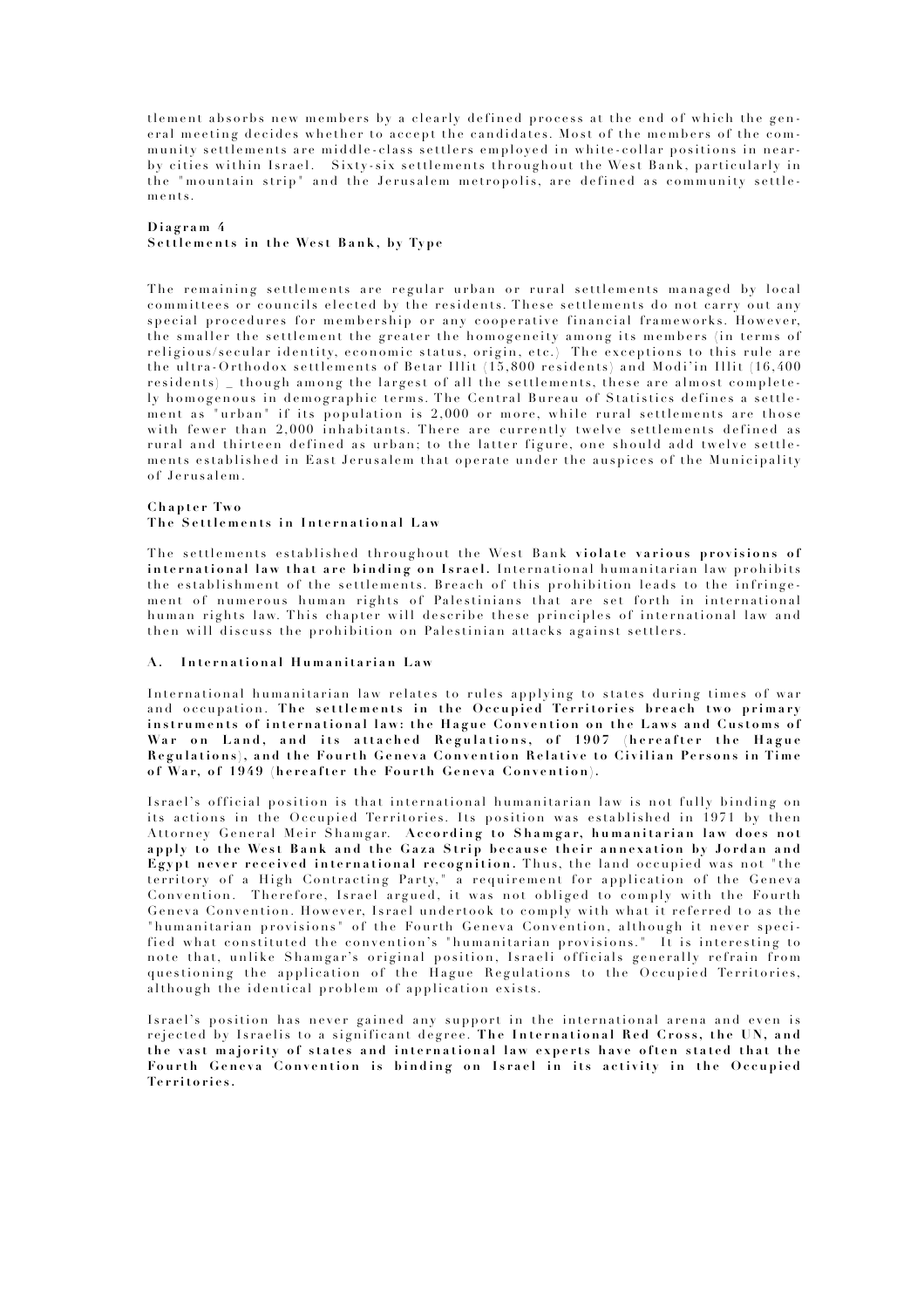tlement absorbs new members by a clearly defined process at the end of which the general meeting decides whether to accept the candidates. Most of the members of the community settlements are middle-class settlers employed in white-collar positions in nearby cities within Israel. Sixty-six settlements throughout the West Bank, particularly in the "mountain strip" and the Jerusalem metropolis, are defined as community settlements.

**Diagram 4**
**Settlements in the West Bank, by Type**

The remaining settlements are regular urban or rural settlements managed by local committees or councils elected by the residents. These settlements do not carry out any special procedures for membership or any cooperative financial frameworks. However, the smaller the settlement the greater the homogeneity among its members (in terms of religious/secular identity, economic status, origin, etc.) The exceptions to this rule are the ultra-Orthodox settlements of Betar Illit (15,800 residents) and Modi'in Illit (16,400 residents) _ though among the largest of all the settlements, these are almost completely homogenous in demographic terms. The Central Bureau of Statistics defines a settlement as "urban" if its population is 2,000 or more, while rural settlements are those with fewer than 2,000 inhabitants. There are currently twelve settlements defined as rural and thirteen defined as urban; to the latter figure, one should add twelve settlements established in East Jerusalem that operate under the auspices of the Municipality of Jerusalem.

## Chapter Two
## The Settlements in International Law

The settlements established throughout the West Bank **violate various provisions of international law that are binding on Israel.** International humanitarian law prohibits the establishment of the settlements. Breach of this prohibition leads to the infringement of numerous human rights of Palestinians that are set forth in international human rights law. This chapter will describe these principles of international law and then will discuss the prohibition on Palestinian attacks against settlers.

### A. International Humanitarian Law

International humanitarian law relates to rules applying to states during times of war and occupation. **The settlements in the Occupied Territories breach two primary instruments of international law: the Hague Convention on the Laws and Customs of War on Land, and its attached Regulations, of 1907 (hereafter the Hague Regulations), and the Fourth Geneva Convention Relative to Civilian Persons in Time of War, of 1949 (hereafter the Fourth Geneva Convention).**

Israel's official position is that international humanitarian law is not fully binding on its actions in the Occupied Territories. Its position was established in 1971 by then Attorney General Meir Shamgar. **According to Shamgar, humanitarian law does not apply to the West Bank and the Gaza Strip because their annexation by Jordan and Egypt never received international recognition.** Thus, the land occupied was not "the territory of a High Contracting Party," a requirement for application of the Geneva Convention. Therefore, Israel argued, it was not obliged to comply with the Fourth Geneva Convention. However, Israel undertook to comply with what it referred to as the "humanitarian provisions" of the Fourth Geneva Convention, although it never specified what constituted the convention's "humanitarian provisions." It is interesting to note that, unlike Shamgar's original position, Israeli officials generally refrain from questioning the application of the Hague Regulations to the Occupied Territories, although the identical problem of application exists.

Israel's position has never gained any support in the international arena and even is rejected by Israelis to a significant degree. **The International Red Cross, the UN, and the vast majority of states and international law experts have often stated that the Fourth Geneva Convention is binding on Israel in its activity in the Occupied Territories.**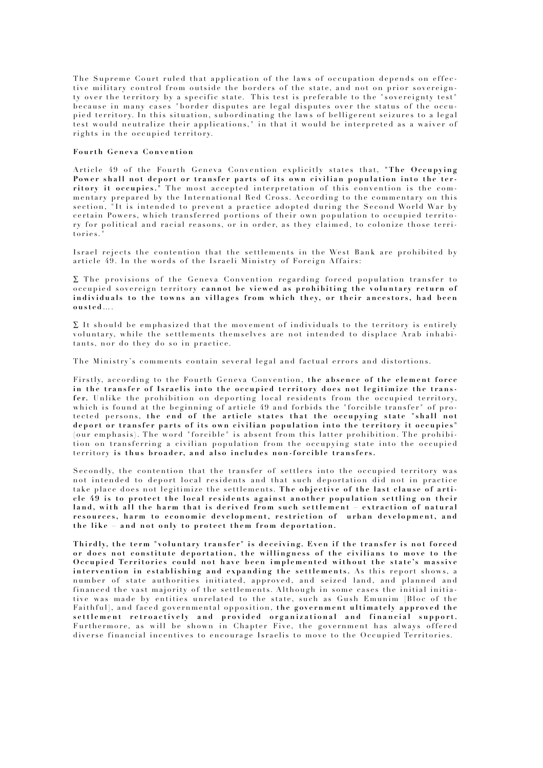The Supreme Court ruled that application of the laws of occupation depends on effective military control from outside the borders of the state, and not on prior sovereignty over the territory by a specific state. This test is preferable to the "sovereignty test" because in many cases "border disputes are legal disputes over the status of the occupied territory. In this situation, subordinating the laws of belligerent seizures to a legal test would neutralize their applications," in that it would be interpreted as a waiver of rights in the occupied territory.

**Fourth Geneva Convention**

Article 49 of the Fourth Geneva Convention explicitly states that, "**The Occupying Power shall not deport or transfer parts of its own civilian population into the territory it occupies.**" The most accepted interpretation of this convention is the commentary prepared by the International Red Cross. According to the commentary on this section, "It is intended to prevent a practice adopted during the Second World War by certain Powers, which transferred portions of their own population to occupied territory for political and racial reasons, or in order, as they claimed, to colonize those territories."

Israel rejects the contention that the settlements in the West Bank are prohibited by article 49. In the words of the Israeli Ministry of Foreign Affairs:

∑ The provisions of the Geneva Convention regarding forced population transfer to occupied sovereign territory **cannot be viewed as prohibiting the voluntary return of individuals to the towns an villages from which they, or their ancestors, had been ousted**….

∑ It should be emphasized that the movement of individuals to the territory is entirely voluntary, while the settlements themselves are not intended to displace Arab inhabitants, nor do they do so in practice.

The Ministry's comments contain several legal and factual errors and distortions.

Firstly, according to the Fourth Geneva Convention, **the absence of the element force in the transfer of Israelis into the occupied territory does not legitimize the transfer.** Unlike the prohibition on deporting local residents from the occupied territory, which is found at the beginning of article 49 and forbids the "forcible transfer" of protected persons, **the end of the article states that the occupying state "shall not deport or transfer parts of its own civilian population into the territory it occupies"** (our emphasis). The word "forcible" is absent from this latter prohibition. The prohibition on transferring a civilian population from the occupying state into the occupied territory **is thus broader, and also includes non-forcible transfers.**

Secondly, the contention that the transfer of settlers into the occupied territory was not intended to deport local residents and that such deportation did not in practice take place does not legitimize the settlements. **The objective of the last clause of article 49 is to protect the local residents against another population settling on their land, with all the harm that is derived from such settlement – extraction of natural resources, harm to economic development, restriction of urban development, and the like – and not only to protect them from deportation.**

**Thirdly, the term "voluntary transfer" is deceiving. Even if the transfer is not forced or does not constitute deportation, the willingness of the civilians to move to the Occupied Territories could not have been implemented without the state's massive intervention in establishing and expanding the settlements.** As this report shows, a number of state authorities initiated, approved, and seized land, and planned and financed the vast majority of the settlements. Although in some cases the initial initiative was made by entities unrelated to the state, such as Gush Emunim [Bloc of the Faithful], and faced governmental opposition, **the government ultimately approved the settlement retroactively and provided organizational and financial support.** Furthermore, as will be shown in Chapter Five, the government has always offered diverse financial incentives to encourage Israelis to move to the Occupied Territories.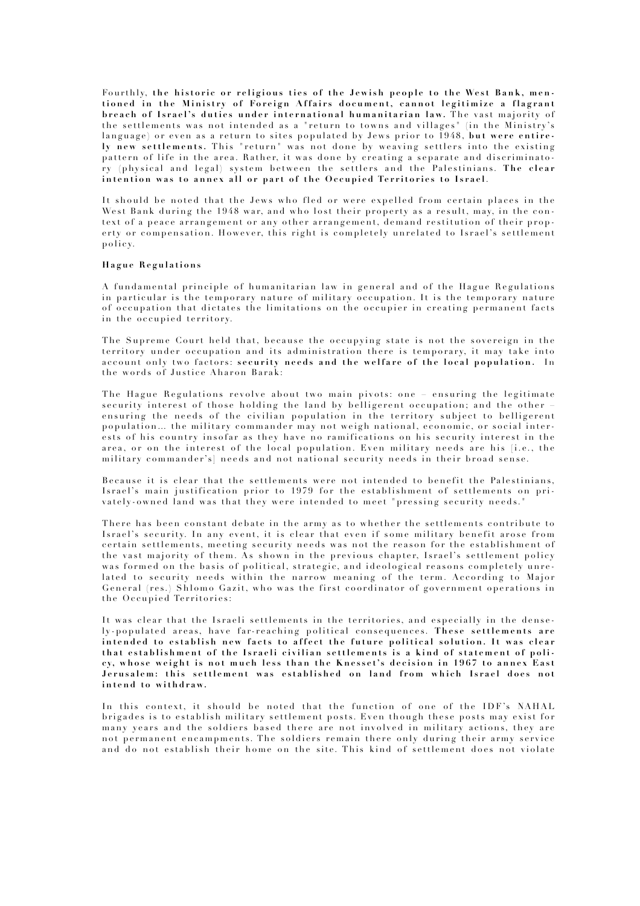Fourthly, **the historic or religious ties of the Jewish people to the West Bank, mentioned in the Ministry of Foreign Affairs document, cannot legitimize a flagrant breach of Israel's duties under international humanitarian law.** The vast majority of the settlements was not intended as a "return to towns and villages" (in the Ministry's language) or even as a return to sites populated by Jews prior to 1948, **but were entirely new settlements.** This "return" was not done by weaving settlers into the existing pattern of life in the area. Rather, it was done by creating a separate and discriminatory (physical and legal) system between the settlers and the Palestinians. **The clear intention was to annex all or part of the Occupied Territories to Israel**.

It should be noted that the Jews who fled or were expelled from certain places in the West Bank during the 1948 war, and who lost their property as a result, may, in the context of a peace arrangement or any other arrangement, demand restitution of their property or compensation. However, this right is completely unrelated to Israel's settlement policy.

**Hague Regulations**

A fundamental principle of humanitarian law in general and of the Hague Regulations in particular is the temporary nature of military occupation. It is the temporary nature of occupation that dictates the limitations on the occupier in creating permanent facts in the occupied territory.

The Supreme Court held that, because the occupying state is not the sovereign in the territory under occupation and its administration there is temporary, it may take into account only two factors: **security needs and the welfare of the local population.** In the words of Justice Aharon Barak:

The Hague Regulations revolve about two main pivots: one – ensuring the legitimate security interest of those holding the land by belligerent occupation; and the other – ensuring the needs of the civilian population in the territory subject to belligerent population… the military commander may not weigh national, economic, or social interests of his country insofar as they have no ramifications on his security interest in the area, or on the interest of the local population. Even military needs are his [i.e., the military commander's] needs and not national security needs in their broad sense.

Because it is clear that the settlements were not intended to benefit the Palestinians, Israel's main justification prior to 1979 for the establishment of settlements on privately-owned land was that they were intended to meet "pressing security needs."

There has been constant debate in the army as to whether the settlements contribute to Israel's security. In any event, it is clear that even if some military benefit arose from certain settlements, meeting security needs was not the reason for the establishment of the vast majority of them. As shown in the previous chapter, Israel's settlement policy was formed on the basis of political, strategic, and ideological reasons completely unrelated to security needs within the narrow meaning of the term. According to Major General (res.) Shlomo Gazit, who was the first coordinator of government operations in the Occupied Territories:

It was clear that the Israeli settlements in the territories, and especially in the densely-populated areas, have far-reaching political consequences. **These settlements are intended to establish new facts to affect the future political solution. It was clear that establishment of the Israeli civilian settlements is a kind of statement of policy, whose weight is not much less than the Knesset's decision in 1967 to annex East Jerusalem: this settlement was established on land from which Israel does not intend to withdraw.**

In this context, it should be noted that the function of one of the IDF's NAHAL brigades is to establish military settlement posts. Even though these posts may exist for many years and the soldiers based there are not involved in military actions, they are not permanent encampments. The soldiers remain there only during their army service and do not establish their home on the site. This kind of settlement does not violate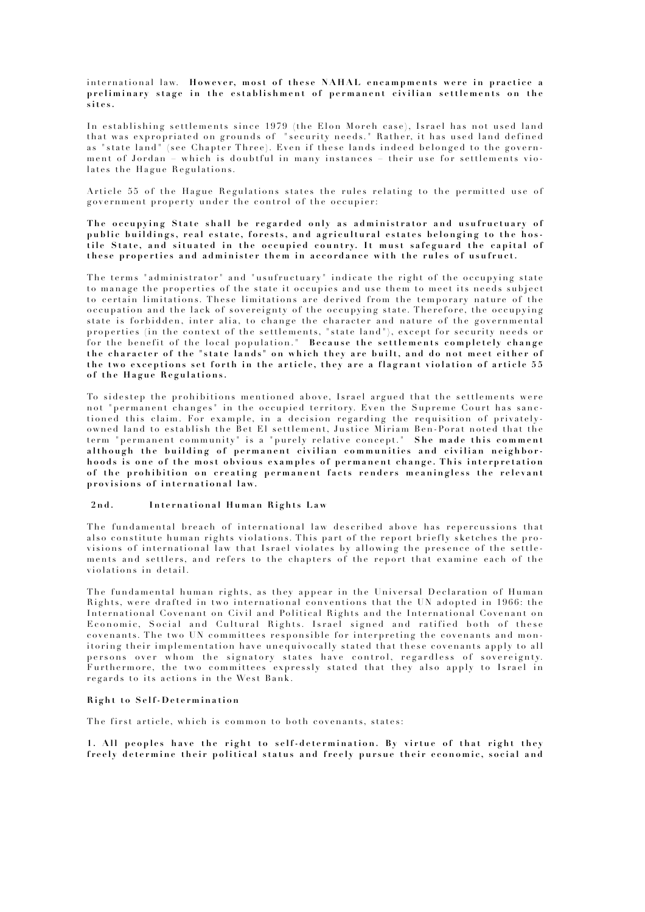international law. **However, most of these NAHAL encampments were in practice a preliminary stage in the establishment of permanent civilian settlements on the sites.**

In establishing settlements since 1979 (the Elon Moreh case), Israel has not used land that was expropriated on grounds of "security needs." Rather, it has used land defined as "state land" (see Chapter Three). Even if these lands indeed belonged to the government of Jordan – which is doubtful in many instances – their use for settlements violates the Hague Regulations.

Article 55 of the Hague Regulations states the rules relating to the permitted use of government property under the control of the occupier:

**The occupying State shall be regarded only as administrator and usufructuary of public buildings, real estate, forests, and agricultural estates belonging to the hostile State, and situated in the occupied country. It must safeguard the capital of these properties and administer them in accordance with the rules of usufruct.**

The terms "administrator" and "usufructuary" indicate the right of the occupying state to manage the properties of the state it occupies and use them to meet its needs subject to certain limitations. These limitations are derived from the temporary nature of the occupation and the lack of sovereignty of the occupying state. Therefore, the occupying state is forbidden, inter alia, to change the character and nature of the governmental properties (in the context of the settlements, "state land"), except for security needs or for the benefit of the local population." **Because the settlements completely change the character of the "state lands" on which they are built, and do not meet either of the two exceptions set forth in the article, they are a flagrant violation of article 55 of the Hague Regulations.**

To sidestep the prohibitions mentioned above, Israel argued that the settlements were not "permanent changes" in the occupied territory. Even the Supreme Court has sanctioned this claim. For example, in a decision regarding the requisition of privately-owned land to establish the Bet El settlement, Justice Miriam Ben-Porat noted that the term "permanent community" is a "purely relative concept." **She made this comment although the building of permanent civilian communities and civilian neighborhoods is one of the most obvious examples of permanent change. This interpretation of the prohibition on creating permanent facts renders meaningless the relevant provisions of international law.**

### 2nd. International Human Rights Law

The fundamental breach of international law described above has repercussions that also constitute human rights violations. This part of the report briefly sketches the provisions of international law that Israel violates by allowing the presence of the settlements and settlers, and refers to the chapters of the report that examine each of the violations in detail.

The fundamental human rights, as they appear in the Universal Declaration of Human Rights, were drafted in two international conventions that the UN adopted in 1966: the International Covenant on Civil and Political Rights and the International Covenant on Economic, Social and Cultural Rights. Israel signed and ratified both of these covenants. The two UN committees responsible for interpreting the covenants and monitoring their implementation have unequivocally stated that these covenants apply to all persons over whom the signatory states have control, regardless of sovereignty. Furthermore, the two committees expressly stated that they also apply to Israel in regards to its actions in the West Bank.

#### Right to Self-Determination

The first article, which is common to both covenants, states:

**1. All peoples have the right to self-determination. By virtue of that right they freely determine their political status and freely pursue their economic, social and**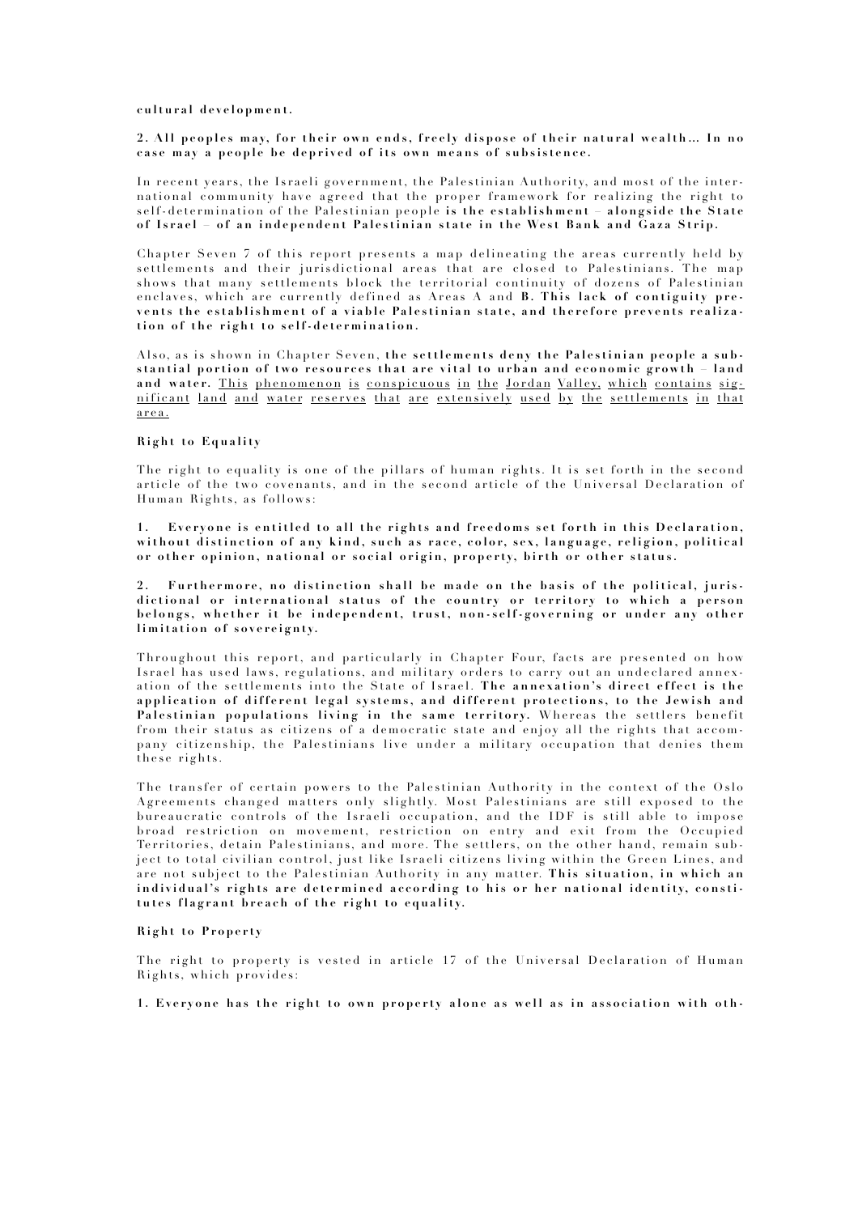**cultural development.**

**2. All peoples may, for their own ends, freely dispose of their natural wealth… In no case may a people be deprived of its own means of subsistence.**

In recent years, the Israeli government, the Palestinian Authority, and most of the international community have agreed that the proper framework for realizing the right to self-determination of the Palestinian people **is the establishment – alongside the State of Israel – of an independent Palestinian state in the West Bank and Gaza Strip.**

Chapter Seven 7 of this report presents a map delineating the areas currently held by settlements and their jurisdictional areas that are closed to Palestinians. The map shows that many settlements block the territorial continuity of dozens of Palestinian enclaves, which are currently defined as Areas A and **B. This lack of contiguity prevents the establishment of a viable Palestinian state, and therefore prevents realization of the right to self-determination.**

Also, as is shown in Chapter Seven, **the settlements deny the Palestinian people a substantial portion of two resources that are vital to urban and economic growth – land and water.** This phenomenon is conspicuous in the Jordan Valley, which contains significant land and water reserves that are extensively used by the settlements in that area.

**Right to Equality**

The right to equality is one of the pillars of human rights. It is set forth in the second article of the two covenants, and in the second article of the Universal Declaration of Human Rights, as follows:

**1. Everyone is entitled to all the rights and freedoms set forth in this Declaration, without distinction of any kind, such as race, color, sex, language, religion, political or other opinion, national or social origin, property, birth or other status.**

**2. Furthermore, no distinction shall be made on the basis of the political, jurisdictional or international status of the country or territory to which a person belongs, whether it be independent, trust, non-self-governing or under any other limitation of sovereignty.**

Throughout this report, and particularly in Chapter Four, facts are presented on how Israel has used laws, regulations, and military orders to carry out an undeclared annexation of the settlements into the State of Israel. **The annexation's direct effect is the application of different legal systems, and different protections, to the Jewish and Palestinian populations living in the same territory.** Whereas the settlers benefit from their status as citizens of a democratic state and enjoy all the rights that accompany citizenship, the Palestinians live under a military occupation that denies them these rights.

The transfer of certain powers to the Palestinian Authority in the context of the Oslo Agreements changed matters only slightly. Most Palestinians are still exposed to the bureaucratic controls of the Israeli occupation, and the IDF is still able to impose broad restriction on movement, restriction on entry and exit from the Occupied Territories, detain Palestinians, and more. The settlers, on the other hand, remain subject to total civilian control, just like Israeli citizens living within the Green Lines, and are not subject to the Palestinian Authority in any matter. **This situation, in which an individual's rights are determined according to his or her national identity, constitutes flagrant breach of the right to equality.**

**Right to Property**

The right to property is vested in article 17 of the Universal Declaration of Human Rights, which provides:

**1. Everyone has the right to own property alone as well as in association with oth-**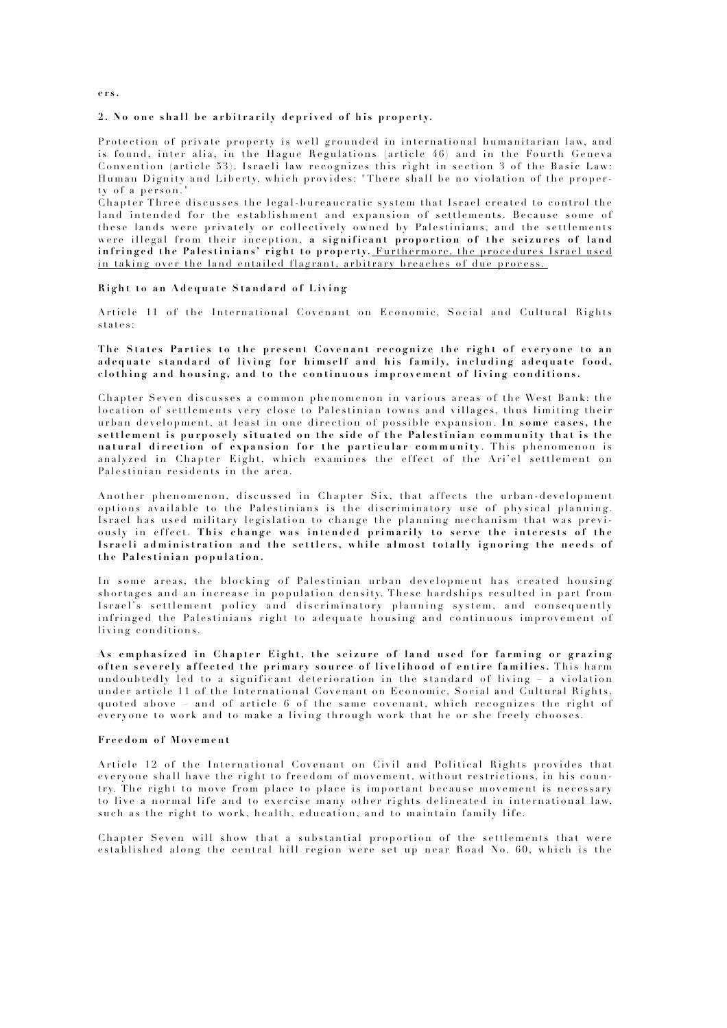ers.

**2. No one shall be arbitrarily deprived of his property.**

Protection of private property is well grounded in international humanitarian law, and is found, inter alia, in the Hague Regulations (article 46) and in the Fourth Geneva Convention (article 53). Israeli law recognizes this right in section 3 of the Basic Law: Human Dignity and Liberty, which provides: "There shall be no violation of the property of a person."

Chapter Three discusses the legal-bureaucratic system that Israel created to control the land intended for the establishment and expansion of settlements. Because some of these lands were privately or collectively owned by Palestinians, and the settlements were illegal from their inception, **a significant proportion of the seizures of land infringed the Palestinians' right to property.** Furthermore, the procedures Israel used in taking over the land entailed flagrant, arbitrary breaches of due process.

**Right to an Adequate Standard of Living**

Article 11 of the International Covenant on Economic, Social and Cultural Rights states:

**The States Parties to the present Covenant recognize the right of everyone to an adequate standard of living for himself and his family, including adequate food, clothing and housing, and to the continuous improvement of living conditions.**

Chapter Seven discusses a common phenomenon in various areas of the West Bank: the location of settlements very close to Palestinian towns and villages, thus limiting their urban development, at least in one direction of possible expansion. **In some cases, the settlement is purposely situated on the side of the Palestinian community that is the natural direction of expansion for the particular community**. This phenomenon is analyzed in Chapter Eight, which examines the effect of the Ari'el settlement on Palestinian residents in the area.

Another phenomenon, discussed in Chapter Six, that affects the urban-development options available to the Palestinians is the discriminatory use of physical planning. Israel has used military legislation to change the planning mechanism that was previously in effect. **This change was intended primarily to serve the interests of the Israeli administration and the settlers, while almost totally ignoring the needs of the Palestinian population.**

In some areas, the blocking of Palestinian urban development has created housing shortages and an increase in population density. These hardships resulted in part from Israel's settlement policy and discriminatory planning system, and consequently infringed the Palestinians right to adequate housing and continuous improvement of living conditions.

**As emphasized in Chapter Eight, the seizure of land used for farming or grazing often severely affected the primary source of livelihood of entire families.** This harm undoubtedly led to a significant deterioration in the standard of living – a violation under article 11 of the International Covenant on Economic, Social and Cultural Rights, quoted above – and of article 6 of the same covenant, which recognizes the right of everyone to work and to make a living through work that he or she freely chooses.

**Freedom of Movement**

Article 12 of the International Covenant on Civil and Political Rights provides that everyone shall have the right to freedom of movement, without restrictions, in his country. The right to move from place to place is important because movement is necessary to live a normal life and to exercise many other rights delineated in international law, such as the right to work, health, education, and to maintain family life.

Chapter Seven will show that a substantial proportion of the settlements that were established along the central hill region were set up near Road No. 60, which is the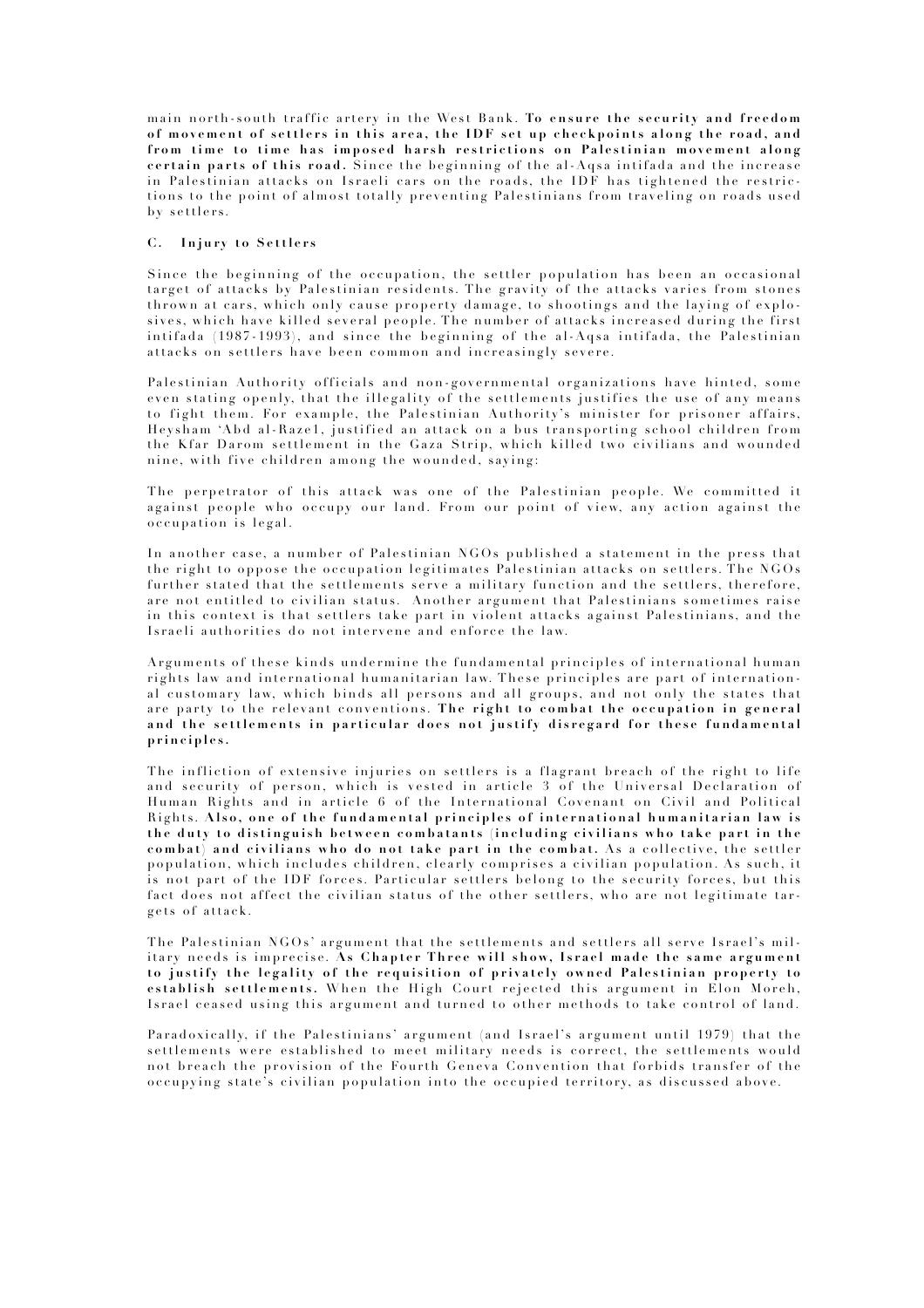main north-south traffic artery in the West Bank. **To ensure the security and freedom of movement of settlers in this area, the IDF set up checkpoints along the road, and from time to time has imposed harsh restrictions on Palestinian movement along certain parts of this road.** Since the beginning of the al-Aqsa intifada and the increase in Palestinian attacks on Israeli cars on the roads, the IDF has tightened the restrictions to the point of almost totally preventing Palestinians from traveling on roads used by settlers.

### C. Injury to Settlers

Since the beginning of the occupation, the settler population has been an occasional target of attacks by Palestinian residents. The gravity of the attacks varies from stones thrown at cars, which only cause property damage, to shootings and the laying of explosives, which have killed several people. The number of attacks increased during the first intifada (1987-1993), and since the beginning of the al-Aqsa intifada, the Palestinian attacks on settlers have been common and increasingly severe.

Palestinian Authority officials and non-governmental organizations have hinted, some even stating openly, that the illegality of the settlements justifies the use of any means to fight them. For example, the Palestinian Authority's minister for prisoner affairs, Heysham 'Abd al-Raze1, justified an attack on a bus transporting school children from the Kfar Darom settlement in the Gaza Strip, which killed two civilians and wounded nine, with five children among the wounded, saying:

The perpetrator of this attack was one of the Palestinian people. We committed it against people who occupy our land. From our point of view, any action against the occupation is legal.

In another case, a number of Palestinian NGOs published a statement in the press that the right to oppose the occupation legitimates Palestinian attacks on settlers. The NGOs further stated that the settlements serve a military function and the settlers, therefore, are not entitled to civilian status. Another argument that Palestinians sometimes raise in this context is that settlers take part in violent attacks against Palestinians, and the Israeli authorities do not intervene and enforce the law.

Arguments of these kinds undermine the fundamental principles of international human rights law and international humanitarian law. These principles are part of international customary law, which binds all persons and all groups, and not only the states that are party to the relevant conventions. **The right to combat the occupation in general and the settlements in particular does not justify disregard for these fundamental principles.**

The infliction of extensive injuries on settlers is a flagrant breach of the right to life and security of person, which is vested in article 3 of the Universal Declaration of Human Rights and in article 6 of the International Covenant on Civil and Political Rights. **Also, one of the fundamental principles of international humanitarian law is the duty to distinguish between combatants (including civilians who take part in the combat) and civilians who do not take part in the combat.** As a collective, the settler population, which includes children, clearly comprises a civilian population. As such, it is not part of the IDF forces. Particular settlers belong to the security forces, but this fact does not affect the civilian status of the other settlers, who are not legitimate targets of attack.

The Palestinian NGOs' argument that the settlements and settlers all serve Israel's military needs is imprecise. **As Chapter Three will show, Israel made the same argument to justify the legality of the requisition of privately owned Palestinian property to establish settlements.** When the High Court rejected this argument in Elon Moreh, Israel ceased using this argument and turned to other methods to take control of land.

Paradoxically, if the Palestinians' argument (and Israel's argument until 1979) that the settlements were established to meet military needs is correct, the settlements would not breach the provision of the Fourth Geneva Convention that forbids transfer of the occupying state's civilian population into the occupied territory, as discussed above.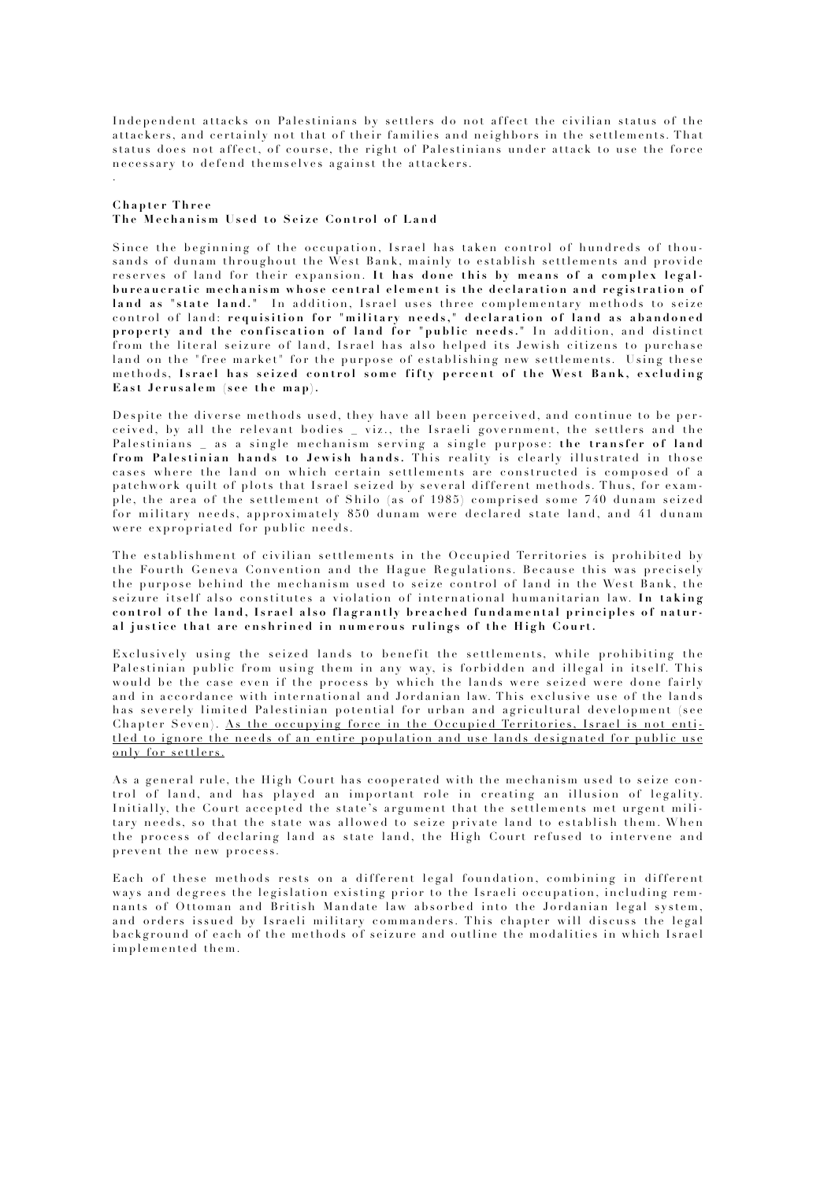Independent attacks on Palestinians by settlers do not affect the civilian status of the attackers, and certainly not that of their families and neighbors in the settlements. That status does not affect, of course, the right of Palestinians under attack to use the force necessary to defend themselves against the attackers.

.

## Chapter Three
## The Mechanism Used to Seize Control of Land

Since the beginning of the occupation, Israel has taken control of hundreds of thousands of dunam throughout the West Bank, mainly to establish settlements and provide reserves of land for their expansion. **It has done this by means of a complex legal-bureaucratic mechanism whose central element is the declaration and registration of land as "state land."** In addition, Israel uses three complementary methods to seize control of land: **requisition for "military needs," declaration of land as abandoned property and the confiscation of land for "public needs."** In addition, and distinct from the literal seizure of land, Israel has also helped its Jewish citizens to purchase land on the "free market" for the purpose of establishing new settlements. Using these methods, **Israel has seized control some fifty percent of the West Bank, excluding East Jerusalem (see the map).**

Despite the diverse methods used, they have all been perceived, and continue to be perceived, by all the relevant bodies _ viz., the Israeli government, the settlers and the Palestinians _ as a single mechanism serving a single purpose: **the transfer of land from Palestinian hands to Jewish hands.** This reality is clearly illustrated in those cases where the land on which certain settlements are constructed is composed of a patchwork quilt of plots that Israel seized by several different methods. Thus, for example, the area of the settlement of Shilo (as of 1985) comprised some 740 dunam seized for military needs, approximately 850 dunam were declared state land, and 41 dunam were expropriated for public needs.

The establishment of civilian settlements in the Occupied Territories is prohibited by the Fourth Geneva Convention and the Hague Regulations. Because this was precisely the purpose behind the mechanism used to seize control of land in the West Bank, the seizure itself also constitutes a violation of international humanitarian law. **In taking control of the land, Israel also flagrantly breached fundamental principles of natural justice that are enshrined in numerous rulings of the High Court.**

Exclusively using the seized lands to benefit the settlements, while prohibiting the Palestinian public from using them in any way, is forbidden and illegal in itself. This would be the case even if the process by which the lands were seized were done fairly and in accordance with international and Jordanian law. This exclusive use of the lands has severely limited Palestinian potential for urban and agricultural development (see Chapter Seven). <u>As the occupying force in the Occupied Territories, Israel is not entitled to ignore the needs of an entire population and use lands designated for public use only for settlers.</u>

As a general rule, the High Court has cooperated with the mechanism used to seize control of land, and has played an important role in creating an illusion of legality. Initially, the Court accepted the state's argument that the settlements met urgent military needs, so that the state was allowed to seize private land to establish them. When the process of declaring land as state land, the High Court refused to intervene and prevent the new process.

Each of these methods rests on a different legal foundation, combining in different ways and degrees the legislation existing prior to the Israeli occupation, including remnants of Ottoman and British Mandate law absorbed into the Jordanian legal system, and orders issued by Israeli military commanders. This chapter will discuss the legal background of each of the methods of seizure and outline the modalities in which Israel implemented them.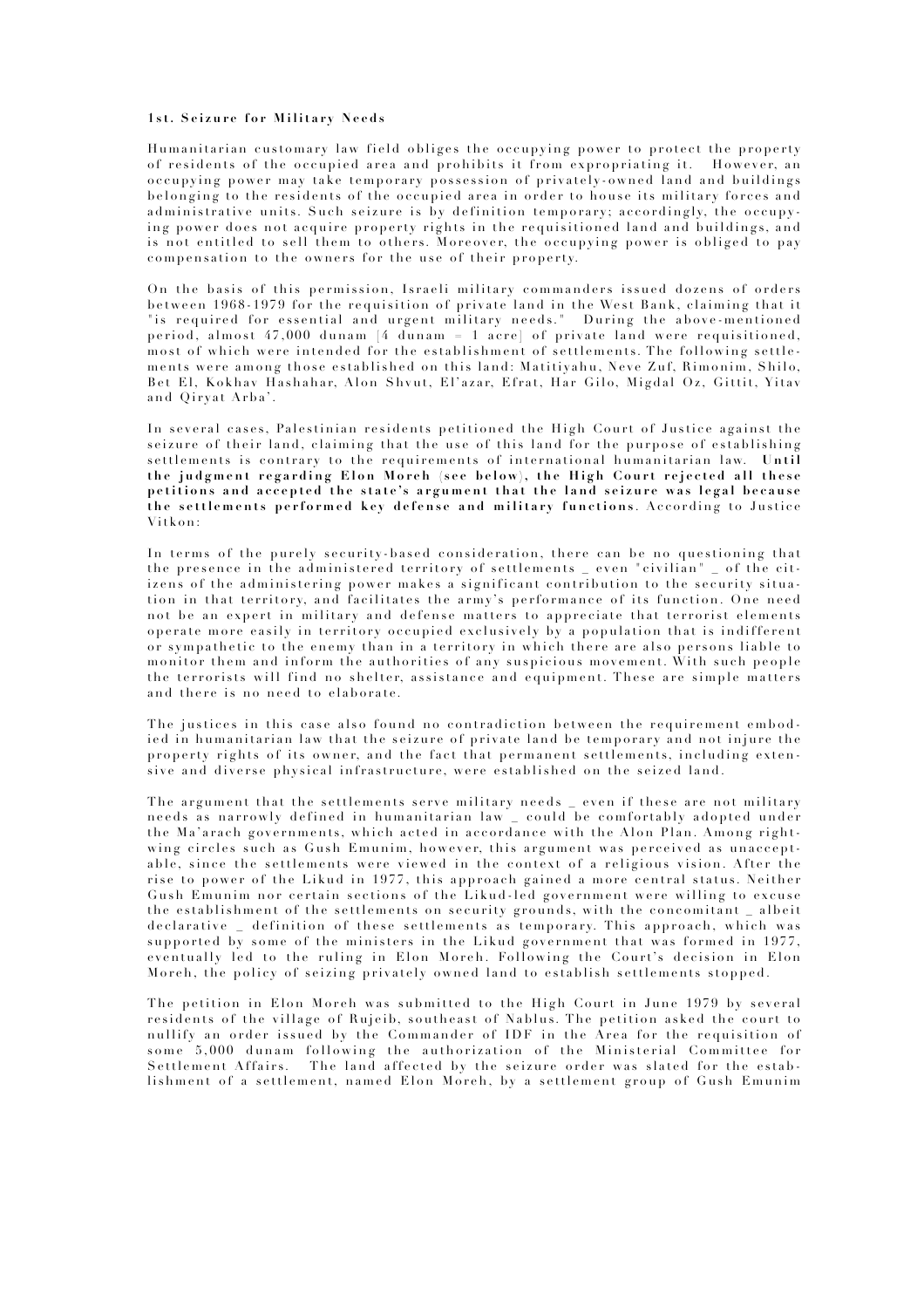**1st. Seizure for Military Needs**

Humanitarian customary law field obliges the occupying power to protect the property of residents of the occupied area and prohibits it from expropriating it. However, an occupying power may take temporary possession of privately-owned land and buildings belonging to the residents of the occupied area in order to house its military forces and administrative units. Such seizure is by definition temporary; accordingly, the occupying power does not acquire property rights in the requisitioned land and buildings, and is not entitled to sell them to others. Moreover, the occupying power is obliged to pay compensation to the owners for the use of their property.

On the basis of this permission, Israeli military commanders issued dozens of orders between 1968-1979 for the requisition of private land in the West Bank, claiming that it "is required for essential and urgent military needs." During the above-mentioned period, almost 47,000 dunam [4 dunam = 1 acre] of private land were requisitioned, most of which were intended for the establishment of settlements. The following settlements were among those established on this land: Matitiyahu, Neve Zuf, Rimonim, Shilo, Bet El, Kokhav Hashahar, Alon Shvut, El'azar, Efrat, Har Gilo, Migdal Oz, Gittit, Yitav and Qiryat Arba'.

In several cases, Palestinian residents petitioned the High Court of Justice against the seizure of their land, claiming that the use of this land for the purpose of establishing settlements is contrary to the requirements of international humanitarian law. **Until the judgment regarding Elon Moreh (see below), the High Court rejected all these petitions and accepted the state's argument that the land seizure was legal because the settlements performed key defense and military functions**. According to Justice Vitkon:

In terms of the purely security-based consideration, there can be no questioning that the presence in the administered territory of settlements _ even "civilian" _ of the citizens of the administering power makes a significant contribution to the security situation in that territory, and facilitates the army's performance of its function. One need not be an expert in military and defense matters to appreciate that terrorist elements operate more easily in territory occupied exclusively by a population that is indifferent or sympathetic to the enemy than in a territory in which there are also persons liable to monitor them and inform the authorities of any suspicious movement. With such people the terrorists will find no shelter, assistance and equipment. These are simple matters and there is no need to elaborate.

The justices in this case also found no contradiction between the requirement embodied in humanitarian law that the seizure of private land be temporary and not injure the property rights of its owner, and the fact that permanent settlements, including extensive and diverse physical infrastructure, were established on the seized land.

The argument that the settlements serve military needs _ even if these are not military needs as narrowly defined in humanitarian law _ could be comfortably adopted under the Ma'arach governments, which acted in accordance with the Alon Plan. Among right-wing circles such as Gush Emunim, however, this argument was perceived as unacceptable, since the settlements were viewed in the context of a religious vision. After the rise to power of the Likud in 1977, this approach gained a more central status. Neither Gush Emunim nor certain sections of the Likud-led government were willing to excuse the establishment of the settlements on security grounds, with the concomitant _ albeit declarative _ definition of these settlements as temporary. This approach, which was supported by some of the ministers in the Likud government that was formed in 1977, eventually led to the ruling in Elon Moreh. Following the Court's decision in Elon Moreh, the policy of seizing privately owned land to establish settlements stopped.

The petition in Elon Moreh was submitted to the High Court in June 1979 by several residents of the village of Rujeib, southeast of Nablus. The petition asked the court to nullify an order issued by the Commander of IDF in the Area for the requisition of some 5,000 dunam following the authorization of the Ministerial Committee for Settlement Affairs. The land affected by the seizure order was slated for the establishment of a settlement, named Elon Moreh, by a settlement group of Gush Emunim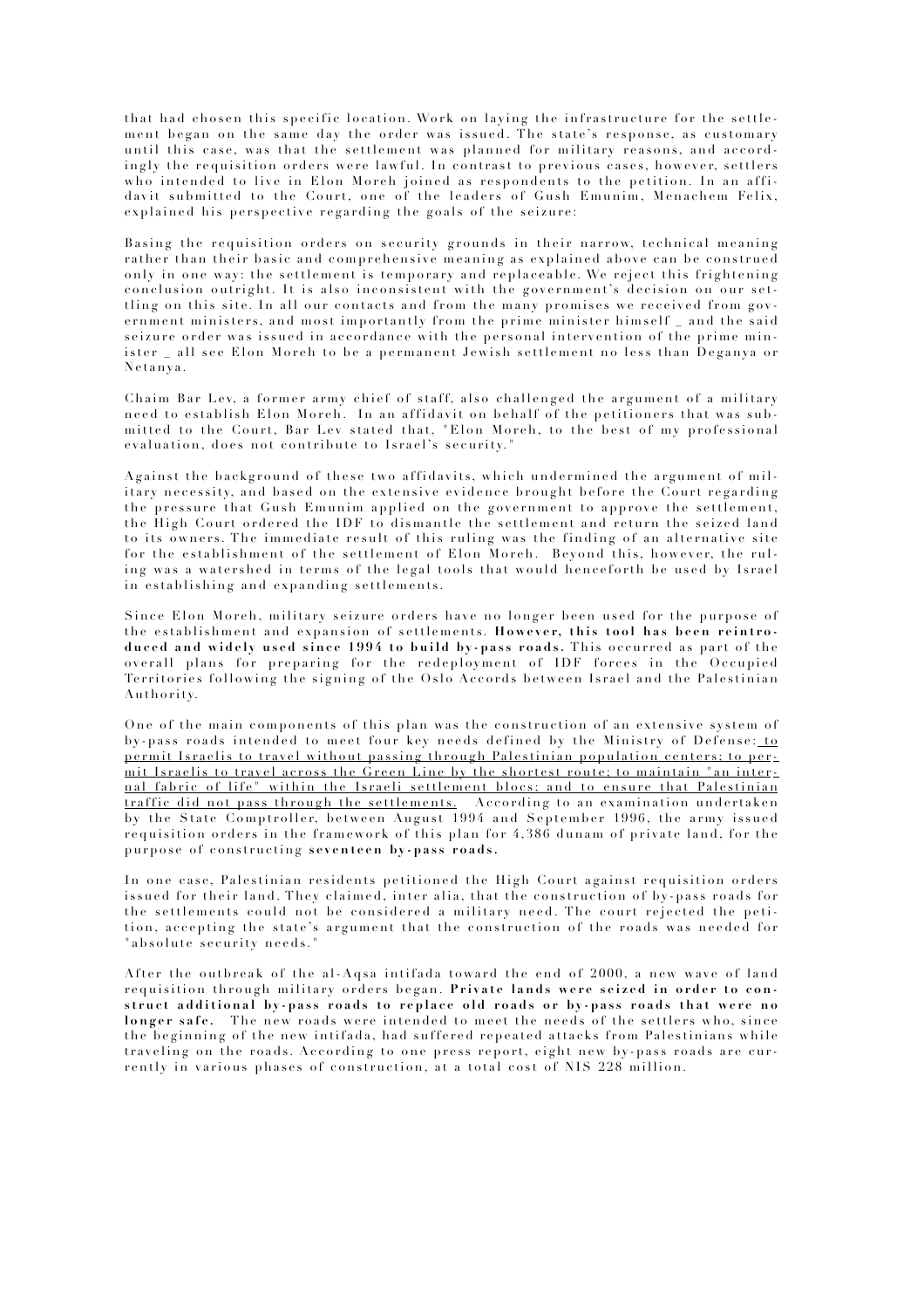that had chosen this specific location. Work on laying the infrastructure for the settlement began on the same day the order was issued. The state's response, as customary until this case, was that the settlement was planned for military reasons, and accordingly the requisition orders were lawful. In contrast to previous cases, however, settlers who intended to live in Elon Moreh joined as respondents to the petition. In an affidavit submitted to the Court, one of the leaders of Gush Emunim, Menachem Felix, explained his perspective regarding the goals of the seizure:

Basing the requisition orders on security grounds in their narrow, technical meaning rather than their basic and comprehensive meaning as explained above can be construed only in one way: the settlement is temporary and replaceable. We reject this frightening conclusion outright. It is also inconsistent with the government's decision on our settling on this site. In all our contacts and from the many promises we received from government ministers, and most importantly from the prime minister himself _ and the said seizure order was issued in accordance with the personal intervention of the prime minister _ all see Elon Moreh to be a permanent Jewish settlement no less than Deganya or Netanya.

Chaim Bar Lev, a former army chief of staff, also challenged the argument of a military need to establish Elon Moreh. In an affidavit on behalf of the petitioners that was submitted to the Court, Bar Lev stated that, "Elon Moreh, to the best of my professional evaluation, does not contribute to Israel's security."

Against the background of these two affidavits, which undermined the argument of military necessity, and based on the extensive evidence brought before the Court regarding the pressure that Gush Emunim applied on the government to approve the settlement, the High Court ordered the IDF to dismantle the settlement and return the seized land to its owners. The immediate result of this ruling was the finding of an alternative site for the establishment of the settlement of Elon Moreh. Beyond this, however, the ruling was a watershed in terms of the legal tools that would henceforth be used by Israel in establishing and expanding settlements.

Since Elon Moreh, military seizure orders have no longer been used for the purpose of the establishment and expansion of settlements. **However, this tool has been reintroduced and widely used since 1994 to build by-pass roads.** This occurred as part of the overall plans for preparing for the redeployment of IDF forces in the Occupied Territories following the signing of the Oslo Accords between Israel and the Palestinian Authority.

One of the main components of this plan was the construction of an extensive system of by-pass roads intended to meet four key needs defined by the Ministry of Defense: to permit Israelis to travel without passing through Palestinian population centers; to permit Israelis to travel across the Green Line by the shortest route; to maintain "an internal fabric of life" within the Israeli settlement blocs; and to ensure that Palestinian traffic did not pass through the settlements. According to an examination undertaken by the State Comptroller, between August 1994 and September 1996, the army issued requisition orders in the framework of this plan for 4,386 dunam of private land, for the purpose of constructing **seventeen by-pass roads.**

In one case, Palestinian residents petitioned the High Court against requisition orders issued for their land. They claimed, inter alia, that the construction of by-pass roads for the settlements could not be considered a military need. The court rejected the petition, accepting the state's argument that the construction of the roads was needed for "absolute security needs."

After the outbreak of the al-Aqsa intifada toward the end of 2000, a new wave of land requisition through military orders began. **Private lands were seized in order to construct additional by-pass roads to replace old roads or by-pass roads that were no longer safe.** The new roads were intended to meet the needs of the settlers who, since the beginning of the new intifada, had suffered repeated attacks from Palestinians while traveling on the roads. According to one press report, eight new by-pass roads are currently in various phases of construction, at a total cost of NIS 228 million.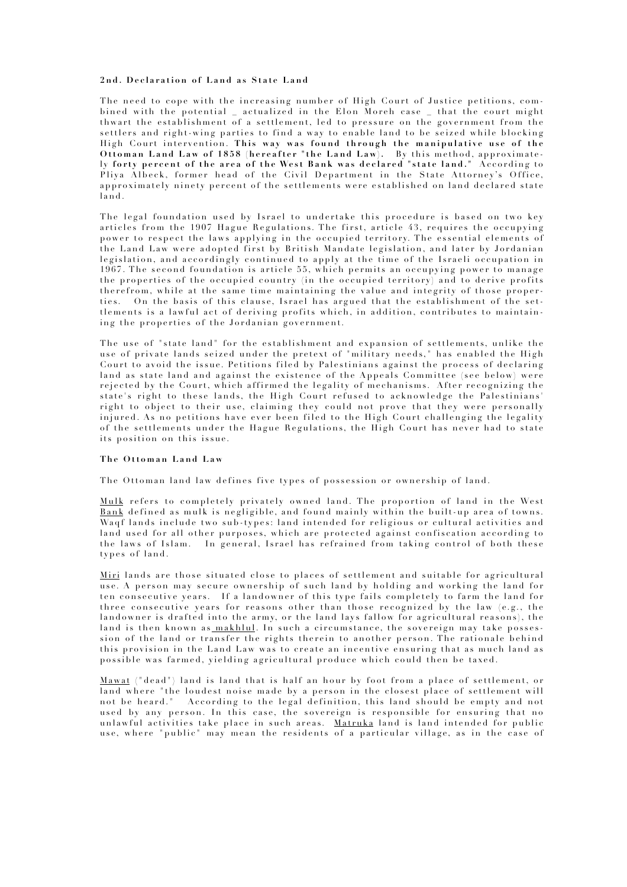#### 2nd. Declaration of Land as State Land

The need to cope with the increasing number of High Court of Justice petitions, combined with the potential _ actualized in the Elon Moreh case _ that the court might thwart the establishment of a settlement, led to pressure on the government from the settlers and right-wing parties to find a way to enable land to be seized while blocking High Court intervention. **This way was found through the manipulative use of the Ottoman Land Law of 1858 (hereafter "the Land Law).** By this method, approximately **forty percent of the area of the West Bank was declared "state land."** According to Pliya Albeck, former head of the Civil Department in the State Attorney's Office, approximately ninety percent of the settlements were established on land declared state land.

The legal foundation used by Israel to undertake this procedure is based on two key articles from the 1907 Hague Regulations. The first, article 43, requires the occupying power to respect the laws applying in the occupied territory. The essential elements of the Land Law were adopted first by British Mandate legislation, and later by Jordanian legislation, and accordingly continued to apply at the time of the Israeli occupation in 1967. The second foundation is article 55, which permits an occupying power to manage the properties of the occupied country (in the occupied territory) and to derive profits therefrom, while at the same time maintaining the value and integrity of those properties. On the basis of this clause, Israel has argued that the establishment of the settlements is a lawful act of deriving profits which, in addition, contributes to maintaining the properties of the Jordanian government.

The use of "state land" for the establishment and expansion of settlements, unlike the use of private lands seized under the pretext of "military needs," has enabled the High Court to avoid the issue. Petitions filed by Palestinians against the process of declaring land as state land and against the existence of the Appeals Committee (see below) were rejected by the Court, which affirmed the legality of mechanisms. After recognizing the state's right to these lands, the High Court refused to acknowledge the Palestinians' right to object to their use, claiming they could not prove that they were personally injured. As no petitions have ever been filed to the High Court challenging the legality of the settlements under the Hague Regulations, the High Court has never had to state its position on this issue.

#### The Ottoman Land Law

The Ottoman land law defines five types of possession or ownership of land.

Mulk refers to completely privately owned land. The proportion of land in the West Bank defined as mulk is negligible, and found mainly within the built-up area of towns. Waqf lands include two sub-types: land intended for religious or cultural activities and land used for all other purposes, which are protected against confiscation according to the laws of Islam. In general, Israel has refrained from taking control of both these types of land.

Miri lands are those situated close to places of settlement and suitable for agricultural use. A person may secure ownership of such land by holding and working the land for ten consecutive years. If a landowner of this type fails completely to farm the land for three consecutive years for reasons other than those recognized by the law (e.g., the landowner is drafted into the army, or the land lays fallow for agricultural reasons), the land is then known as makhlul. In such a circumstance, the sovereign may take possession of the land or transfer the rights therein to another person. The rationale behind this provision in the Land Law was to create an incentive ensuring that as much land as possible was farmed, yielding agricultural produce which could then be taxed.

Mawat ("dead") land is land that is half an hour by foot from a place of settlement, or land where "the loudest noise made by a person in the closest place of settlement will not be heard." According to the legal definition, this land should be empty and not used by any person. In this case, the sovereign is responsible for ensuring that no unlawful activities take place in such areas. Matruka land is land intended for public use, where "public" may mean the residents of a particular village, as in the case of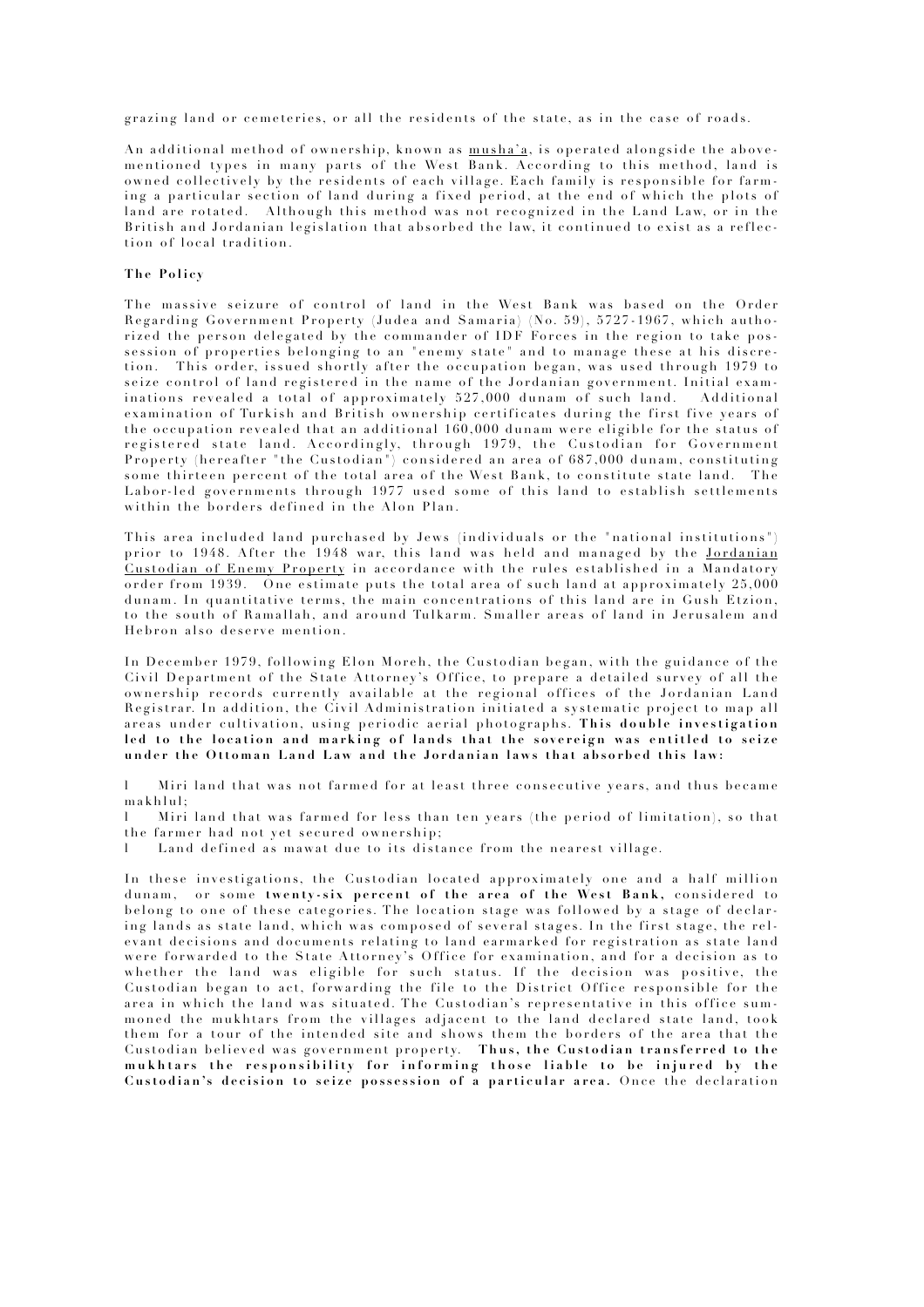grazing land or cemeteries, or all the residents of the state, as in the case of roads.

An additional method of ownership, known as musha'a, is operated alongside the above-mentioned types in many parts of the West Bank. According to this method, land is owned collectively by the residents of each village. Each family is responsible for farming a particular section of land during a fixed period, at the end of which the plots of land are rotated. Although this method was not recognized in the Land Law, or in the British and Jordanian legislation that absorbed the law, it continued to exist as a reflection of local tradition.

**The Policy**

The massive seizure of control of land in the West Bank was based on the Order Regarding Government Property (Judea and Samaria) (No. 59), 5727-1967, which authorized the person delegated by the commander of IDF Forces in the region to take possession of properties belonging to an "enemy state" and to manage these at his discretion. This order, issued shortly after the occupation began, was used through 1979 to seize control of land registered in the name of the Jordanian government. Initial examinations revealed a total of approximately 527,000 dunam of such land. Additional examination of Turkish and British ownership certificates during the first five years of the occupation revealed that an additional 160,000 dunam were eligible for the status of registered state land. Accordingly, through 1979, the Custodian for Government Property (hereafter "the Custodian") considered an area of 687,000 dunam, constituting some thirteen percent of the total area of the West Bank, to constitute state land. The Labor-led governments through 1977 used some of this land to establish settlements within the borders defined in the Alon Plan.

This area included land purchased by Jews (individuals or the "national institutions") prior to 1948. After the 1948 war, this land was held and managed by the Jordanian Custodian of Enemy Property in accordance with the rules established in a Mandatory order from 1939. One estimate puts the total area of such land at approximately 25,000 dunam. In quantitative terms, the main concentrations of this land are in Gush Etzion, to the south of Ramallah, and around Tulkarm. Smaller areas of land in Jerusalem and Hebron also deserve mention.

In December 1979, following Elon Moreh, the Custodian began, with the guidance of the Civil Department of the State Attorney's Office, to prepare a detailed survey of all the ownership records currently available at the regional offices of the Jordanian Land Registrar. In addition, the Civil Administration initiated a systematic project to map all areas under cultivation, using periodic aerial photographs. **This double investigation led to the location and marking of lands that the sovereign was entitled to seize under the Ottoman Land Law and the Jordanian laws that absorbed this law:**

- Miri land that was not farmed for at least three consecutive years, and thus became makhlul;
- Miri land that was farmed for less than ten years (the period of limitation), so that the farmer had not yet secured ownership;
- Land defined as mawat due to its distance from the nearest village.

In these investigations, the Custodian located approximately one and a half million dunam, or some **twenty-six percent of the area of the West Bank,** considered to belong to one of these categories. The location stage was followed by a stage of declaring lands as state land, which was composed of several stages. In the first stage, the relevant decisions and documents relating to land earmarked for registration as state land were forwarded to the State Attorney's Office for examination, and for a decision as to whether the land was eligible for such status. If the decision was positive, the Custodian began to act, forwarding the file to the District Office responsible for the area in which the land was situated. The Custodian's representative in this office summoned the mukhtars from the villages adjacent to the land declared state land, took them for a tour of the intended site and shows them the borders of the area that the Custodian believed was government property. **Thus, the Custodian transferred to the mukhtars the responsibility for informing those liable to be injured by the Custodian's decision to seize possession of a particular area.** Once the declaration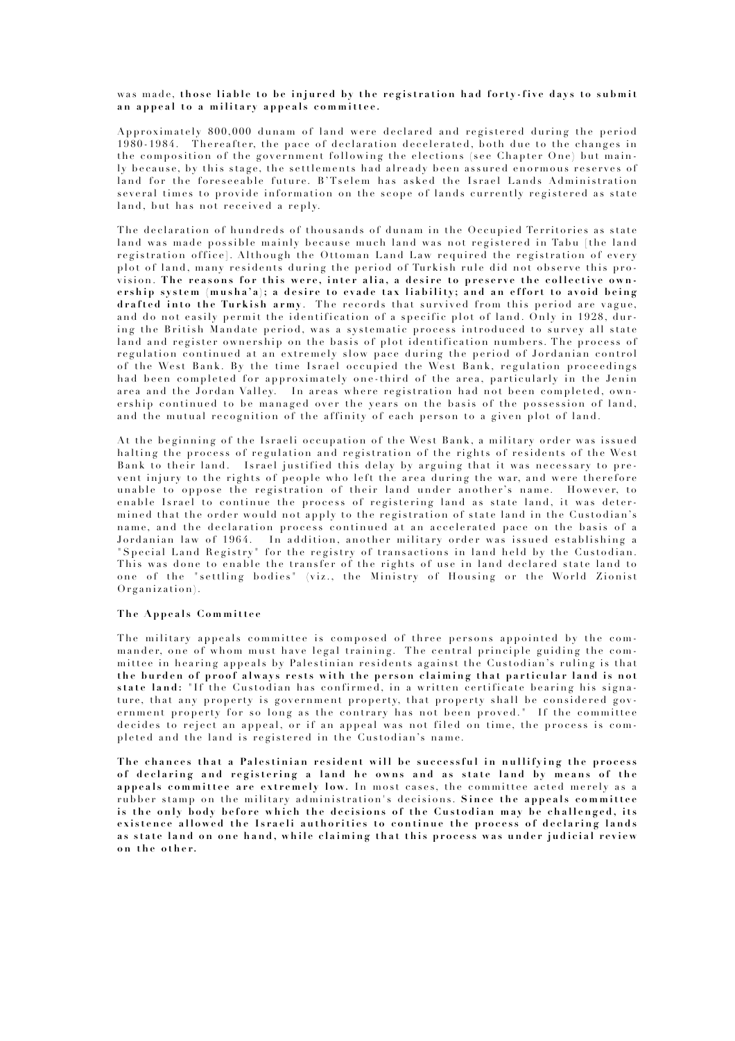was made, **those liable to be injured by the registration had forty-five days to submit an appeal to a military appeals committee.**

Approximately 800,000 dunam of land were declared and registered during the period 1980-1984. Thereafter, the pace of declaration decelerated, both due to the changes in the composition of the government following the elections (see Chapter One) but mainly because, by this stage, the settlements had already been assured enormous reserves of land for the foreseeable future. B'Tselem has asked the Israel Lands Administration several times to provide information on the scope of lands currently registered as state land, but has not received a reply.

The declaration of hundreds of thousands of dunam in the Occupied Territories as state land was made possible mainly because much land was not registered in Tabu [the land registration office]. Although the Ottoman Land Law required the registration of every plot of land, many residents during the period of Turkish rule did not observe this provision. **The reasons for this were, inter alia, a desire to preserve the collective ownership system (musha'a); a desire to evade tax liability; and an effort to avoid being drafted into the Turkish army**. The records that survived from this period are vague, and do not easily permit the identification of a specific plot of land. Only in 1928, during the British Mandate period, was a systematic process introduced to survey all state land and register ownership on the basis of plot identification numbers. The process of regulation continued at an extremely slow pace during the period of Jordanian control of the West Bank. By the time Israel occupied the West Bank, regulation proceedings had been completed for approximately one-third of the area, particularly in the Jenin area and the Jordan Valley. In areas where registration had not been completed, ownership continued to be managed over the years on the basis of the possession of land, and the mutual recognition of the affinity of each person to a given plot of land.

At the beginning of the Israeli occupation of the West Bank, a military order was issued halting the process of regulation and registration of the rights of residents of the West Bank to their land. Israel justified this delay by arguing that it was necessary to prevent injury to the rights of people who left the area during the war, and were therefore unable to oppose the registration of their land under another's name. However, to enable Israel to continue the process of registering land as state land, it was determined that the order would not apply to the registration of state land in the Custodian's name, and the declaration process continued at an accelerated pace on the basis of a Jordanian law of 1964. In addition, another military order was issued establishing a "Special Land Registry" for the registry of transactions in land held by the Custodian. This was done to enable the transfer of the rights of use in land declared state land to one of the "settling bodies" (viz., the Ministry of Housing or the World Zionist Organization).

### The Appeals Committee

The military appeals committee is composed of three persons appointed by the commander, one of whom must have legal training. The central principle guiding the committee in hearing appeals by Palestinian residents against the Custodian's ruling is that **the burden of proof always rests with the person claiming that particular land is not state land:** "If the Custodian has confirmed, in a written certificate bearing his signature, that any property is government property, that property shall be considered government property for so long as the contrary has not been proved." If the committee decides to reject an appeal, or if an appeal was not filed on time, the process is completed and the land is registered in the Custodian's name.

**The chances that a Palestinian resident will be successful in nullifying the process of declaring and registering a land he owns and as state land by means of the appeals committee are extremely low.** In most cases, the committee acted merely as a rubber stamp on the military administration's decisions. **Since the appeals committee is the only body before which the decisions of the Custodian may be challenged, its existence allowed the Israeli authorities to continue the process of declaring lands as state land on one hand, while claiming that this process was under judicial review on the other.**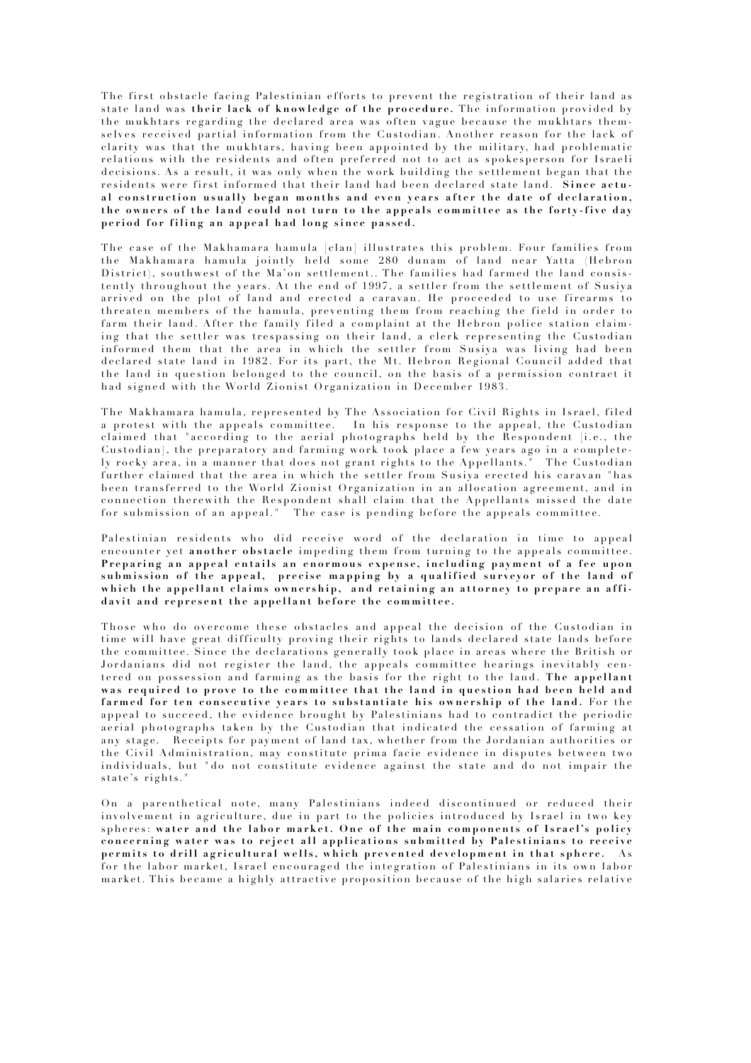The first obstacle facing Palestinian efforts to prevent the registration of their land as state land was **their lack of knowledge of the procedure.** The information provided by the mukhtars regarding the declared area was often vague because the mukhtars themselves received partial information from the Custodian. Another reason for the lack of clarity was that the mukhtars, having been appointed by the military, had problematic relations with the residents and often preferred not to act as spokesperson for Israeli decisions. As a result, it was only when the work building the settlement began that the residents were first informed that their land had been declared state land. **Since actual construction usually began months and even years after the date of declaration, the owners of the land could not turn to the appeals committee as the forty-five day period for filing an appeal had long since passed.**

The case of the Makhamara hamula [clan] illustrates this problem. Four families from the Makhamara hamula jointly held some 280 dunam of land near Yatta (Hebron District), southwest of the Ma'on settlement.. The families had farmed the land consistently throughout the years. At the end of 1997, a settler from the settlement of Susiya arrived on the plot of land and erected a caravan. He proceeded to use firearms to threaten members of the hamula, preventing them from reaching the field in order to farm their land. After the family filed a complaint at the Hebron police station claiming that the settler was trespassing on their land, a clerk representing the Custodian informed them that the area in which the settler from Susiya was living had been declared state land in 1982. For its part, the Mt. Hebron Regional Council added that the land in question belonged to the council, on the basis of a permission contract it had signed with the World Zionist Organization in December 1983.

The Makhamara hamula, represented by The Association for Civil Rights in Israel, filed a protest with the appeals committee. In his response to the appeal, the Custodian claimed that "according to the aerial photographs held by the Respondent [i.e., the Custodian], the preparatory and farming work took place a few years ago in a completely rocky area, in a manner that does not grant rights to the Appellants." The Custodian further claimed that the area in which the settler from Susiya erected his caravan "has been transferred to the World Zionist Organization in an allocation agreement, and in connection therewith the Respondent shall claim that the Appellants missed the date for submission of an appeal." The case is pending before the appeals committee.

Palestinian residents who did receive word of the declaration in time to appeal encounter yet **another obstacle** impeding them from turning to the appeals committee. **Preparing an appeal entails an enormous expense, including payment of a fee upon submission of the appeal, precise mapping by a qualified surveyor of the land of which the appellant claims ownership, and retaining an attorney to prepare an affidavit and represent the appellant before the committee.**

Those who do overcome these obstacles and appeal the decision of the Custodian in time will have great difficulty proving their rights to lands declared state lands before the committee. Since the declarations generally took place in areas where the British or Jordanians did not register the land, the appeals committee hearings inevitably centered on possession and farming as the basis for the right to the land. **The appellant was required to prove to the committee that the land in question had been held and farmed for ten consecutive years to substantiate his ownership of the land.** For the appeal to succeed, the evidence brought by Palestinians had to contradict the periodic aerial photographs taken by the Custodian that indicated the cessation of farming at any stage. Receipts for payment of land tax, whether from the Jordanian authorities or the Civil Administration, may constitute prima facie evidence in disputes between two individuals, but "do not constitute evidence against the state and do not impair the state's rights."

On a parenthetical note, many Palestinians indeed discontinued or reduced their involvement in agriculture, due in part to the policies introduced by Israel in two key spheres: **water and the labor market. One of the main components of Israel's policy concerning water was to reject all applications submitted by Palestinians to receive permits to drill agricultural wells, which prevented development in that sphere.** As for the labor market, Israel encouraged the integration of Palestinians in its own labor market. This became a highly attractive proposition because of the high salaries relative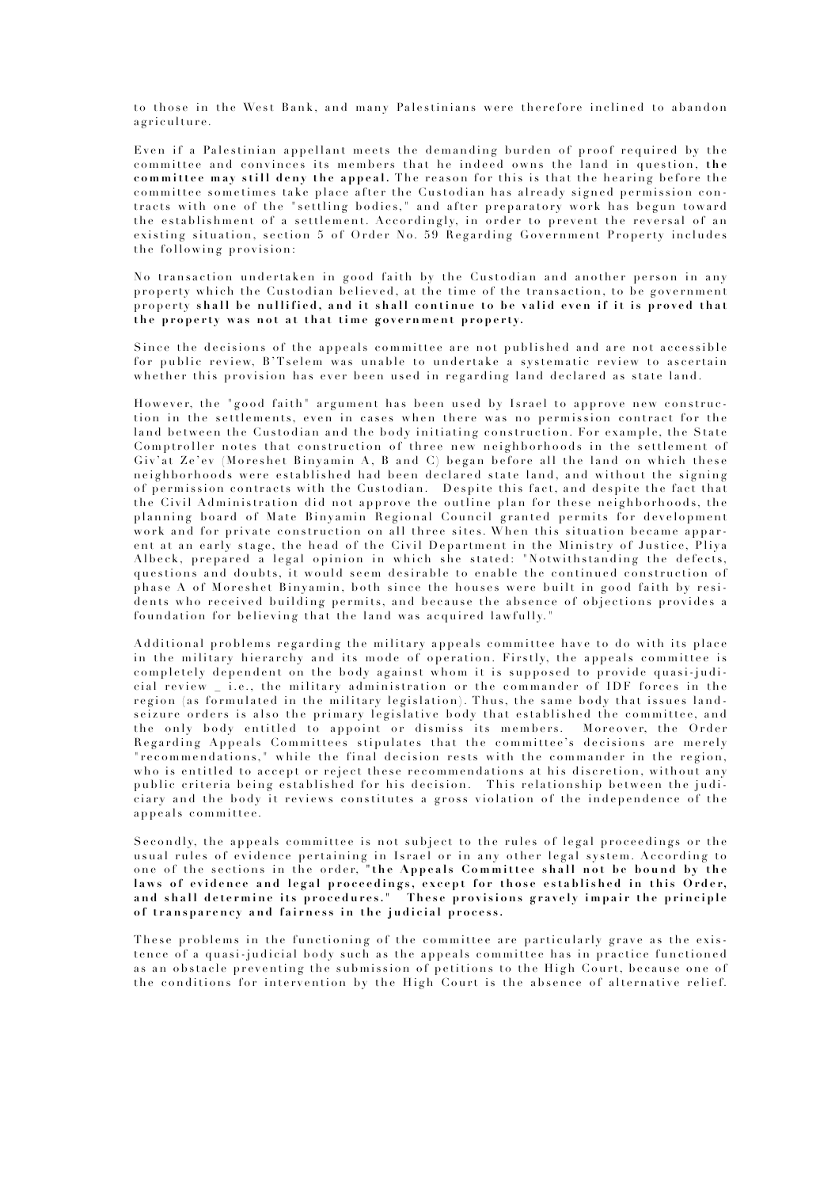to those in the West Bank, and many Palestinians were therefore inclined to abandon agriculture.

Even if a Palestinian appellant meets the demanding burden of proof required by the committee and convinces its members that he indeed owns the land in question, **the committee may still deny the appeal.** The reason for this is that the hearing before the committee sometimes take place after the Custodian has already signed permission contracts with one of the "settling bodies," and after preparatory work has begun toward the establishment of a settlement. Accordingly, in order to prevent the reversal of an existing situation, section 5 of Order No. 59 Regarding Government Property includes the following provision:

No transaction undertaken in good faith by the Custodian and another person in any property which the Custodian believed, at the time of the transaction, to be government property **shall be nullified, and it shall continue to be valid even if it is proved that the property was not at that time government property.**

Since the decisions of the appeals committee are not published and are not accessible for public review, B'Tselem was unable to undertake a systematic review to ascertain whether this provision has ever been used in regarding land declared as state land.

However, the "good faith" argument has been used by Israel to approve new construction in the settlements, even in cases when there was no permission contract for the land between the Custodian and the body initiating construction. For example, the State Comptroller notes that construction of three new neighborhoods in the settlement of Giv'at Ze'ev (Moreshet Binyamin A, B and C) began before all the land on which these neighborhoods were established had been declared state land, and without the signing of permission contracts with the Custodian. Despite this fact, and despite the fact that the Civil Administration did not approve the outline plan for these neighborhoods, the planning board of Mate Binyamin Regional Council granted permits for development work and for private construction on all three sites. When this situation became apparent at an early stage, the head of the Civil Department in the Ministry of Justice, Pliya Albeck, prepared a legal opinion in which she stated: "Notwithstanding the defects, questions and doubts, it would seem desirable to enable the continued construction of phase A of Moreshet Binyamin, both since the houses were built in good faith by residents who received building permits, and because the absence of objections provides a foundation for believing that the land was acquired lawfully."

Additional problems regarding the military appeals committee have to do with its place in the military hierarchy and its mode of operation. Firstly, the appeals committee is completely dependent on the body against whom it is supposed to provide quasi-judicial review _ i.e., the military administration or the commander of IDF forces in the region (as formulated in the military legislation). Thus, the same body that issues land-seizure orders is also the primary legislative body that established the committee, and the only body entitled to appoint or dismiss its members. Moreover, the Order Regarding Appeals Committees stipulates that the committee's decisions are merely "recommendations," while the final decision rests with the commander in the region, who is entitled to accept or reject these recommendations at his discretion, without any public criteria being established for his decision. This relationship between the judiciary and the body it reviews constitutes a gross violation of the independence of the appeals committee.

Secondly, the appeals committee is not subject to the rules of legal proceedings or the usual rules of evidence pertaining in Israel or in any other legal system. According to one of the sections in the order, **"the Appeals Committee shall not be bound by the laws of evidence and legal proceedings, except for those established in this Order, and shall determine its procedures." These provisions gravely impair the principle of transparency and fairness in the judicial process.**

These problems in the functioning of the committee are particularly grave as the existence of a quasi-judicial body such as the appeals committee has in practice functioned as an obstacle preventing the submission of petitions to the High Court, because one of the conditions for intervention by the High Court is the absence of alternative relief.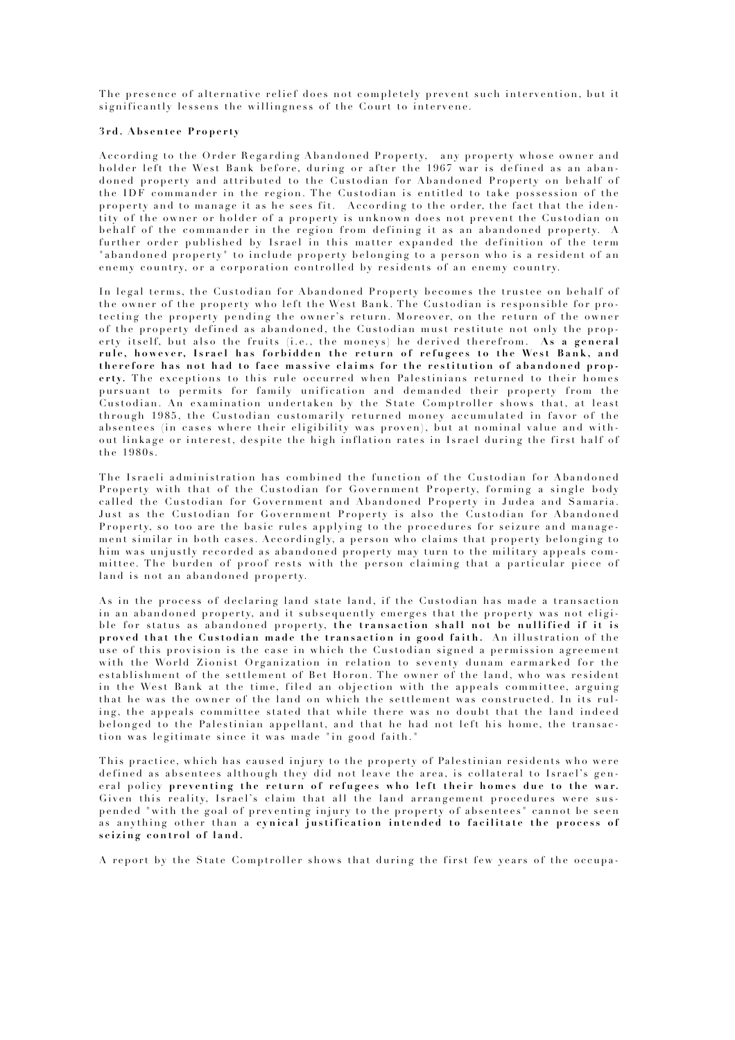The presence of alternative relief does not completely prevent such intervention, but it significantly lessens the willingness of the Court to intervene.

**3rd. Absentee Property**

According to the Order Regarding Abandoned Property, any property whose owner and holder left the West Bank before, during or after the 1967 war is defined as an abandoned property and attributed to the Custodian for Abandoned Property on behalf of the IDF commander in the region. The Custodian is entitled to take possession of the property and to manage it as he sees fit. According to the order, the fact that the identity of the owner or holder of a property is unknown does not prevent the Custodian on behalf of the commander in the region from defining it as an abandoned property. A further order published by Israel in this matter expanded the definition of the term "abandoned property" to include property belonging to a person who is a resident of an enemy country, or a corporation controlled by residents of an enemy country.

In legal terms, the Custodian for Abandoned Property becomes the trustee on behalf of the owner of the property who left the West Bank. The Custodian is responsible for protecting the property pending the owner's return. Moreover, on the return of the owner of the property defined as abandoned, the Custodian must restitute not only the property itself, but also the fruits (i.e., the moneys) he derived therefrom. **As a general rule, however, Israel has forbidden the return of refugees to the West Bank, and therefore has not had to face massive claims for the restitution of abandoned property.** The exceptions to this rule occurred when Palestinians returned to their homes pursuant to permits for family unification and demanded their property from the Custodian. An examination undertaken by the State Comptroller shows that, at least through 1985, the Custodian customarily returned money accumulated in favor of the absentees (in cases where their eligibility was proven), but at nominal value and without linkage or interest, despite the high inflation rates in Israel during the first half of the 1980s.

The Israeli administration has combined the function of the Custodian for Abandoned Property with that of the Custodian for Government Property, forming a single body called the Custodian for Government and Abandoned Property in Judea and Samaria. Just as the Custodian for Government Property is also the Custodian for Abandoned Property, so too are the basic rules applying to the procedures for seizure and management similar in both cases. Accordingly, a person who claims that property belonging to him was unjustly recorded as abandoned property may turn to the military appeals committee. The burden of proof rests with the person claiming that a particular piece of land is not an abandoned property.

As in the process of declaring land state land, if the Custodian has made a transaction in an abandoned property, and it subsequently emerges that the property was not eligible for status as abandoned property, **the transaction shall not be nullified if it is proved that the Custodian made the transaction in good faith.** An illustration of the use of this provision is the case in which the Custodian signed a permission agreement with the World Zionist Organization in relation to seventy dunam earmarked for the establishment of the settlement of Bet Horon. The owner of the land, who was resident in the West Bank at the time, filed an objection with the appeals committee, arguing that he was the owner of the land on which the settlement was constructed. In its ruling, the appeals committee stated that while there was no doubt that the land indeed belonged to the Palestinian appellant, and that he had not left his home, the transaction was legitimate since it was made "in good faith."

This practice, which has caused injury to the property of Palestinian residents who were defined as absentees although they did not leave the area, is collateral to Israel's general policy **preventing the return of refugees who left their homes due to the war.** Given this reality, Israel's claim that all the land arrangement procedures were suspended "with the goal of preventing injury to the property of absentees" cannot be seen as anything other than a **cynical justification intended to facilitate the process of seizing control of land.**

A report by the State Comptroller shows that during the first few years of the occupa-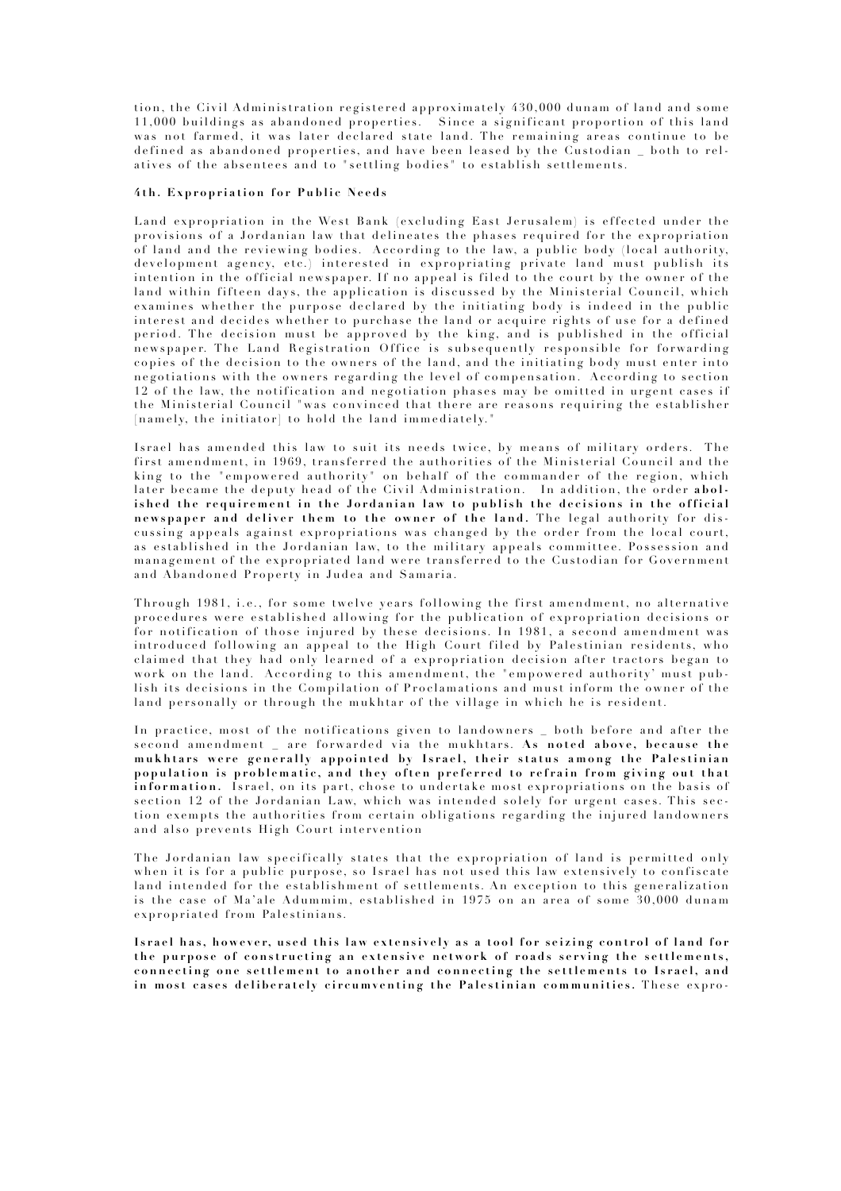tion, the Civil Administration registered approximately 430,000 dunam of land and some 11,000 buildings as abandoned properties. Since a significant proportion of this land was not farmed, it was later declared state land. The remaining areas continue to be defined as abandoned properties, and have been leased by the Custodian _ both to relatives of the absentees and to "settling bodies" to establish settlements.

**4th. Expropriation for Public Needs**

Land expropriation in the West Bank (excluding East Jerusalem) is effected under the provisions of a Jordanian law that delineates the phases required for the expropriation of land and the reviewing bodies. According to the law, a public body (local authority, development agency, etc.) interested in expropriating private land must publish its intention in the official newspaper. If no appeal is filed to the court by the owner of the land within fifteen days, the application is discussed by the Ministerial Council, which examines whether the purpose declared by the initiating body is indeed in the public interest and decides whether to purchase the land or acquire rights of use for a defined period. The decision must be approved by the king, and is published in the official newspaper. The Land Registration Office is subsequently responsible for forwarding copies of the decision to the owners of the land, and the initiating body must enter into negotiations with the owners regarding the level of compensation. According to section 12 of the law, the notification and negotiation phases may be omitted in urgent cases if the Ministerial Council "was convinced that there are reasons requiring the establisher [namely, the initiator] to hold the land immediately."

Israel has amended this law to suit its needs twice, by means of military orders. The first amendment, in 1969, transferred the authorities of the Ministerial Council and the king to the "empowered authority" on behalf of the commander of the region, which later became the deputy head of the Civil Administration. In addition, the order **abolished the requirement in the Jordanian law to publish the decisions in the official newspaper and deliver them to the owner of the land.** The legal authority for discussing appeals against expropriations was changed by the order from the local court, as established in the Jordanian law, to the military appeals committee. Possession and management of the expropriated land were transferred to the Custodian for Government and Abandoned Property in Judea and Samaria.

Through 1981, i.e., for some twelve years following the first amendment, no alternative procedures were established allowing for the publication of expropriation decisions or for notification of those injured by these decisions. In 1981, a second amendment was introduced following an appeal to the High Court filed by Palestinian residents, who claimed that they had only learned of a expropriation decision after tractors began to work on the land. According to this amendment, the "empowered authority' must publish its decisions in the Compilation of Proclamations and must inform the owner of the land personally or through the mukhtar of the village in which he is resident.

In practice, most of the notifications given to landowners _ both before and after the second amendment _ are forwarded via the mukhtars. **As noted above, because the mukhtars were generally appointed by Israel, their status among the Palestinian population is problematic, and they often preferred to refrain from giving out that information.** Israel, on its part, chose to undertake most expropriations on the basis of section 12 of the Jordanian Law, which was intended solely for urgent cases. This section exempts the authorities from certain obligations regarding the injured landowners and also prevents High Court intervention

The Jordanian law specifically states that the expropriation of land is permitted only when it is for a public purpose, so Israel has not used this law extensively to confiscate land intended for the establishment of settlements. An exception to this generalization is the case of Ma'ale Adummim, established in 1975 on an area of some 30,000 dunam expropriated from Palestinians.

**Israel has, however, used this law extensively as a tool for seizing control of land for the purpose of constructing an extensive network of roads serving the settlements, connecting one settlement to another and connecting the settlements to Israel, and in most cases deliberately circumventing the Palestinian communities.** These expro-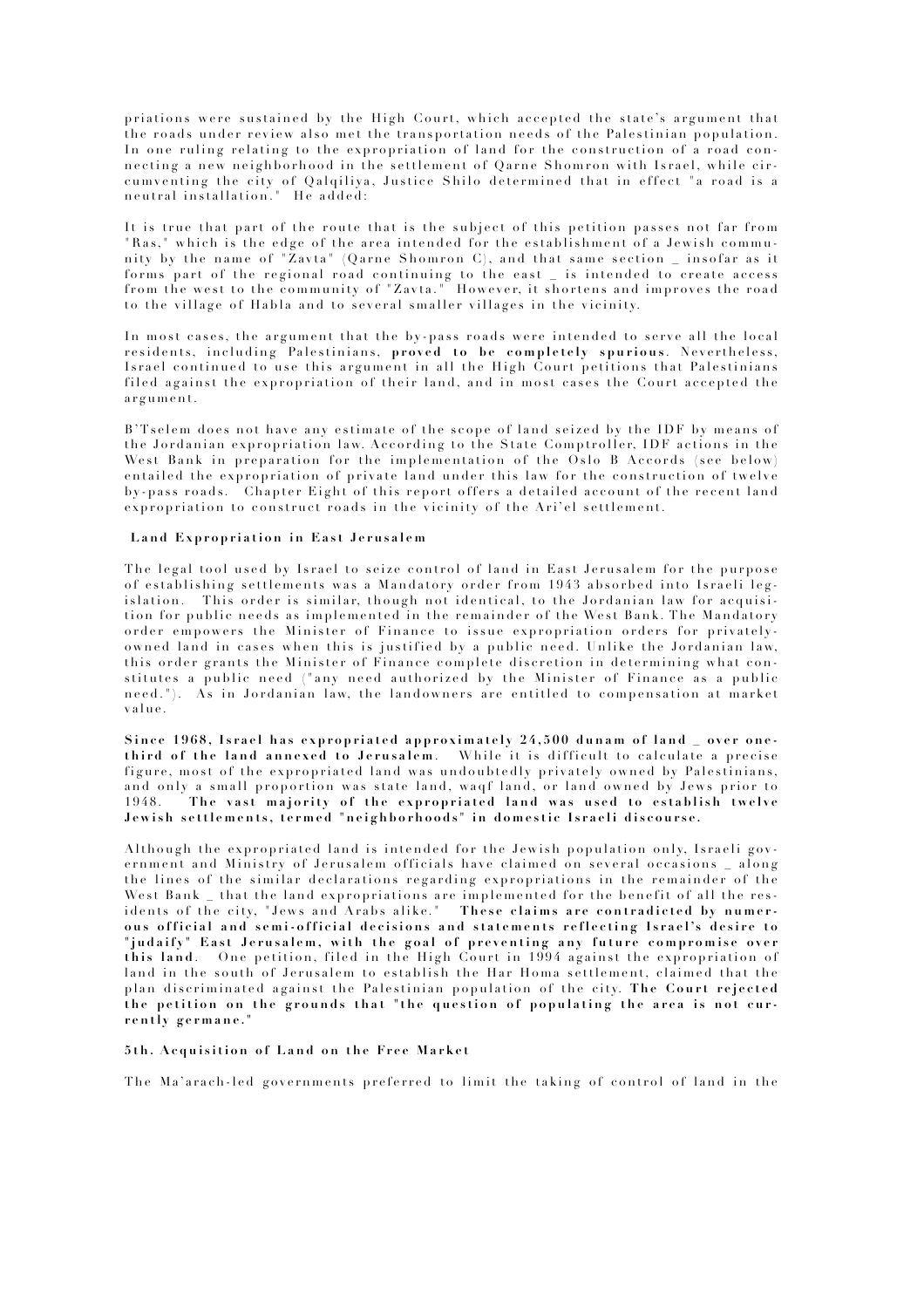priations were sustained by the High Court, which accepted the state's argument that the roads under review also met the transportation needs of the Palestinian population. In one ruling relating to the expropriation of land for the construction of a road connecting a new neighborhood in the settlement of Qarne Shomron with Israel, while circumventing the city of Qalqiliya, Justice Shilo determined that in effect "a road is a neutral installation." He added:

It is true that part of the route that is the subject of this petition passes not far from "Ras," which is the edge of the area intended for the establishment of a Jewish community by the name of "Zavta" (Qarne Shomron C), and that same section _ insofar as it forms part of the regional road continuing to the east _ is intended to create access from the west to the community of "Zavta." However, it shortens and improves the road to the village of Habla and to several smaller villages in the vicinity.

In most cases, the argument that the by-pass roads were intended to serve all the local residents, including Palestinians, **proved to be completely spurious**. Nevertheless, Israel continued to use this argument in all the High Court petitions that Palestinians filed against the expropriation of their land, and in most cases the Court accepted the argument.

B'Tselem does not have any estimate of the scope of land seized by the IDF by means of the Jordanian expropriation law. According to the State Comptroller, IDF actions in the West Bank in preparation for the implementation of the Oslo B Accords (see below) entailed the expropriation of private land under this law for the construction of twelve by-pass roads. Chapter Eight of this report offers a detailed account of the recent land expropriation to construct roads in the vicinity of the Ari'el settlement.

**Land Expropriation in East Jerusalem**

The legal tool used by Israel to seize control of land in East Jerusalem for the purpose of establishing settlements was a Mandatory order from 1943 absorbed into Israeli legislation. This order is similar, though not identical, to the Jordanian law for acquisition for public needs as implemented in the remainder of the West Bank. The Mandatory order empowers the Minister of Finance to issue expropriation orders for privately-owned land in cases when this is justified by a public need. Unlike the Jordanian law, this order grants the Minister of Finance complete discretion in determining what constitutes a public need ("any need authorized by the Minister of Finance as a public need."). As in Jordanian law, the landowners are entitled to compensation at market value.

**Since 1968, Israel has expropriated approximately 24,500 dunam of land _ over one-third of the land annexed to Jerusalem**. While it is difficult to calculate a precise figure, most of the expropriated land was undoubtedly privately owned by Palestinians, and only a small proportion was state land, waqf land, or land owned by Jews prior to 1948. **The vast majority of the expropriated land was used to establish twelve Jewish settlements, termed "neighborhoods" in domestic Israeli discourse.**

Although the expropriated land is intended for the Jewish population only, Israeli government and Ministry of Jerusalem officials have claimed on several occasions _ along the lines of the similar declarations regarding expropriations in the remainder of the West Bank _ that the land expropriations are implemented for the benefit of all the residents of the city, "Jews and Arabs alike." **These claims are contradicted by numerous official and semi-official decisions and statements reflecting Israel's desire to "judaify" East Jerusalem, with the goal of preventing any future compromise over this land**. One petition, filed in the High Court in 1994 against the expropriation of land in the south of Jerusalem to establish the Har Homa settlement, claimed that the plan discriminated against the Palestinian population of the city. **The Court rejected the petition on the grounds that "the question of populating the area is not currently germane."**

**5th. Acquisition of Land on the Free Market**

The Ma'arach-led governments preferred to limit the taking of control of land in the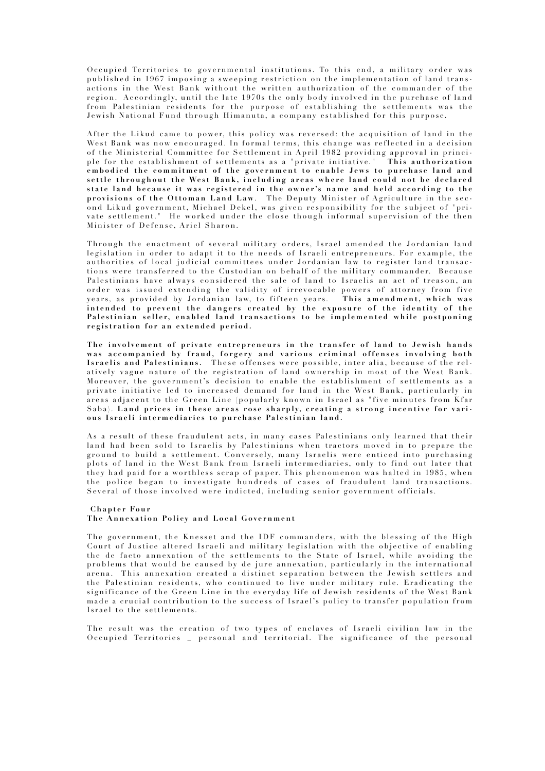Occupied Territories to governmental institutions. To this end, a military order was published in 1967 imposing a sweeping restriction on the implementation of land transactions in the West Bank without the written authorization of the commander of the region. Accordingly, until the late 1970s the only body involved in the purchase of land from Palestinian residents for the purpose of establishing the settlements was the Jewish National Fund through Himanuta, a company established for this purpose.

After the Likud came to power, this policy was reversed: the acquisition of land in the West Bank was now encouraged. In formal terms, this change was reflected in a decision of the Ministerial Committee for Settlement in April 1982 providing approval in principle for the establishment of settlements as a "private initiative." **This authorization embodied the commitment of the government to enable Jews to purchase land and settle throughout the West Bank, including areas where land could not be declared state land because it was registered in the owner's name and held according to the provisions of the Ottoman Land Law**. The Deputy Minister of Agriculture in the second Likud government, Michael Dekel, was given responsibility for the subject of "private settlement." He worked under the close though informal supervision of the then Minister of Defense, Ariel Sharon.

Through the enactment of several military orders, Israel amended the Jordanian land legislation in order to adapt it to the needs of Israeli entrepreneurs. For example, the authorities of local judicial committees under Jordanian law to register land transactions were transferred to the Custodian on behalf of the military commander. Because Palestinians have always considered the sale of land to Israelis an act of treason, an order was issued extending the validity of irrevocable powers of attorney from five years, as provided by Jordanian law, to fifteen years. **This amendment, which was intended to prevent the dangers created by the exposure of the identity of the Palestinian seller, enabled land transactions to be implemented while postponing registration for an extended period.**

**The involvement of private entrepreneurs in the transfer of land to Jewish hands was accompanied by fraud, forgery and various criminal offenses involving both Israelis and Palestinians.** These offenses were possible, inter alia, because of the relatively vague nature of the registration of land ownership in most of the West Bank. Moreover, the government's decision to enable the establishment of settlements as a private initiative led to increased demand for land in the West Bank, particularly in areas adjacent to the Green Line (popularly known in Israel as "five minutes from Kfar Saba). **Land prices in these areas rose sharply, creating a strong incentive for various Israeli intermediaries to purchase Palestinian land.**

As a result of these fraudulent acts, in many cases Palestinians only learned that their land had been sold to Israelis by Palestinians when tractors moved in to prepare the ground to build a settlement. Conversely, many Israelis were enticed into purchasing plots of land in the West Bank from Israeli intermediaries, only to find out later that they had paid for a worthless scrap of paper. This phenomenon was halted in 1985, when the police began to investigate hundreds of cases of fraudulent land transactions. Several of those involved were indicted, including senior government officials.

## Chapter Four
## The Annexation Policy and Local Government

The government, the Knesset and the IDF commanders, with the blessing of the High Court of Justice altered Israeli and military legislation with the objective of enabling the de facto annexation of the settlements to the State of Israel, while avoiding the problems that would be caused by de jure annexation, particularly in the international arena. This annexation created a distinct separation between the Jewish settlers and the Palestinian residents, who continued to live under military rule. Eradicating the significance of the Green Line in the everyday life of Jewish residents of the West Bank made a crucial contribution to the success of Israel's policy to transfer population from Israel to the settlements.

The result was the creation of two types of enclaves of Israeli civilian law in the Occupied Territories _ personal and territorial. The significance of the personal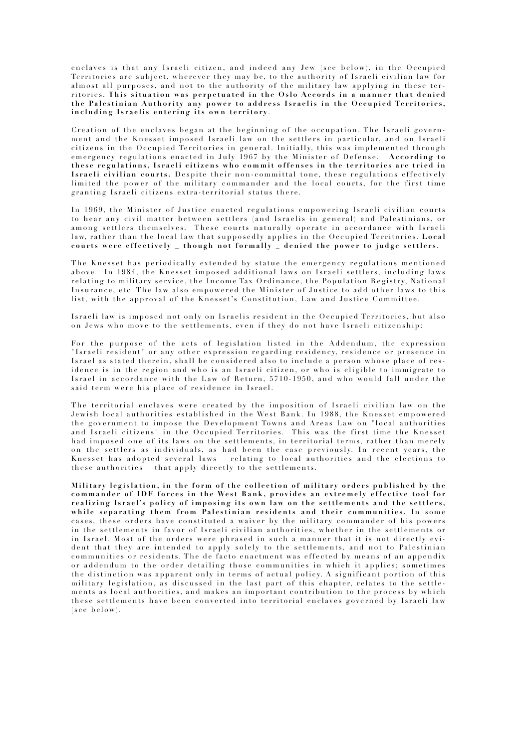enclaves is that any Israeli citizen, and indeed any Jew (see below), in the Occupied Territories are subject, wherever they may be, to the authority of Israeli civilian law for almost all purposes, and not to the authority of the military law applying in these territories. **This situation was perpetuated in the Oslo Accords in a manner that denied the Palestinian Authority any power to address Israelis in the Occupied Territories, including Israelis entering its own territory**.

Creation of the enclaves began at the beginning of the occupation. The Israeli government and the Knesset imposed Israeli law on the settlers in particular, and on Israeli citizens in the Occupied Territories in general. Initially, this was implemented through emergency regulations enacted in July 1967 by the Minister of Defense. **According to these regulations, Israeli citizens who commit offenses in the territories are tried in Israeli civilian courts.** Despite their non-committal tone, these regulations effectively limited the power of the military commander and the local courts, for the first time granting Israeli citizens extra-territorial status there.

In 1969, the Minister of Justice enacted regulations empowering Israeli civilian courts to hear any civil matter between settlers (and Israelis in general) and Palestinians, or among settlers themselves. These courts naturally operate in accordance with Israeli law, rather than the local law that supposedly applies in the Occupied Territories. **Local courts were effectively _ though not formally _ denied the power to judge settlers.**

The Knesset has periodically extended by statue the emergency regulations mentioned above. In 1984, the Knesset imposed additional laws on Israeli settlers, including laws relating to military service, the Income Tax Ordinance, the Population Registry, National Insurance, etc. The law also empowered the Minister of Justice to add other laws to this list, with the approval of the Knesset's Constitution, Law and Justice Committee.

Israeli law is imposed not only on Israelis resident in the Occupied Territories, but also on Jews who move to the settlements, even if they do not have Israeli citizenship:

For the purpose of the acts of legislation listed in the Addendum, the expression "Israeli resident" or any other expression regarding residency, residence or presence in Israel as stated therein, shall be considered also to include a person whose place of residence is in the region and who is an Israeli citizen, or who is eligible to immigrate to Israel in accordance with the Law of Return, 5710-1950, and who would fall under the said term were his place of residence in Israel.

The territorial enclaves were created by the imposition of Israeli civilian law on the Jewish local authorities established in the West Bank. In 1988, the Knesset empowered the government to impose the Development Towns and Areas Law on "local authorities and Israeli citizens" in the Occupied Territories. This was the first time the Knesset had imposed one of its laws on the settlements, in territorial terms, rather than merely on the settlers as individuals, as had been the case previously. In recent years, the Knesset has adopted several laws – relating to local authorities and the elections to these authorities – that apply directly to the settlements.

**Military legislation, in the form of the collection of military orders published by the commander of IDF forces in the West Bank, provides an extremely effective tool for realizing Israel's policy of imposing its own law on the settlements and the settlers, while separating them from Palestinian residents and their communities.** In some cases, these orders have constituted a waiver by the military commander of his powers in the settlements in favor of Israeli civilian authorities, whether in the settlements or in Israel. Most of the orders were phrased in such a manner that it is not directly evident that they are intended to apply solely to the settlements, and not to Palestinian communities or residents. The de facto enactment was effected by means of an appendix or addendum to the order detailing those communities in which it applies; sometimes the distinction was apparent only in terms of actual policy. A significant portion of this military legislation, as discussed in the last part of this chapter, relates to the settlements as local authorities, and makes an important contribution to the process by which these settlements have been converted into territorial enclaves governed by Israeli law (see below).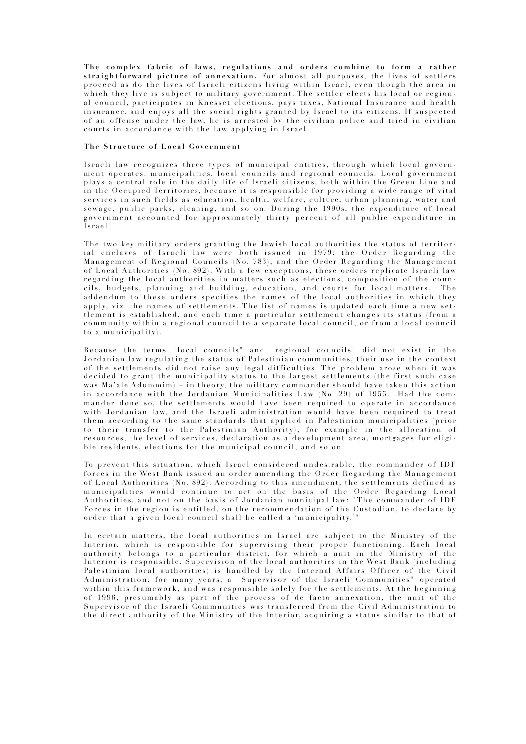**The complex fabric of laws, regulations and orders combine to form a rather straightforward picture of annexation.** For almost all purposes, the lives of settlers proceed as do the lives of Israeli citizens living within Israel, even though the area in which they live is subject to military government. The settler elects his local or regional council, participates in Knesset elections, pays taxes, National Insurance and health insurance, and enjoys all the social rights granted by Israel to its citizens. If suspected of an offense under the law, he is arrested by the civilian police and tried in civilian courts in accordance with the law applying in Israel.

### The Structure of Local Government

Israeli law recognizes three types of municipal entities, through which local government operates: municipalities, local councils and regional councils. Local government plays a central role in the daily life of Israeli citizens, both within the Green Line and in the Occupied Territories, because it is responsible for providing a wide range of vital services in such fields as education, health, welfare, culture, urban planning, water and sewage, public parks, cleaning, and so on. During the 1990s, the expenditure of local government accounted for approximately thirty percent of all public expenditure in Israel.

The two key military orders granting the Jewish local authorities the status of territorial enclaves of Israeli law were both issued in 1979: the Order Regarding the Management of Regional Councils (No. 783), and the Order Regarding the Management of Local Authorities (No. 892). With a few exceptions, these orders replicate Israeli law regarding the local authorities in matters such as elections, composition of the councils, budgets, planning and building, education, and courts for local matters. The addendum to these orders specifies the names of the local authorities in which they apply, viz. the names of settlements. The list of names is updated each time a new settlement is established, and each time a particular settlement changes its status (from a community within a regional council to a separate local council, or from a local council to a municipality).

Because the terms "local councils" and "regional councils" did not exist in the Jordanian law regulating the status of Palestinian communities, their use in the context of the settlements did not raise any legal difficulties. The problem arose when it was decided to grant the municipality status to the largest settlements (the first such case was Ma'ale Adummim) – in theory, the military commander should have taken this action in accordance with the Jordanian Municipalities Law (No. 29) of 1955. Had the commander done so, the settlements would have been required to operate in accordance with Jordanian law, and the Israeli administration would have been required to treat them according to the same standards that applied in Palestinian municipalities (prior to their transfer to the Palestinian Authority), for example in the allocation of resources, the level of services, declaration as a development area, mortgages for eligible residents, elections for the municipal council, and so on.

To prevent this situation, which Israel considered undesirable, the commander of IDF forces in the West Bank issued an order amending the Order Regarding the Management of Local Authorities (No. 892). According to this amendment, the settlements defined as municipalities would continue to act on the basis of the Order Regarding Local Authorities, and not on the basis of Jordanian municipal law: "The commander of IDF Forces in the region is entitled, on the recommendation of the Custodian, to declare by order that a given local council shall be called a 'municipality.'"

In certain matters, the local authorities in Israel are subject to the Ministry of the Interior, which is responsible for supervising their proper functioning. Each local authority belongs to a particular district, for which a unit in the Ministry of the Interior is responsible. Supervision of the local authorities in the West Bank (including Palestinian local authorities) is handled by the Internal Affairs Officer of the Civil Administration; for many years, a "Supervisor of the Israeli Communities" operated within this framework, and was responsible solely for the settlements. At the beginning of 1996, presumably as part of the process of de facto annexation, the unit of the Supervisor of the Israeli Communities was transferred from the Civil Administration to the direct authority of the Ministry of the Interior, acquiring a status similar to that of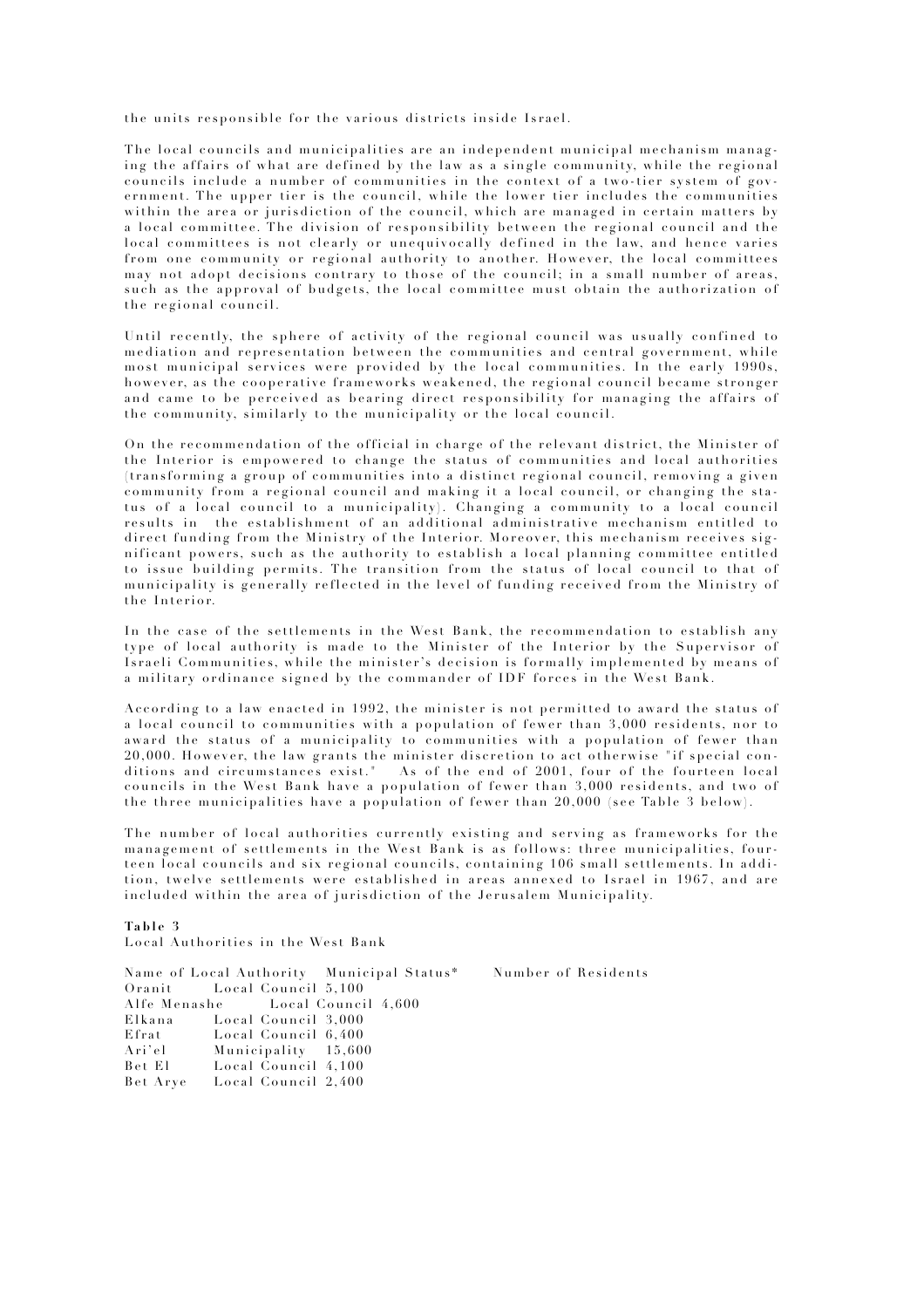the units responsible for the various districts inside Israel.

The local councils and municipalities are an independent municipal mechanism managing the affairs of what are defined by the law as a single community, while the regional councils include a number of communities in the context of a two-tier system of government. The upper tier is the council, while the lower tier includes the communities within the area or jurisdiction of the council, which are managed in certain matters by a local committee. The division of responsibility between the regional council and the local committees is not clearly or unequivocally defined in the law, and hence varies from one community or regional authority to another. However, the local committees may not adopt decisions contrary to those of the council; in a small number of areas, such as the approval of budgets, the local committee must obtain the authorization of the regional council.

Until recently, the sphere of activity of the regional council was usually confined to mediation and representation between the communities and central government, while most municipal services were provided by the local communities. In the early 1990s, however, as the cooperative frameworks weakened, the regional council became stronger and came to be perceived as bearing direct responsibility for managing the affairs of the community, similarly to the municipality or the local council.

On the recommendation of the official in charge of the relevant district, the Minister of the Interior is empowered to change the status of communities and local authorities (transforming a group of communities into a distinct regional council, removing a given community from a regional council and making it a local council, or changing the status of a local council to a municipality). Changing a community to a local council results in the establishment of an additional administrative mechanism entitled to direct funding from the Ministry of the Interior. Moreover, this mechanism receives significant powers, such as the authority to establish a local planning committee entitled to issue building permits. The transition from the status of local council to that of municipality is generally reflected in the level of funding received from the Ministry of the Interior.

In the case of the settlements in the West Bank, the recommendation to establish any type of local authority is made to the Minister of the Interior by the Supervisor of Israeli Communities, while the minister's decision is formally implemented by means of a military ordinance signed by the commander of IDF forces in the West Bank.

According to a law enacted in 1992, the minister is not permitted to award the status of a local council to communities with a population of fewer than 3,000 residents, nor to award the status of a municipality to communities with a population of fewer than 20,000. However, the law grants the minister discretion to act otherwise "if special conditions and circumstances exist." As of the end of 2001, four of the fourteen local councils in the West Bank have a population of fewer than 3,000 residents, and two of the three municipalities have a population of fewer than 20,000 (see Table 3 below).

The number of local authorities currently existing and serving as frameworks for the management of settlements in the West Bank is as follows: three municipalities, fourteen local councils and six regional councils, containing 106 small settlements. In addition, twelve settlements were established in areas annexed to Israel in 1967, and are included within the area of jurisdiction of the Jerusalem Municipality.

**Table 3**
Local Authorities in the West Bank

| Name of Local Authority | Municipal Status* | Number of Residents |
|---|---|---|
| Oranit | Local Council | 5,100 |
| Alfe Menashe | Local Council | 4,600 |
| Elkana | Local Council | 3,000 |
| Efrat | Local Council | 6,400 |
| Ari'el | Municipality | 15,600 |
| Bet El | Local Council | 4,100 |
| Bet Arye | Local Council | 2,400 |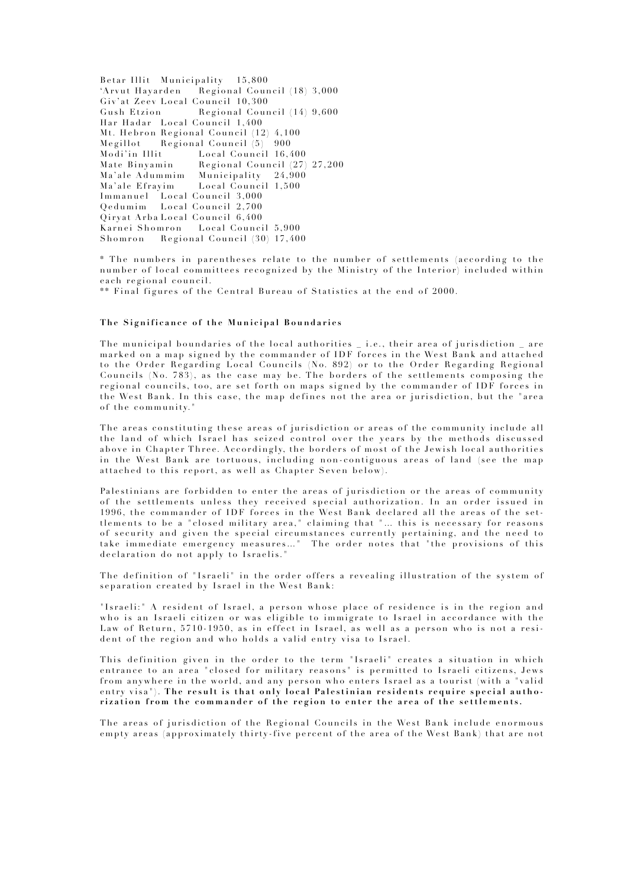| | | |
|---|---|---|
| Betar Illit | Municipality | 15,800 |
| 'Arvut Hayarden | Regional Council (18) | 3,000 |
| Giv'at Zeev | Local Council | 10,300 |
| Gush Etzion | Regional Council (14) | 9,600 |
| Har Hadar | Local Council | 1,400 |
| Mt. Hebron | Regional Council (12) | 4,100 |
| Megillot | Regional Council (5) | 900 |
| Modi'in Illit | Local Council | 16,400 |
| Mate Binyamin | Regional Council (27) | 27,200 |
| Ma'ale Adummim | Municipality | 24,900 |
| Ma'ale Efrayim | Local Council | 1,500 |
| Immanuel | Local Council | 3,000 |
| Qedumim | Local Council | 2,700 |
| Qiryat Arba | Local Council | 6,400 |
| Karnei Shomron | Local Council | 5,900 |
| Shomron | Regional Council (30) | 17,400 |

* The numbers in parentheses relate to the number of settlements (according to the number of local committees recognized by the Ministry of the Interior) included within each regional council.
** Final figures of the Central Bureau of Statistics at the end of 2000.

**The Significance of the Municipal Boundaries**

The municipal boundaries of the local authorities _ i.e., their area of jurisdiction _ are marked on a map signed by the commander of IDF forces in the West Bank and attached to the Order Regarding Local Councils (No. 892) or to the Order Regarding Regional Councils (No. 783), as the case may be. The borders of the settlements composing the regional councils, too, are set forth on maps signed by the commander of IDF forces in the West Bank. In this case, the map defines not the area or jurisdiction, but the "area of the community."

The areas constituting these areas of jurisdiction or areas of the community include all the land of which Israel has seized control over the years by the methods discussed above in Chapter Three. Accordingly, the borders of most of the Jewish local authorities in the West Bank are tortuous, including non-contiguous areas of land (see the map attached to this report, as well as Chapter Seven below).

Palestinians are forbidden to enter the areas of jurisdiction or the areas of community of the settlements unless they received special authorization. In an order issued in 1996, the commander of IDF forces in the West Bank declared all the areas of the settlements to be a "closed military area," claiming that "... this is necessary for reasons of security and given the special circumstances currently pertaining, and the need to take immediate emergency measures..." The order notes that "the provisions of this declaration do not apply to Israelis."

The definition of "Israeli" in the order offers a revealing illustration of the system of separation created by Israel in the West Bank:

"Israeli:" A resident of Israel, a person whose place of residence is in the region and who is an Israeli citizen or was eligible to immigrate to Israel in accordance with the Law of Return, 5710-1950, as in effect in Israel, as well as a person who is not a resident of the region and who holds a valid entry visa to Israel.

This definition given in the order to the term "Israeli" creates a situation in which entrance to an area "closed for military reasons" is permitted to Israeli citizens, Jews from anywhere in the world, and any person who enters Israel as a tourist (with a "valid entry visa"). **The result is that only local Palestinian residents require special authorization from the commander of the region to enter the area of the settlements.**

The areas of jurisdiction of the Regional Councils in the West Bank include enormous empty areas (approximately thirty-five percent of the area of the West Bank) that are not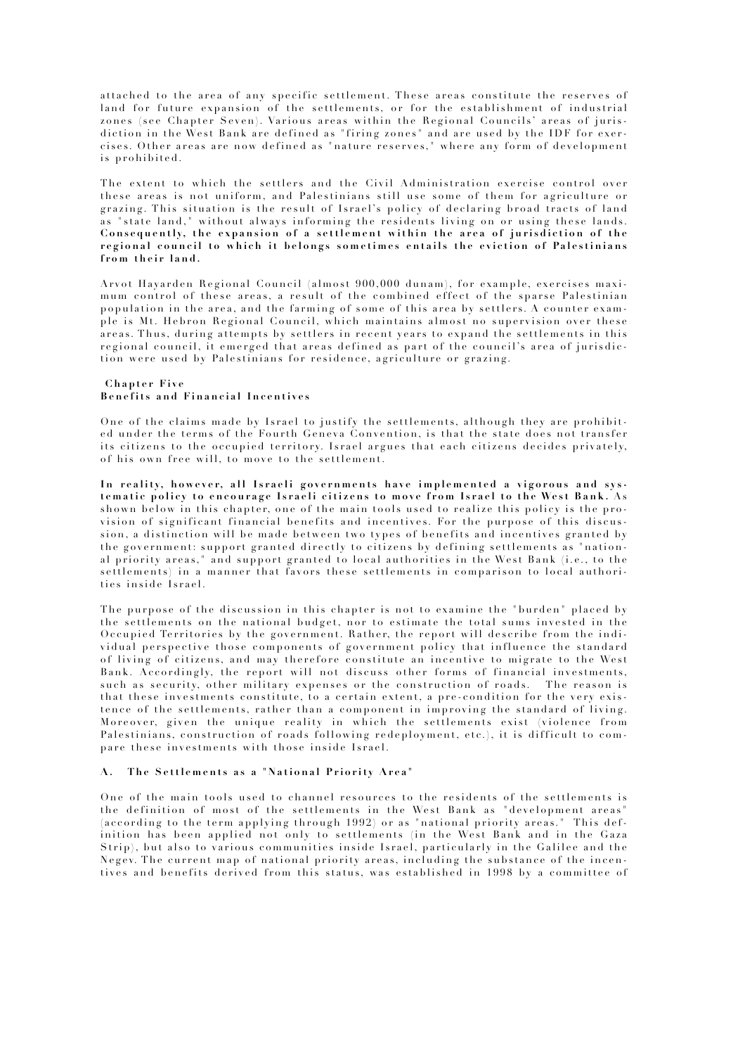attached to the area of any specific settlement. These areas constitute the reserves of land for future expansion of the settlements, or for the establishment of industrial zones (see Chapter Seven). Various areas within the Regional Councils' areas of jurisdiction in the West Bank are defined as "firing zones" and are used by the IDF for exercises. Other areas are now defined as "nature reserves," where any form of development is prohibited.

The extent to which the settlers and the Civil Administration exercise control over these areas is not uniform, and Palestinians still use some of them for agriculture or grazing. This situation is the result of Israel's policy of declaring broad tracts of land as "state land," without always informing the residents living on or using these lands. **Consequently, the expansion of a settlement within the area of jurisdiction of the regional council to which it belongs sometimes entails the eviction of Palestinians from their land.**

Arvot Hayarden Regional Council (almost 900,000 dunam), for example, exercises maximum control of these areas, a result of the combined effect of the sparse Palestinian population in the area, and the farming of some of this area by settlers. A counter example is Mt. Hebron Regional Council, which maintains almost no supervision over these areas. Thus, during attempts by settlers in recent years to expand the settlements in this regional council, it emerged that areas defined as part of the council's area of jurisdiction were used by Palestinians for residence, agriculture or grazing.

## Chapter Five
## Benefits and Financial Incentives

One of the claims made by Israel to justify the settlements, although they are prohibited under the terms of the Fourth Geneva Convention, is that the state does not transfer its citizens to the occupied territory. Israel argues that each citizens decides privately, of his own free will, to move to the settlement.

**In reality, however, all Israeli governments have implemented a vigorous and systematic policy to encourage Israeli citizens to move from Israel to the West Bank.** As shown below in this chapter, one of the main tools used to realize this policy is the provision of significant financial benefits and incentives. For the purpose of this discussion, a distinction will be made between two types of benefits and incentives granted by the government: support granted directly to citizens by defining settlements as "national priority areas," and support granted to local authorities in the West Bank (i.e., to the settlements) in a manner that favors these settlements in comparison to local authorities inside Israel.

The purpose of the discussion in this chapter is not to examine the "burden" placed by the settlements on the national budget, nor to estimate the total sums invested in the Occupied Territories by the government. Rather, the report will describe from the individual perspective those components of government policy that influence the standard of living of citizens, and may therefore constitute an incentive to migrate to the West Bank. Accordingly, the report will not discuss other forms of financial investments, such as security, other military expenses or the construction of roads. The reason is that these investments constitute, to a certain extent, a pre-condition for the very existence of the settlements, rather than a component in improving the standard of living. Moreover, given the unique reality in which the settlements exist (violence from Palestinians, construction of roads following redeployment, etc.), it is difficult to compare these investments with those inside Israel.

### A. The Settlements as a "National Priority Area"

One of the main tools used to channel resources to the residents of the settlements is the definition of most of the settlements in the West Bank as "development areas" (according to the term applying through 1992) or as "national priority areas." This definition has been applied not only to settlements (in the West Bank and in the Gaza Strip), but also to various communities inside Israel, particularly in the Galilee and the Negev. The current map of national priority areas, including the substance of the incentives and benefits derived from this status, was established in 1998 by a committee of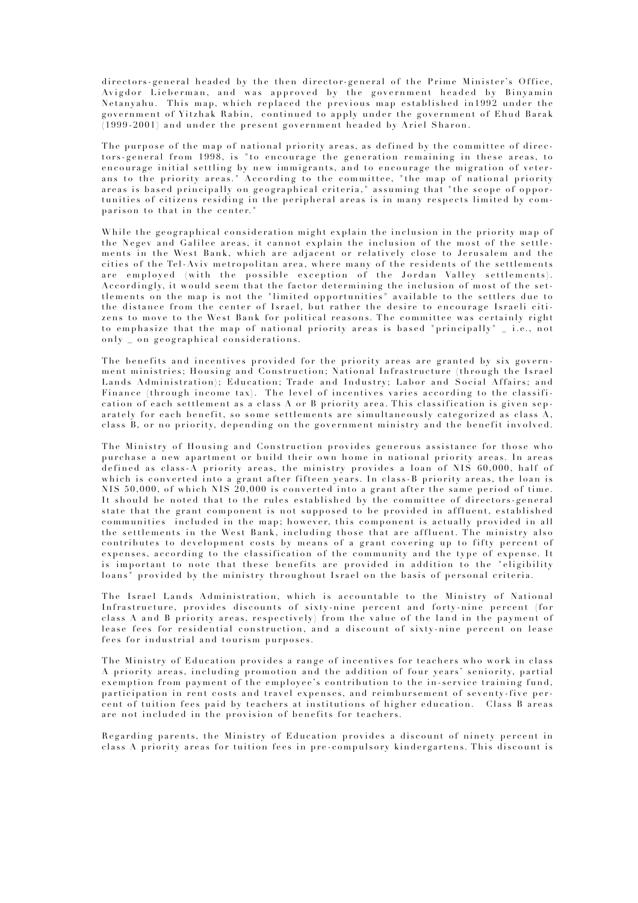directors-general headed by the then director-general of the Prime Minister's Office, Avigdor Lieberman, and was approved by the government headed by Binyamin Netanyahu. This map, which replaced the previous map established in1992 under the government of Yitzhak Rabin, continued to apply under the government of Ehud Barak (1999-2001) and under the present government headed by Ariel Sharon.

The purpose of the map of national priority areas, as defined by the committee of directors-general from 1998, is "to encourage the generation remaining in these areas, to encourage initial settling by new immigrants, and to encourage the migration of veterans to the priority areas." According to the committee, "the map of national priority areas is based principally on geographical criteria," assuming that "the scope of opportunities of citizens residing in the peripheral areas is in many respects limited by comparison to that in the center."

While the geographical consideration might explain the inclusion in the priority map of the Negev and Galilee areas, it cannot explain the inclusion of the most of the settlements in the West Bank, which are adjacent or relatively close to Jerusalem and the cities of the Tel-Aviv metropolitan area, where many of the residents of the settlements are employed (with the possible exception of the Jordan Valley settlements). Accordingly, it would seem that the factor determining the inclusion of most of the settlements on the map is not the "limited opportunities" available to the settlers due to the distance from the center of Israel, but rather the desire to encourage Israeli citizens to move to the West Bank for political reasons. The committee was certainly right to emphasize that the map of national priority areas is based "principally" _ i.e., not only _ on geographical considerations.

The benefits and incentives provided for the priority areas are granted by six government ministries; Housing and Construction; National Infrastructure (through the Israel Lands Administration); Education; Trade and Industry; Labor and Social Affairs; and Finance (through income tax). The level of incentives varies according to the classification of each settlement as a class A or B priority area. This classification is given separately for each benefit, so some settlements are simultaneously categorized as class A, class B, or no priority, depending on the government ministry and the benefit involved.

The Ministry of Housing and Construction provides generous assistance for those who purchase a new apartment or build their own home in national priority areas. In areas defined as class-A priority areas, the ministry provides a loan of NIS 60,000, half of which is converted into a grant after fifteen years. In class-B priority areas, the loan is NIS 50,000, of which NIS 20,000 is converted into a grant after the same period of time. It should be noted that to the rules established by the committee of directors-general state that the grant component is not supposed to be provided in affluent, established communities included in the map; however, this component is actually provided in all the settlements in the West Bank, including those that are affluent. The ministry also contributes to development costs by means of a grant covering up to fifty percent of expenses, according to the classification of the community and the type of expense. It is important to note that these benefits are provided in addition to the "eligibility loans" provided by the ministry throughout Israel on the basis of personal criteria.

The Israel Lands Administration, which is accountable to the Ministry of National Infrastructure, provides discounts of sixty-nine percent and forty-nine percent (for class A and B priority areas, respectively) from the value of the land in the payment of lease fees for residential construction, and a discount of sixty-nine percent on lease fees for industrial and tourism purposes.

The Ministry of Education provides a range of incentives for teachers who work in class A priority areas, including promotion and the addition of four years' seniority, partial exemption from payment of the employee's contribution to the in-service training fund, participation in rent costs and travel expenses, and reimbursement of seventy-five percent of tuition fees paid by teachers at institutions of higher education. Class B areas are not included in the provision of benefits for teachers.

Regarding parents, the Ministry of Education provides a discount of ninety percent in class A priority areas for tuition fees in pre-compulsory kindergartens. This discount is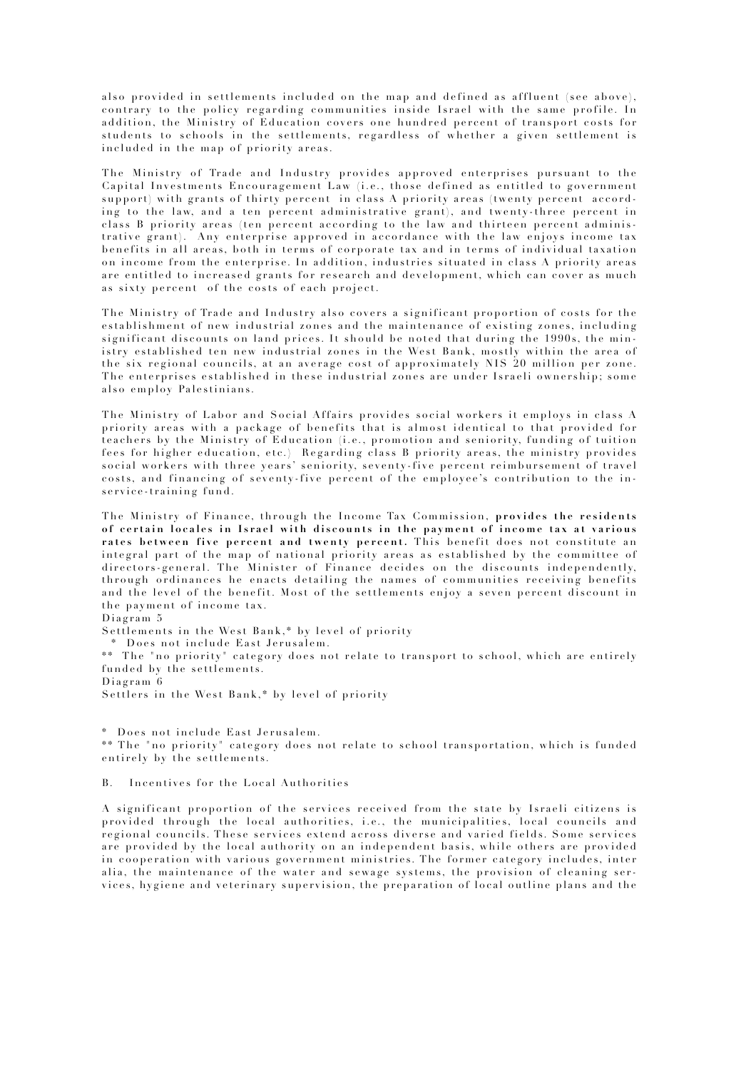also provided in settlements included on the map and defined as affluent (see above), contrary to the policy regarding communities inside Israel with the same profile. In addition, the Ministry of Education covers one hundred percent of transport costs for students to schools in the settlements, regardless of whether a given settlement is included in the map of priority areas.

The Ministry of Trade and Industry provides approved enterprises pursuant to the Capital Investments Encouragement Law (i.e., those defined as entitled to government support) with grants of thirty percent in class A priority areas (twenty percent according to the law, and a ten percent administrative grant), and twenty-three percent in class B priority areas (ten percent according to the law and thirteen percent administrative grant). Any enterprise approved in accordance with the law enjoys income tax benefits in all areas, both in terms of corporate tax and in terms of individual taxation on income from the enterprise. In addition, industries situated in class A priority areas are entitled to increased grants for research and development, which can cover as much as sixty percent of the costs of each project.

The Ministry of Trade and Industry also covers a significant proportion of costs for the establishment of new industrial zones and the maintenance of existing zones, including significant discounts on land prices. It should be noted that during the 1990s, the ministry established ten new industrial zones in the West Bank, mostly within the area of the six regional councils, at an average cost of approximately NIS 20 million per zone. The enterprises established in these industrial zones are under Israeli ownership; some also employ Palestinians.

The Ministry of Labor and Social Affairs provides social workers it employs in class A priority areas with a package of benefits that is almost identical to that provided for teachers by the Ministry of Education (i.e., promotion and seniority, funding of tuition fees for higher education, etc.) Regarding class B priority areas, the ministry provides social workers with three years' seniority, seventy-five percent reimbursement of travel costs, and financing of seventy-five percent of the employee's contribution to the in-service-training fund.

The Ministry of Finance, through the Income Tax Commission, **provides the residents of certain locales in Israel with discounts in the payment of income tax at various rates between five percent and twenty percent.** This benefit does not constitute an integral part of the map of national priority areas as established by the committee of directors-general. The Minister of Finance decides on the discounts independently, through ordinances he enacts detailing the names of communities receiving benefits and the level of the benefit. Most of the settlements enjoy a seven percent discount in the payment of income tax.

Diagram 5

Settlements in the West Bank,* by level of priority

\* Does not include East Jerusalem.

** The "no priority" category does not relate to transport to school, which are entirely funded by the settlements.

Diagram 6

Settlers in the West Bank,* by level of priority

\* Does not include East Jerusalem.

** The "no priority" category does not relate to school transportation, which is funded entirely by the settlements.

## B. Incentives for the Local Authorities

A significant proportion of the services received from the state by Israeli citizens is provided through the local authorities, i.e., the municipalities, local councils and regional councils. These services extend across diverse and varied fields. Some services are provided by the local authority on an independent basis, while others are provided in cooperation with various government ministries. The former category includes, inter alia, the maintenance of the water and sewage systems, the provision of cleaning services, hygiene and veterinary supervision, the preparation of local outline plans and the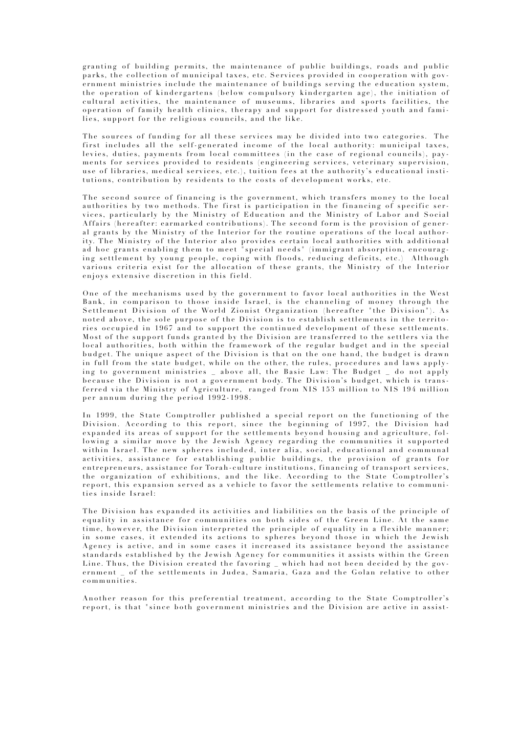granting of building permits, the maintenance of public buildings, roads and public parks, the collection of municipal taxes, etc. Services provided in cooperation with government ministries include the maintenance of buildings serving the education system, the operation of kindergartens (below compulsory kindergarten age), the initiation of cultural activities, the maintenance of museums, libraries and sports facilities, the operation of family health clinics, therapy and support for distressed youth and families, support for the religious councils, and the like.

The sources of funding for all these services may be divided into two categories. The first includes all the self-generated income of the local authority: municipal taxes, levies, duties, payments from local committees (in the case of regional councils), payments for services provided to residents (engineering services, veterinary supervision, use of libraries, medical services, etc.), tuition fees at the authority's educational institutions, contribution by residents to the costs of development works, etc.

The second source of financing is the government, which transfers money to the local authorities by two methods. The first is participation in the financing of specific services, particularly by the Ministry of Education and the Ministry of Labor and Social Affairs (hereafter: earmarked contributions). The second form is the provision of general grants by the Ministry of the Interior for the routine operations of the local authority. The Ministry of the Interior also provides certain local authorities with additional ad hoc grants enabling them to meet "special needs" (immigrant absorption, encouraging settlement by young people, coping with floods, reducing deficits, etc.) Although various criteria exist for the allocation of these grants, the Ministry of the Interior enjoys extensive discretion in this field.

One of the mechanisms used by the government to favor local authorities in the West Bank, in comparison to those inside Israel, is the channeling of money through the Settlement Division of the World Zionist Organization (hereafter "the Division"). As noted above, the sole purpose of the Division is to establish settlements in the territories occupied in 1967 and to support the continued development of these settlements. Most of the support funds granted by the Division are transferred to the settlers via the local authorities, both within the framework of the regular budget and in the special budget. The unique aspect of the Division is that on the one hand, the budget is drawn in full from the state budget, while on the other, the rules, procedures and laws applying to government ministries _ above all, the Basic Law: The Budget _ do not apply because the Division is not a government body. The Division's budget, which is transferred via the Ministry of Agriculture, ranged from NIS 153 million to NIS 194 million per annum during the period 1992-1998.

In 1999, the State Comptroller published a special report on the functioning of the Division. According to this report, since the beginning of 1997, the Division had expanded its areas of support for the settlements beyond housing and agriculture, following a similar move by the Jewish Agency regarding the communities it supported within Israel. The new spheres included, inter alia, social, educational and communal activities, assistance for establishing public buildings, the provision of grants for entrepreneurs, assistance for Torah-culture institutions, financing of transport services, the organization of exhibitions, and the like. According to the State Comptroller's report, this expansion served as a vehicle to favor the settlements relative to communities inside Israel:

The Division has expanded its activities and liabilities on the basis of the principle of equality in assistance for communities on both sides of the Green Line. At the same time, however, the Division interpreted the principle of equality in a flexible manner; in some cases, it extended its actions to spheres beyond those in which the Jewish Agency is active, and in some cases it increased its assistance beyond the assistance standards established by the Jewish Agency for communities it assists within the Green Line. Thus, the Division created the favoring _ which had not been decided by the government _ of the settlements in Judea, Samaria, Gaza and the Golan relative to other communities.

Another reason for this preferential treatment, according to the State Comptroller's report, is that "since both government ministries and the Division are active in assist-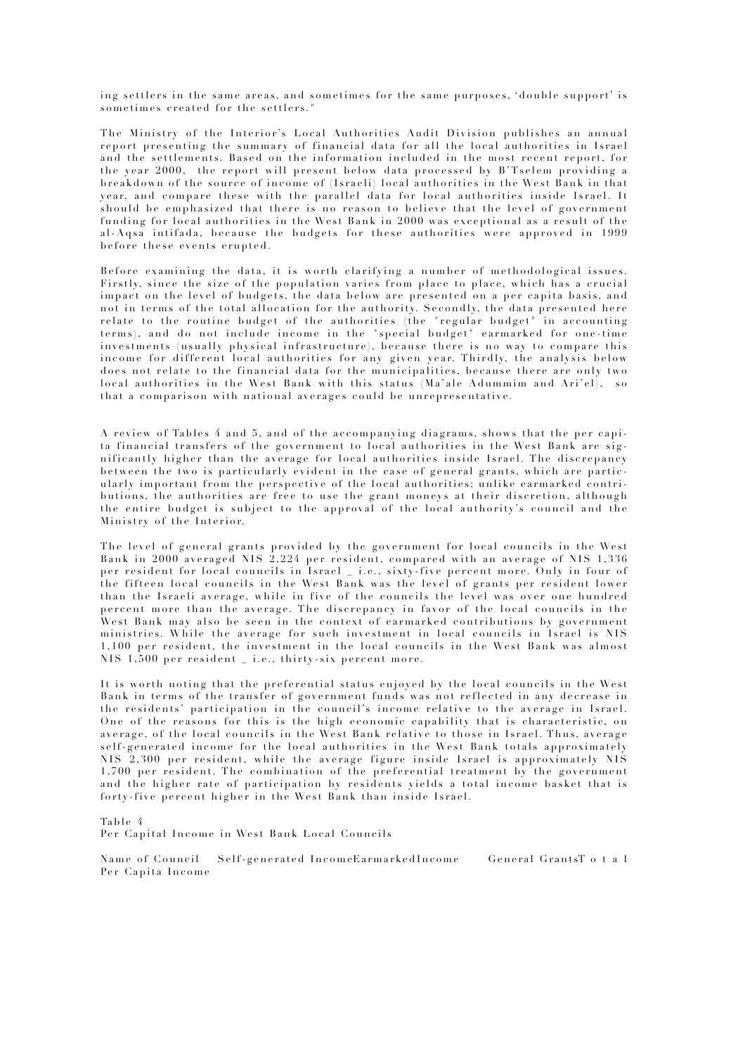ing settlers in the same areas, and sometimes for the same purposes, 'double support' is sometimes created for the settlers."

The Ministry of the Interior's Local Authorities Audit Division publishes an annual report presenting the summary of financial data for all the local authorities in Israel and the settlements. Based on the information included in the most recent report, for the year 2000, the report will present below data processed by B'Tselem providing a breakdown of the source of income of (Israeli) local authorities in the West Bank in that year, and compare these with the parallel data for local authorities inside Israel. It should be emphasized that there is no reason to believe that the level of government funding for local authorities in the West Bank in 2000 was exceptional as a result of the al-Aqsa intifada, because the budgets for these authorities were approved in 1999 before these events erupted.

Before examining the data, it is worth clarifying a number of methodological issues. Firstly, since the size of the population varies from place to place, which has a crucial impact on the level of budgets, the data below are presented on a per capita basis, and not in terms of the total allocation for the authority. Secondly, the data presented here relate to the routine budget of the authorities (the "regular budget" in accounting terms), and do not include income in the "special budget" earmarked for one-time investments (usually physical infrastructure), because there is no way to compare this income for different local authorities for any given year. Thirdly, the analysis below does not relate to the financial data for the municipalities, because there are only two local authorities in the West Bank with this status (Ma'ale Adummim and Ari'el), so that a comparison with national averages could be unrepresentative.

A review of Tables 4 and 5, and of the accompanying diagrams, shows that the per capita financial transfers of the government to local authorities in the West Bank are significantly higher than the average for local authorities inside Israel. The discrepancy between the two is particularly evident in the case of general grants, which are particularly important from the perspective of the local authorities; unlike earmarked contributions, the authorities are free to use the grant moneys at their discretion, although the entire budget is subject to the approval of the local authority's council and the Ministry of the Interior.

The level of general grants provided by the government for local councils in the West Bank in 2000 averaged NIS 2,224 per resident, compared with an average of NIS 1,336 per resident for local councils in Israel _ i.e., sixty-five percent more. Only in four of the fifteen local councils in the West Bank was the level of grants per resident lower than the Israeli average, while in five of the councils the level was over one hundred percent more than the average. The discrepancy in favor of the local councils in the West Bank may also be seen in the context of earmarked contributions by government ministries. While the average for such investment in local councils in Israel is NIS 1,100 per resident, the investment in the local councils in the West Bank was almost NIS 1,500 per resident _ i.e., thirty-six percent more.

It is worth noting that the preferential status enjoyed by the local councils in the West Bank in terms of the transfer of government funds was not reflected in any decrease in the residents' participation in the council's income relative to the average in Israel. One of the reasons for this is the high economic capability that is characteristic, on average, of the local councils in the West Bank relative to those in Israel. Thus, average self-generated income for the local authorities in the West Bank totals approximately NIS 2,300 per resident, while the average figure inside Israel is approximately NIS 1,700 per resident. The combination of the preferential treatment by the government and the higher rate of participation by residents yields a total income basket that is forty-five percent higher in the West Bank than inside Israel.

Table 4
Per Capital Income in West Bank Local Councils

| Name of Council | Self-generated Income | Earmarked Income | General Grants | Total Per Capita Income |
|---|---|---|---|---|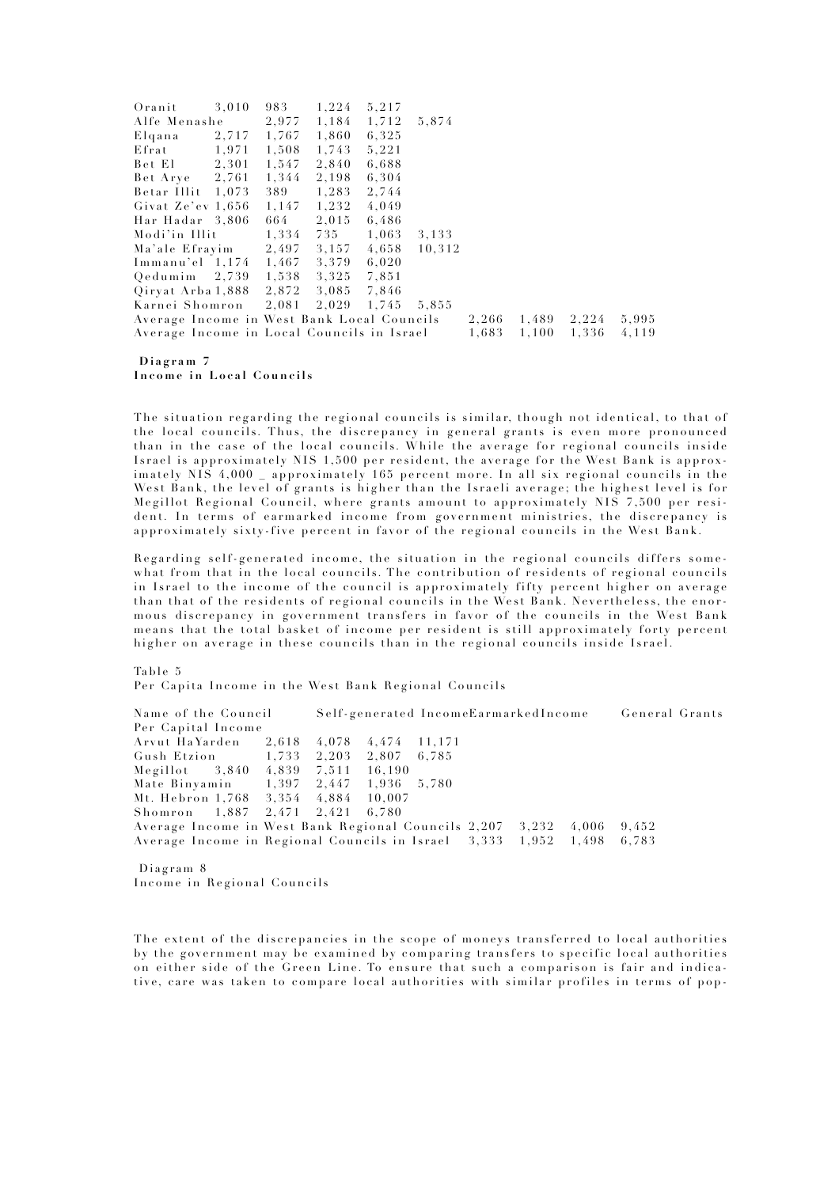| | | | | |
|---|---|---|---|---|
| Oranit | 3,010 | 983 | 1,224 | 5,217 |
| Alfe Menashe | 2,977 | 1,184 | 1,712 | 5,874 |
| Elqana | 2,717 | 1,767 | 1,860 | 6,325 |
| Efrat | 1,971 | 1,508 | 1,743 | 5,221 |
| Bet El | 2,301 | 1,547 | 2,840 | 6,688 |
| Bet Arye | 2,761 | 1,344 | 2,198 | 6,304 |
| Betar Illit | 1,073 | 389 | 1,283 | 2,744 |
| Givat Ze'ev | 1,656 | 1,147 | 1,232 | 4,049 |
| Har Hadar | 3,806 | 664 | 2,015 | 6,486 |
| Modi'in Illit | 1,334 | 735 | 1,063 | 3,133 |
| Ma'ale Efrayim | 2,497 | 3,157 | 4,658 | 10,312 |
| Immanu'el | 1,174 | 1,467 | 3,379 | 6,020 |
| Qedumim | 2,739 | 1,538 | 3,325 | 7,851 |
| Qiryat Arba | 1,888 | 2,872 | 3,085 | 7,846 |
| Karnei Shomron | 2,081 | 2,029 | 1,745 | 5,855 |
| Average Income in West Bank Local Councils | 2,266 | 1,489 | 2,224 | 5,995 |
| Average Income in Local Councils in Israel | 1,683 | 1,100 | 1,336 | 4,119 |

**Diagram 7**
**Income in Local Councils**

The situation regarding the regional councils is similar, though not identical, to that of the local councils. Thus, the discrepancy in general grants is even more pronounced than in the case of the local councils. While the average for regional councils inside Israel is approximately NIS 1,500 per resident, the average for the West Bank is approximately NIS 4,000 _ approximately 165 percent more. In all six regional councils in the West Bank, the level of grants is higher than the Israeli average; the highest level is for Megillot Regional Council, where grants amount to approximately NIS 7,500 per resident. In terms of earmarked income from government ministries, the discrepancy is approximately sixty-five percent in favor of the regional councils in the West Bank.

Regarding self-generated income, the situation in the regional councils differs somewhat from that in the local councils. The contribution of residents of regional councils in Israel to the income of the council is approximately fifty percent higher on average than that of the residents of regional councils in the West Bank. Nevertheless, the enormous discrepancy in government transfers in favor of the councils in the West Bank means that the total basket of income per resident is still approximately forty percent higher on average in these councils than in the regional councils inside Israel.

Table 5
Per Capita Income in the West Bank Regional Councils

| Name of the Council | Self-generated Income | Earmarked Income | General Grants | Per Capital Income |
|---|---|---|---|---|
| Arvut HaYarden | 2,618 | 4,078 | 4,474 | 11,171 |
| Gush Etzion | 1,733 | 2,203 | 2,807 | 6,785 |
| Megillot | 3,840 | 4,839 | 7,511 | 16,190 |
| Mate Binyamin | 1,397 | 2,447 | 1,936 | 5,780 |
| Mt. Hebron | 1,768 | 3,354 | 4,884 | 10,007 |
| Shomron | 1,887 | 2,471 | 2,421 | 6,780 |
| Average Income in West Bank Regional Councils | 2,207 | 3,232 | 4,006 | 9,452 |
| Average Income in Regional Councils in Israel | 3,333 | 1,952 | 1,498 | 6,783 |

Diagram 8
Income in Regional Councils

The extent of the discrepancies in the scope of moneys transferred to local authorities by the government may be examined by comparing transfers to specific local authorities on either side of the Green Line. To ensure that such a comparison is fair and indicative, care was taken to compare local authorities with similar profiles in terms of pop-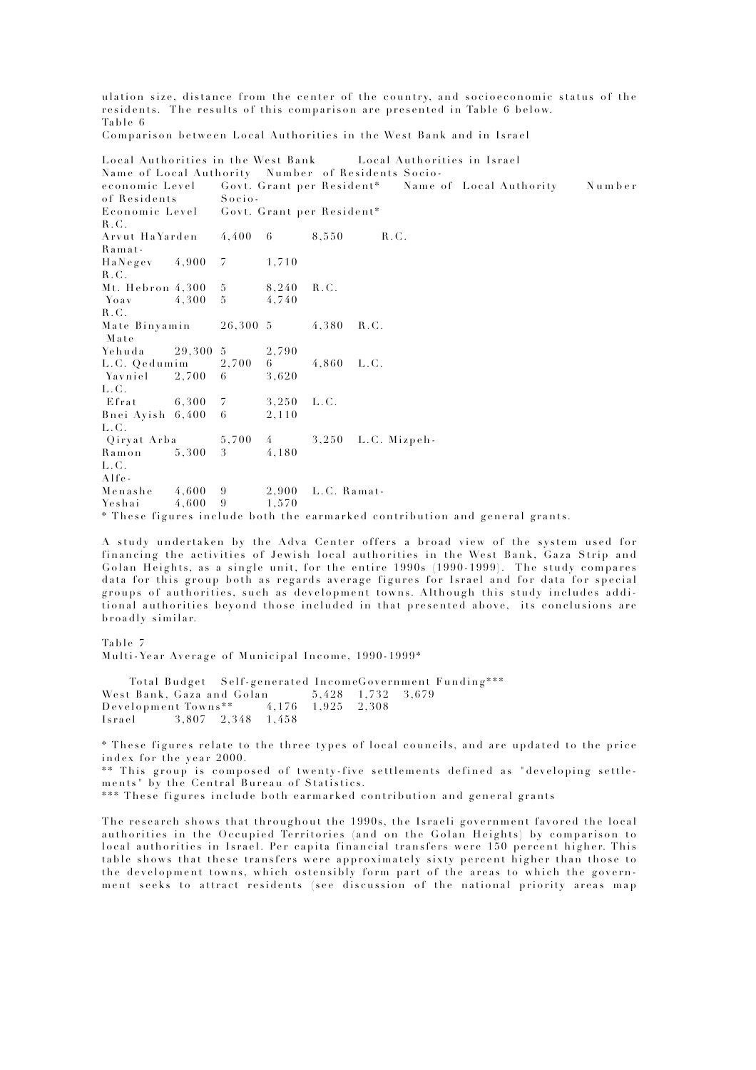ulation size, distance from the center of the country, and socioeconomic status of the residents. The results of this comparison are presented in Table 6 below.

Table 6

Comparison between Local Authorities in the West Bank and in Israel

| Local Authorities in the West Bank | | | | Local Authorities in Israel | | | |
|---|---|---|---|---|---|---|---|
| Name of Local Authority | Number of Residents | Socio-economic Level | Govt. Grant per Resident* | Name of Local Authority | Number of Residents | Socio-Economic Level | Govt. Grant per Resident* |
| R.C. Arvut HaYarden | 4,400 | 6 | 8,550 | R.C. Ramat-HaNegev | 4,900 | 7 | 1,710 |
| R.C. Mt. Hebron | 4,300 | 5 | 8,240 | R.C. Yoav | 4,300 | 5 | 4,740 |
| R.C. Mate Binyamin | 26,300 | 5 | 4,380 | R.C. Mate Yehuda | 29,300 | 5 | 2,790 |
| L.C. Qedumim | 2,700 | 6 | 4,860 | L.C. Yavniel | 2,700 | 6 | 3,620 |
| L.C. Efrat | 6,300 | 7 | 3,250 | L.C. Bnei Ayish | 6,400 | 6 | 2,110 |
| L.C. Qiryat Arba | 5,700 | 4 | 3,250 | L.C. Mizpeh-Ramon | 5,300 | 3 | 4,180 |
| L.C. Alfe-Menashe | 4,600 | 9 | 2,900 | L.C. Ramat-Yeshai | 4,600 | 9 | 1,570 |

* These figures include both the earmarked contribution and general grants.

A study undertaken by the Adva Center offers a broad view of the system used for financing the activities of Jewish local authorities in the West Bank, Gaza Strip and Golan Heights, as a single unit, for the entire 1990s (1990-1999). The study compares data for this group both as regards average figures for Israel and for data for special groups of authorities, such as development towns. Although this study includes additional authorities beyond those included in that presented above, its conclusions are broadly similar.

Table 7

Multi-Year Average of Municipal Income, 1990-1999*

| | Total Budget | Self-generated Income | Government Funding*** |
|---|---|---|---|
| West Bank, Gaza and Golan | 5,428 | 1,732 | 3,679 |
| Development Towns** | 4,176 | 1,925 | 2,308 |
| Israel | 3,807 | 2,348 | 1,458 |

* These figures relate to the three types of local councils, and are updated to the price index for the year 2000.

** This group is composed of twenty-five settlements defined as "developing settlements" by the Central Bureau of Statistics.

*** These figures include both earmarked contribution and general grants

The research shows that throughout the 1990s, the Israeli government favored the local authorities in the Occupied Territories (and on the Golan Heights) by comparison to local authorities in Israel. Per capita financial transfers were 150 percent higher. This table shows that these transfers were approximately sixty percent higher than those to the development towns, which ostensibly form part of the areas to which the government seeks to attract residents (see discussion of the national priority areas map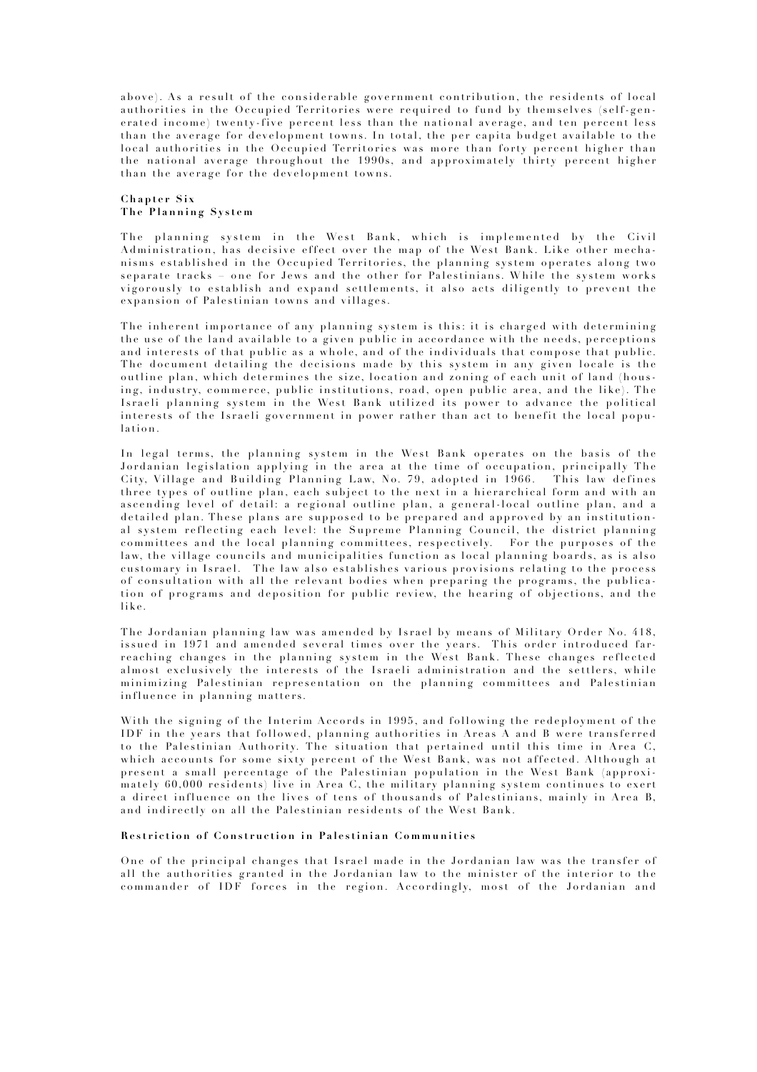above). As a result of the considerable government contribution, the residents of local authorities in the Occupied Territories were required to fund by themselves (self-generated income) twenty-five percent less than the national average, and ten percent less than the average for development towns. In total, the per capita budget available to the local authorities in the Occupied Territories was more than forty percent higher than the national average throughout the 1990s, and approximately thirty percent higher than the average for the development towns.

## Chapter Six
## The Planning System

The planning system in the West Bank, which is implemented by the Civil Administration, has decisive effect over the map of the West Bank. Like other mechanisms established in the Occupied Territories, the planning system operates along two separate tracks – one for Jews and the other for Palestinians. While the system works vigorously to establish and expand settlements, it also acts diligently to prevent the expansion of Palestinian towns and villages.

The inherent importance of any planning system is this: it is charged with determining the use of the land available to a given public in accordance with the needs, perceptions and interests of that public as a whole, and of the individuals that compose that public. The document detailing the decisions made by this system in any given locale is the outline plan, which determines the size, location and zoning of each unit of land (housing, industry, commerce, public institutions, road, open public area, and the like). The Israeli planning system in the West Bank utilized its power to advance the political interests of the Israeli government in power rather than act to benefit the local population.

In legal terms, the planning system in the West Bank operates on the basis of the Jordanian legislation applying in the area at the time of occupation, principally The City, Village and Building Planning Law, No. 79, adopted in 1966. This law defines three types of outline plan, each subject to the next in a hierarchical form and with an ascending level of detail: a regional outline plan, a general-local outline plan, and a detailed plan. These plans are supposed to be prepared and approved by an institutional system reflecting each level: the Supreme Planning Council, the district planning committees and the local planning committees, respectively. For the purposes of the law, the village councils and municipalities function as local planning boards, as is also customary in Israel. The law also establishes various provisions relating to the process of consultation with all the relevant bodies when preparing the programs, the publication of programs and deposition for public review, the hearing of objections, and the like.

The Jordanian planning law was amended by Israel by means of Military Order No. 418, issued in 1971 and amended several times over the years. This order introduced far-reaching changes in the planning system in the West Bank. These changes reflected almost exclusively the interests of the Israeli administration and the settlers, while minimizing Palestinian representation on the planning committees and Palestinian influence in planning matters.

With the signing of the Interim Accords in 1995, and following the redeployment of the IDF in the years that followed, planning authorities in Areas A and B were transferred to the Palestinian Authority. The situation that pertained until this time in Area C, which accounts for some sixty percent of the West Bank, was not affected. Although at present a small percentage of the Palestinian population in the West Bank (approximately 60,000 residents) live in Area C, the military planning system continues to exert a direct influence on the lives of tens of thousands of Palestinians, mainly in Area B, and indirectly on all the Palestinian residents of the West Bank.

### Restriction of Construction in Palestinian Communities

One of the principal changes that Israel made in the Jordanian law was the transfer of all the authorities granted in the Jordanian law to the minister of the interior to the commander of IDF forces in the region. Accordingly, most of the Jordanian and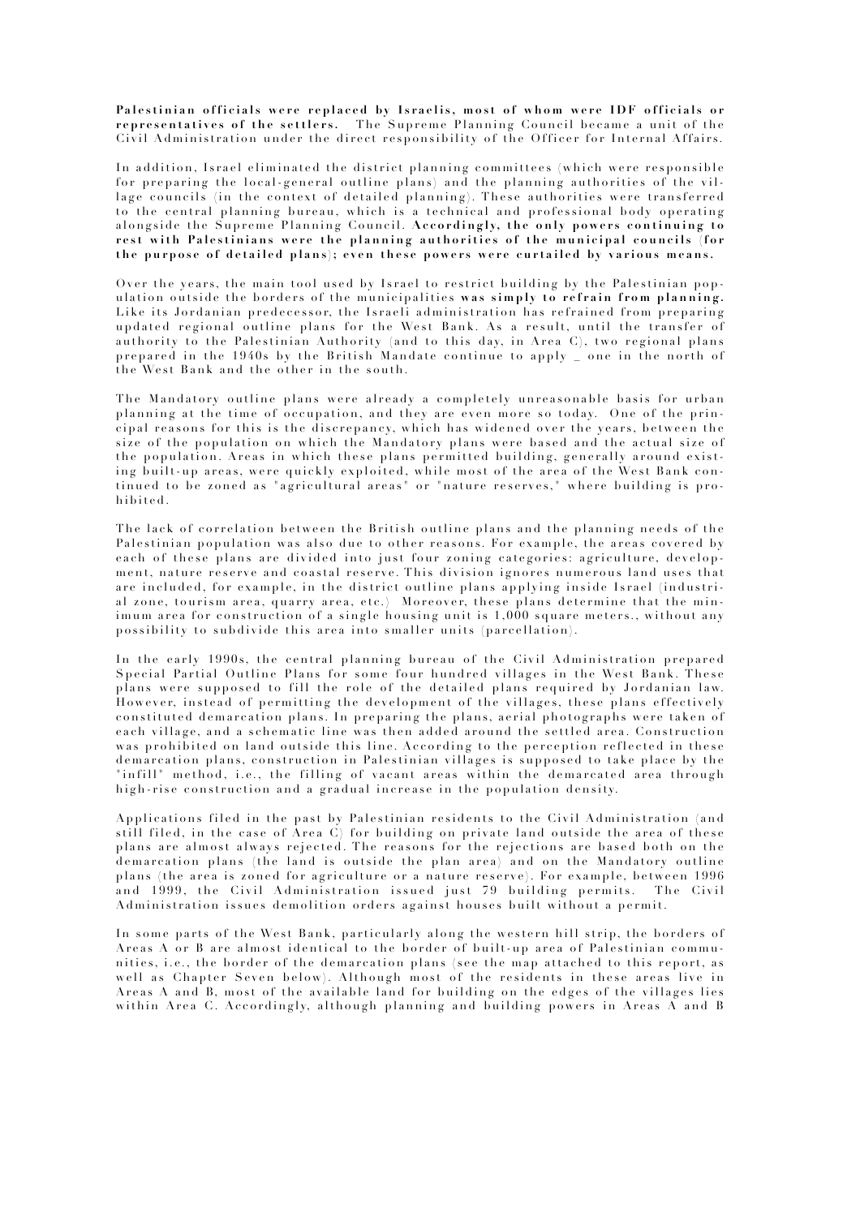**Palestinian officials were replaced by Israelis, most of whom were IDF officials or representatives of the settlers.** The Supreme Planning Council became a unit of the Civil Administration under the direct responsibility of the Officer for Internal Affairs.

In addition, Israel eliminated the district planning committees (which were responsible for preparing the local-general outline plans) and the planning authorities of the village councils (in the context of detailed planning). These authorities were transferred to the central planning bureau, which is a technical and professional body operating alongside the Supreme Planning Council. **Accordingly, the only powers continuing to rest with Palestinians were the planning authorities of the municipal councils (for the purpose of detailed plans); even these powers were curtailed by various means.**

Over the years, the main tool used by Israel to restrict building by the Palestinian population outside the borders of the municipalities **was simply to refrain from planning.** Like its Jordanian predecessor, the Israeli administration has refrained from preparing updated regional outline plans for the West Bank. As a result, until the transfer of authority to the Palestinian Authority (and to this day, in Area C), two regional plans prepared in the 1940s by the British Mandate continue to apply _ one in the north of the West Bank and the other in the south.

The Mandatory outline plans were already a completely unreasonable basis for urban planning at the time of occupation, and they are even more so today. One of the principal reasons for this is the discrepancy, which has widened over the years, between the size of the population on which the Mandatory plans were based and the actual size of the population. Areas in which these plans permitted building, generally around existing built-up areas, were quickly exploited, while most of the area of the West Bank continued to be zoned as "agricultural areas" or "nature reserves," where building is prohibited.

The lack of correlation between the British outline plans and the planning needs of the Palestinian population was also due to other reasons. For example, the areas covered by each of these plans are divided into just four zoning categories: agriculture, development, nature reserve and coastal reserve. This division ignores numerous land uses that are included, for example, in the district outline plans applying inside Israel (industrial zone, tourism area, quarry area, etc.) Moreover, these plans determine that the minimum area for construction of a single housing unit is 1,000 square meters., without any possibility to subdivide this area into smaller units (parcellation).

In the early 1990s, the central planning bureau of the Civil Administration prepared Special Partial Outline Plans for some four hundred villages in the West Bank. These plans were supposed to fill the role of the detailed plans required by Jordanian law. However, instead of permitting the development of the villages, these plans effectively constituted demarcation plans. In preparing the plans, aerial photographs were taken of each village, and a schematic line was then added around the settled area. Construction was prohibited on land outside this line. According to the perception reflected in these demarcation plans, construction in Palestinian villages is supposed to take place by the "infill" method, i.e., the filling of vacant areas within the demarcated area through high-rise construction and a gradual increase in the population density.

Applications filed in the past by Palestinian residents to the Civil Administration (and still filed, in the case of Area C) for building on private land outside the area of these plans are almost always rejected. The reasons for the rejections are based both on the demarcation plans (the land is outside the plan area) and on the Mandatory outline plans (the area is zoned for agriculture or a nature reserve). For example, between 1996 and 1999, the Civil Administration issued just 79 building permits. The Civil Administration issues demolition orders against houses built without a permit.

In some parts of the West Bank, particularly along the western hill strip, the borders of Areas A or B are almost identical to the border of built-up area of Palestinian communities, i.e., the border of the demarcation plans (see the map attached to this report, as well as Chapter Seven below). Although most of the residents in these areas live in Areas A and B, most of the available land for building on the edges of the villages lies within Area C. Accordingly, although planning and building powers in Areas A and B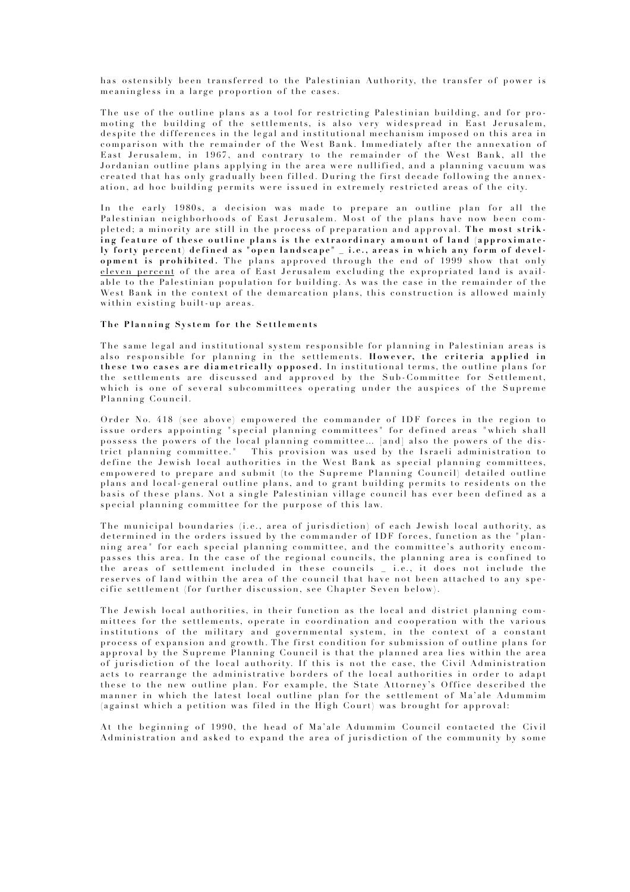has ostensibly been transferred to the Palestinian Authority, the transfer of power is meaningless in a large proportion of the cases.

The use of the outline plans as a tool for restricting Palestinian building, and for promoting the building of the settlements, is also very widespread in East Jerusalem, despite the differences in the legal and institutional mechanism imposed on this area in comparison with the remainder of the West Bank. Immediately after the annexation of East Jerusalem, in 1967, and contrary to the remainder of the West Bank, all the Jordanian outline plans applying in the area were nullified, and a planning vacuum was created that has only gradually been filled. During the first decade following the annexation, ad hoc building permits were issued in extremely restricted areas of the city.

In the early 1980s, a decision was made to prepare an outline plan for all the Palestinian neighborhoods of East Jerusalem. Most of the plans have now been completed; a minority are still in the process of preparation and approval. **The most striking feature of these outline plans is the extraordinary amount of land (approximately forty percent) defined as "open landscape" _ i.e., areas in which any form of development is prohibited.** The plans approved through the end of 1999 show that only <u>eleven percent</u> of the area of East Jerusalem excluding the expropriated land is available to the Palestinian population for building. As was the case in the remainder of the West Bank in the context of the demarcation plans, this construction is allowed mainly within existing built-up areas.

### The Planning System for the Settlements

The same legal and institutional system responsible for planning in Palestinian areas is also responsible for planning in the settlements. **However, the criteria applied in these two cases are diametrically opposed.** In institutional terms, the outline plans for the settlements are discussed and approved by the Sub-Committee for Settlement, which is one of several subcommittees operating under the auspices of the Supreme Planning Council.

Order No. 418 (see above) empowered the commander of IDF forces in the region to issue orders appointing "special planning committees" for defined areas "which shall possess the powers of the local planning committee... [and] also the powers of the district planning committee." This provision was used by the Israeli administration to define the Jewish local authorities in the West Bank as special planning committees, empowered to prepare and submit (to the Supreme Planning Council) detailed outline plans and local-general outline plans, and to grant building permits to residents on the basis of these plans. Not a single Palestinian village council has ever been defined as a special planning committee for the purpose of this law.

The municipal boundaries (i.e., area of jurisdiction) of each Jewish local authority, as determined in the orders issued by the commander of IDF forces, function as the "planning area" for each special planning committee, and the committee's authority encompasses this area. In the case of the regional councils, the planning area is confined to the areas of settlement included in these councils _ i.e., it does not include the reserves of land within the area of the council that have not been attached to any specific settlement (for further discussion, see Chapter Seven below).

The Jewish local authorities, in their function as the local and district planning committees for the settlements, operate in coordination and cooperation with the various institutions of the military and governmental system, in the context of a constant process of expansion and growth. The first condition for submission of outline plans for approval by the Supreme Planning Council is that the planned area lies within the area of jurisdiction of the local authority. If this is not the case, the Civil Administration acts to rearrange the administrative borders of the local authorities in order to adapt these to the new outline plan. For example, the State Attorney's Office described the manner in which the latest local outline plan for the settlement of Ma'ale Adummim (against which a petition was filed in the High Court) was brought for approval:

At the beginning of 1990, the head of Ma'ale Adummim Council contacted the Civil Administration and asked to expand the area of jurisdiction of the community by some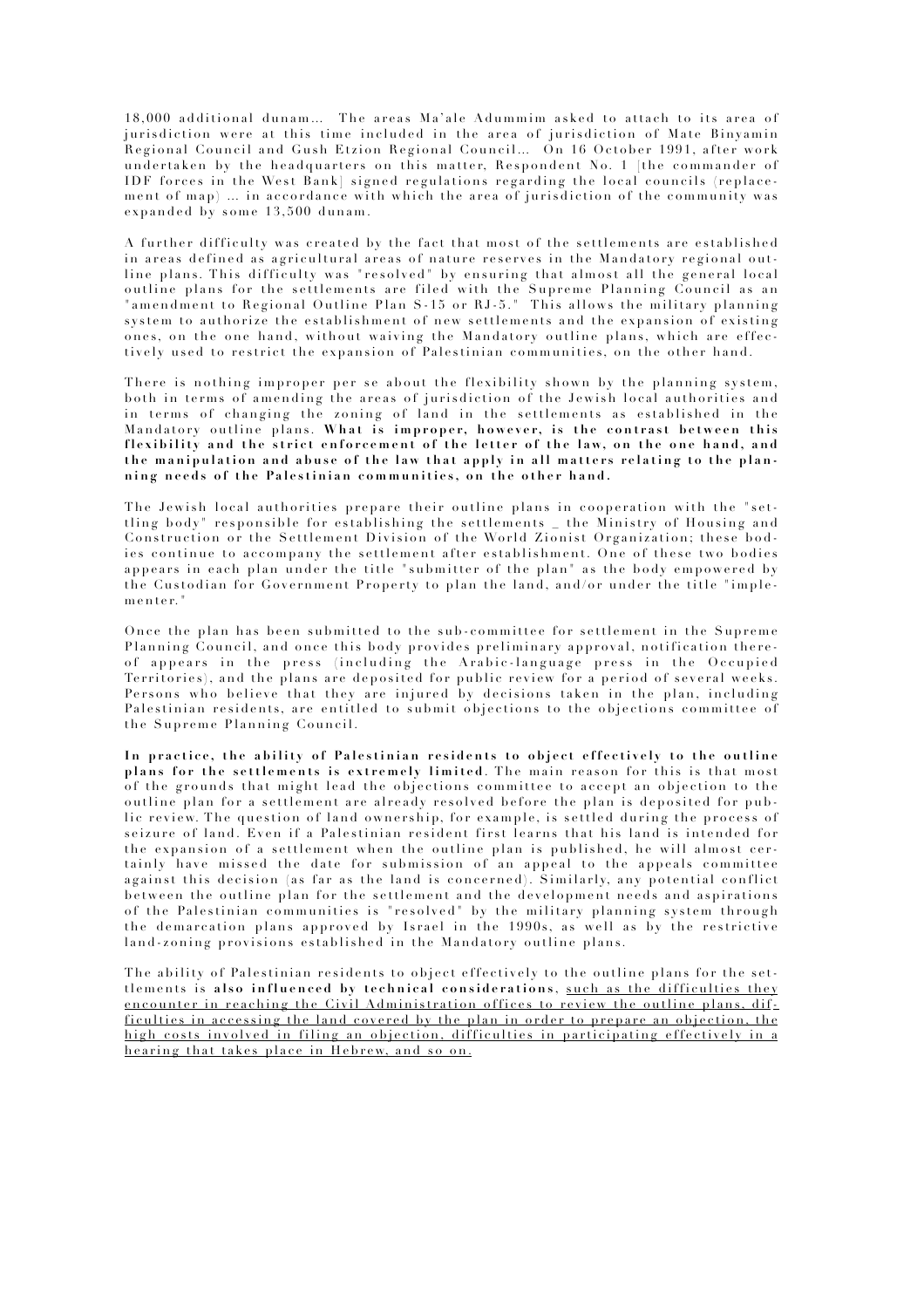18,000 additional dunam... The areas Ma'ale Adummim asked to attach to its area of jurisdiction were at this time included in the area of jurisdiction of Mate Binyamin Regional Council and Gush Etzion Regional Council... On 16 October 1991, after work undertaken by the headquarters on this matter, Respondent No. 1 [the commander of IDF forces in the West Bank] signed regulations regarding the local councils (replacement of map) ... in accordance with which the area of jurisdiction of the community was expanded by some 13,500 dunam.

A further difficulty was created by the fact that most of the settlements are established in areas defined as agricultural areas of nature reserves in the Mandatory regional outline plans. This difficulty was "resolved" by ensuring that almost all the general local outline plans for the settlements are filed with the Supreme Planning Council as an "amendment to Regional Outline Plan S-15 or RJ-5." This allows the military planning system to authorize the establishment of new settlements and the expansion of existing ones, on the one hand, without waiving the Mandatory outline plans, which are effectively used to restrict the expansion of Palestinian communities, on the other hand.

There is nothing improper per se about the flexibility shown by the planning system, both in terms of amending the areas of jurisdiction of the Jewish local authorities and in terms of changing the zoning of land in the settlements as established in the Mandatory outline plans. **What is improper, however, is the contrast between this flexibility and the strict enforcement of the letter of the law, on the one hand, and the manipulation and abuse of the law that apply in all matters relating to the planning needs of the Palestinian communities, on the other hand.**

The Jewish local authorities prepare their outline plans in cooperation with the "settling body" responsible for establishing the settlements _ the Ministry of Housing and Construction or the Settlement Division of the World Zionist Organization; these bodies continue to accompany the settlement after establishment. One of these two bodies appears in each plan under the title "submitter of the plan" as the body empowered by the Custodian for Government Property to plan the land, and/or under the title "implementer."

Once the plan has been submitted to the sub-committee for settlement in the Supreme Planning Council, and once this body provides preliminary approval, notification thereof appears in the press (including the Arabic-language press in the Occupied Territories), and the plans are deposited for public review for a period of several weeks. Persons who believe that they are injured by decisions taken in the plan, including Palestinian residents, are entitled to submit objections to the objections committee of the Supreme Planning Council.

**In practice, the ability of Palestinian residents to object effectively to the outline plans for the settlements is extremely limited.** The main reason for this is that most of the grounds that might lead the objections committee to accept an objection to the outline plan for a settlement are already resolved before the plan is deposited for public review. The question of land ownership, for example, is settled during the process of seizure of land. Even if a Palestinian resident first learns that his land is intended for the expansion of a settlement when the outline plan is published, he will almost certainly have missed the date for submission of an appeal to the appeals committee against this decision (as far as the land is concerned). Similarly, any potential conflict between the outline plan for the settlement and the development needs and aspirations of the Palestinian communities is "resolved" by the military planning system through the demarcation plans approved by Israel in the 1990s, as well as by the restrictive land-zoning provisions established in the Mandatory outline plans.

The ability of Palestinian residents to object effectively to the outline plans for the settlements is **also influenced by technical considerations**, <u>such as the difficulties they encounter in reaching the Civil Administration offices to review the outline plans, difficulties in accessing the land covered by the plan in order to prepare an objection, the high costs involved in filing an objection, difficulties in participating effectively in a hearing that takes place in Hebrew, and so on.</u>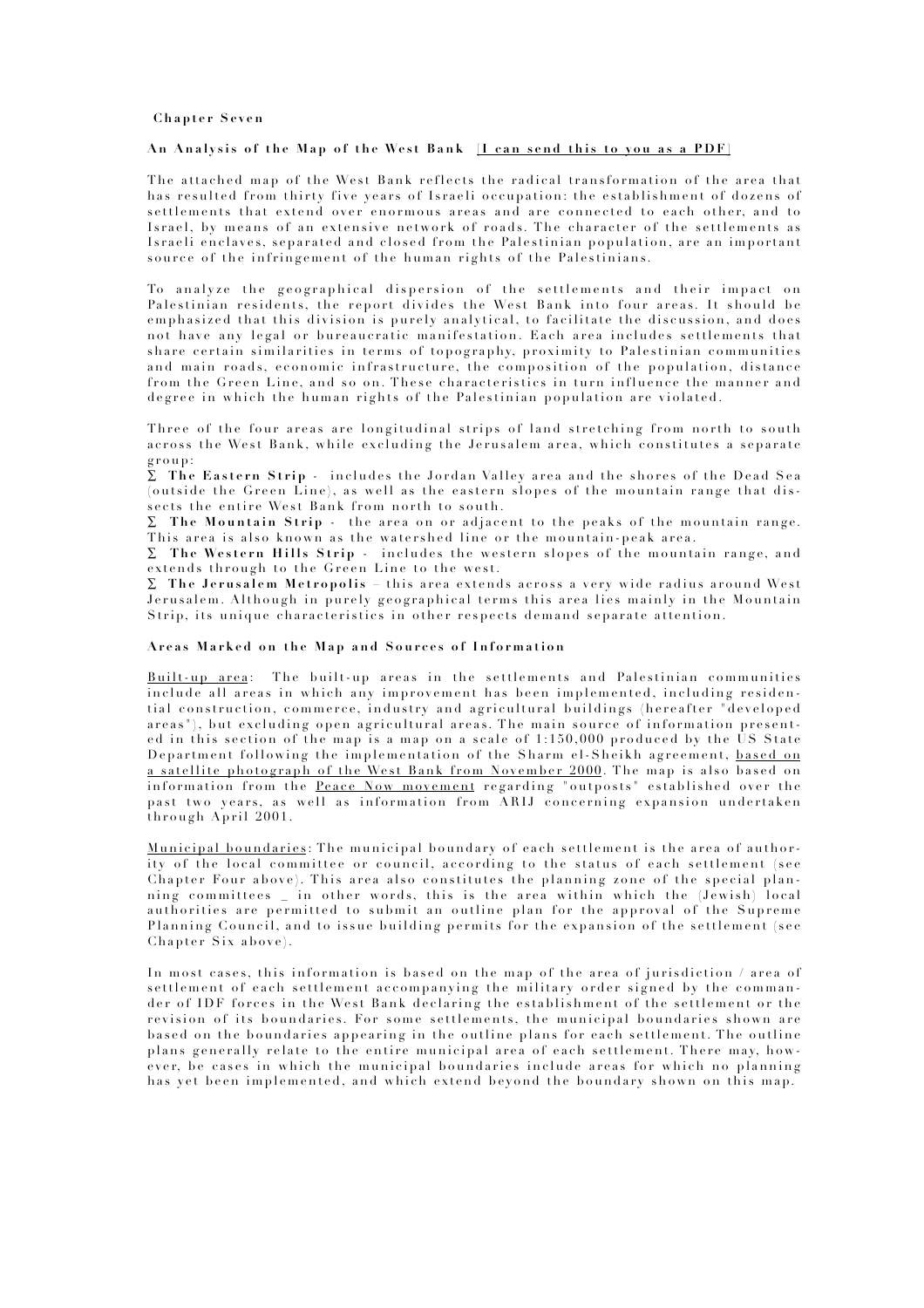**Chapter Seven**

**An Analysis of the Map of the West Bank** [I can send this to you as a PDF]

The attached map of the West Bank reflects the radical transformation of the area that has resulted from thirty five years of Israeli occupation: the establishment of dozens of settlements that extend over enormous areas and are connected to each other, and to Israel, by means of an extensive network of roads. The character of the settlements as Israeli enclaves, separated and closed from the Palestinian population, are an important source of the infringement of the human rights of the Palestinians.

To analyze the geographical dispersion of the settlements and their impact on Palestinian residents, the report divides the West Bank into four areas. It should be emphasized that this division is purely analytical, to facilitate the discussion, and does not have any legal or bureaucratic manifestation. Each area includes settlements that share certain similarities in terms of topography, proximity to Palestinian communities and main roads, economic infrastructure, the composition of the population, distance from the Green Line, and so on. These characteristics in turn influence the manner and degree in which the human rights of the Palestinian population are violated.

Three of the four areas are longitudinal strips of land stretching from north to south across the West Bank, while excluding the Jerusalem area, which constitutes a separate group:

- **The Eastern Strip** - includes the Jordan Valley area and the shores of the Dead Sea (outside the Green Line), as well as the eastern slopes of the mountain range that dissects the entire West Bank from north to south.
- **The Mountain Strip** - the area on or adjacent to the peaks of the mountain range. This area is also known as the watershed line or the mountain-peak area.
- **The Western Hills Strip** - includes the western slopes of the mountain range, and extends through to the Green Line to the west.
- **The Jerusalem Metropolis** – this area extends across a very wide radius around West Jerusalem. Although in purely geographical terms this area lies mainly in the Mountain Strip, its unique characteristics in other respects demand separate attention.

**Areas Marked on the Map and Sources of Information**

Built-up area: The built-up areas in the settlements and Palestinian communities include all areas in which any improvement has been implemented, including residential construction, commerce, industry and agricultural buildings (hereafter "developed areas"), but excluding open agricultural areas. The main source of information presented in this section of the map is a map on a scale of 1:150,000 produced by the US State Department following the implementation of the Sharm el-Sheikh agreement, based on a satellite photograph of the West Bank from November 2000. The map is also based on information from the Peace Now movement regarding "outposts" established over the past two years, as well as information from ARIJ concerning expansion undertaken through April 2001.

Municipal boundaries: The municipal boundary of each settlement is the area of authority of the local committee or council, according to the status of each settlement (see Chapter Four above). This area also constitutes the planning zone of the special planning committees _ in other words, this is the area within which the (Jewish) local authorities are permitted to submit an outline plan for the approval of the Supreme Planning Council, and to issue building permits for the expansion of the settlement (see Chapter Six above).

In most cases, this information is based on the map of the area of jurisdiction / area of settlement of each settlement accompanying the military order signed by the commander of IDF forces in the West Bank declaring the establishment of the settlement or the revision of its boundaries. For some settlements, the municipal boundaries shown are based on the boundaries appearing in the outline plans for each settlement. The outline plans generally relate to the entire municipal area of each settlement. There may, however, be cases in which the municipal boundaries include areas for which no planning has yet been implemented, and which extend beyond the boundary shown on this map.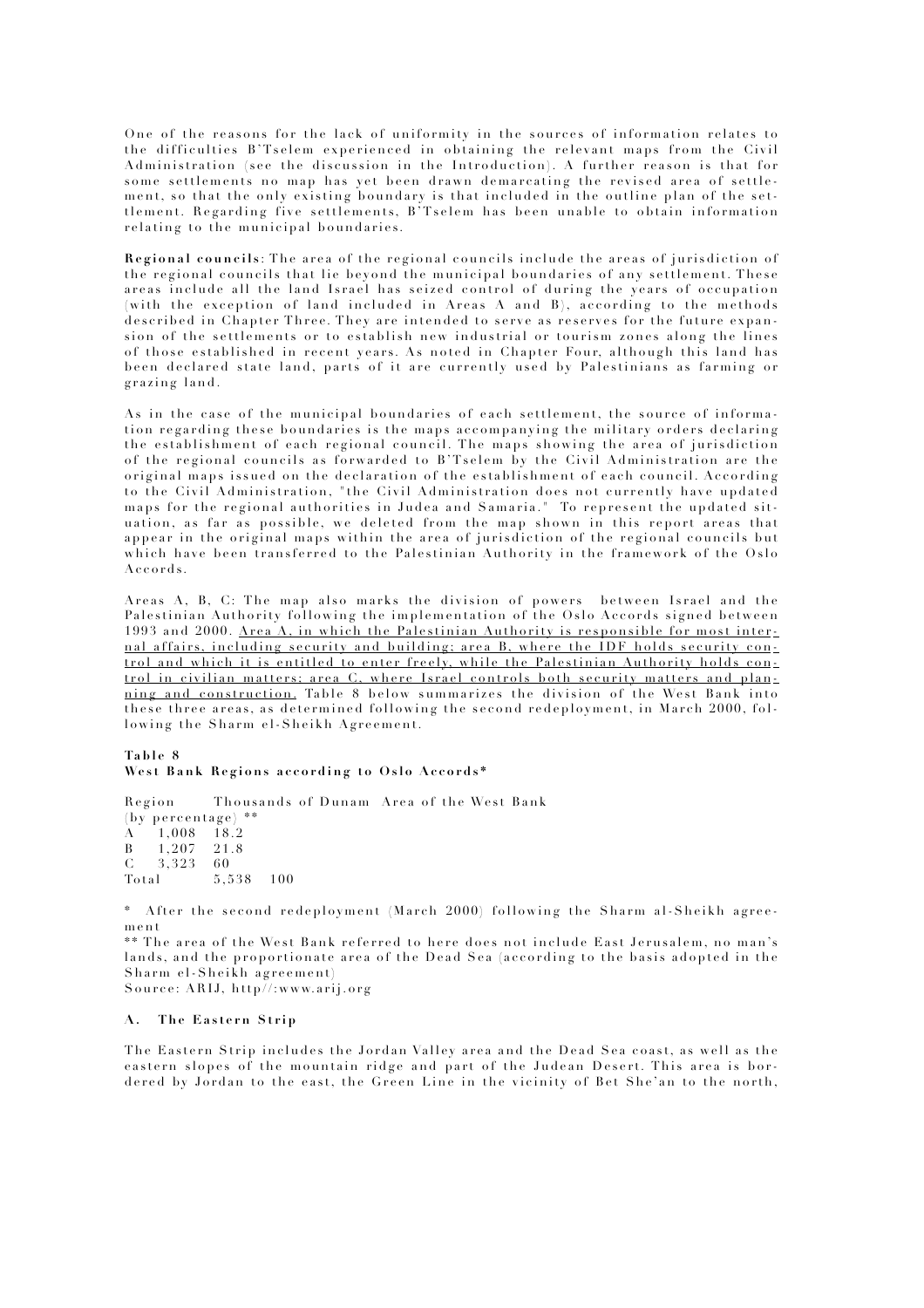One of the reasons for the lack of uniformity in the sources of information relates to the difficulties B'Tselem experienced in obtaining the relevant maps from the Civil Administration (see the discussion in the Introduction). A further reason is that for some settlements no map has yet been drawn demarcating the revised area of settlement, so that the only existing boundary is that included in the outline plan of the settlement. Regarding five settlements, B'Tselem has been unable to obtain information relating to the municipal boundaries.

**Regional councils**: The area of the regional councils include the areas of jurisdiction of the regional councils that lie beyond the municipal boundaries of any settlement. These areas include all the land Israel has seized control of during the years of occupation (with the exception of land included in Areas A and B), according to the methods described in Chapter Three. They are intended to serve as reserves for the future expansion of the settlements or to establish new industrial or tourism zones along the lines of those established in recent years. As noted in Chapter Four, although this land has been declared state land, parts of it are currently used by Palestinians as farming or grazing land.

As in the case of the municipal boundaries of each settlement, the source of information regarding these boundaries is the maps accompanying the military orders declaring the establishment of each regional council. The maps showing the area of jurisdiction of the regional councils as forwarded to B'Tselem by the Civil Administration are the original maps issued on the declaration of the establishment of each council. According to the Civil Administration, "the Civil Administration does not currently have updated maps for the regional authorities in Judea and Samaria." To represent the updated situation, as far as possible, we deleted from the map shown in this report areas that appear in the original maps within the area of jurisdiction of the regional councils but which have been transferred to the Palestinian Authority in the framework of the Oslo Accords.

Areas A, B, C: The map also marks the division of powers between Israel and the Palestinian Authority following the implementation of the Oslo Accords signed between 1993 and 2000. <u>Area A, in which the Palestinian Authority is responsible for most internal affairs, including security and building; area B, where the IDF holds security control and which it is entitled to enter freely, while the Palestinian Authority holds control in civilian matters; area C, where Israel controls both security matters and planning and construction.</u> Table 8 below summarizes the division of the West Bank into these three areas, as determined following the second redeployment, in March 2000, following the Sharm el-Sheikh Agreement.

**Table 8**
**West Bank Regions according to Oslo Accords***

| Region | Thousands of Dunam | Area of the West Bank (by percentage) ** |
|---|---|---|
| A | 1,008 | 18.2 |
| B | 1,207 | 21.8 |
| C | 3,323 | 60 |
| Total | 5,538 | 100 |

\* After the second redeployment (March 2000) following the Sharm al-Sheikh agreement

** The area of the West Bank referred to here does not include East Jerusalem, no man's lands, and the proportionate area of the Dead Sea (according to the basis adopted in the Sharm el-Sheikh agreement)

Source: ARIJ, http//:www.arij.org

### A. The Eastern Strip

The Eastern Strip includes the Jordan Valley area and the Dead Sea coast, as well as the eastern slopes of the mountain ridge and part of the Judean Desert. This area is bordered by Jordan to the east, the Green Line in the vicinity of Bet She'an to the north,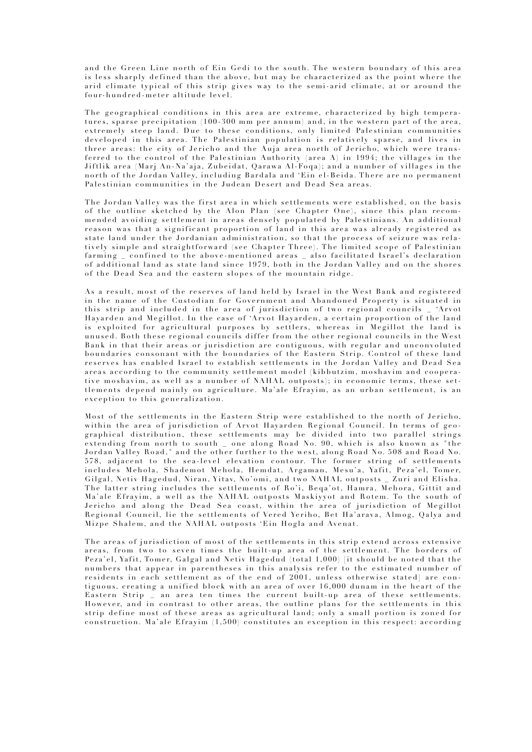and the Green Line north of Ein Gedi to the south. The western boundary of this area is less sharply defined than the above, but may be characterized as the point where the arid climate typical of this strip gives way to the semi-arid climate, at or around the four-hundred-meter altitude level.

The geographical conditions in this area are extreme, characterized by high temperatures, sparse precipitation (100-300 mm per annum) and, in the western part of the area, extremely steep land. Due to these conditions, only limited Palestinian communities developed in this area. The Palestinian population is relatively sparse, and lives in three areas: the city of Jericho and the Auja area north of Jericho, which were transferred to the control of the Palestinian Authority (area A) in 1994; the villages in the Jiftlik area (Marj An-Na'aja, Zubeidat, Qarawa Al-Foqa); and a number of villages in the north of the Jordan Valley, including Bardala and 'Ein el-Beida. There are no permanent Palestinian communities in the Judean Desert and Dead Sea areas.

The Jordan Valley was the first area in which settlements were established, on the basis of the outline sketched by the Alon Plan (see Chapter One), since this plan recommended avoiding settlement in areas densely populated by Palestinians. An additional reason was that a significant proportion of land in this area was already registered as state land under the Jordanian administration, so that the process of seizure was relatively simple and straightforward (see Chapter Three). The limited scope of Palestinian farming _ confined to the above-mentioned areas _ also facilitated Israel's declaration of additional land as state land since 1979, both in the Jordan Valley and on the shores of the Dead Sea and the eastern slopes of the mountain ridge.

As a result, most of the reserves of land held by Israel in the West Bank and registered in the name of the Custodian for Government and Abandoned Property is situated in this strip and included in the area of jurisdiction of two regional councils _ 'Arvot Hayarden and Megillot. In the case of 'Arvot Hayarden, a certain proportion of the land is exploited for agricultural purposes by settlers, whereas in Megillot the land is unused. Both these regional councils differ from the other regional councils in the West Bank in that their areas or jurisdiction are contiguous, with regular and unconvoluted boundaries consonant with the boundaries of the Eastern Strip. Control of these land reserves has enabled Israel to establish settlements in the Jordan Valley and Dead Sea areas according to the community settlement model (kibbutzim, moshavim and cooperative moshavim, as well as a number of NAHAL outposts); in economic terms, these settlements depend mainly on agriculture. Ma'ale Efrayim, as an urban settlement, is an exception to this generalization.

Most of the settlements in the Eastern Strip were established to the north of Jericho, within the area of jurisdiction of Arvot Hayarden Regional Council. In terms of geographical distribution, these settlements may be divided into two parallel strings extending from north to south _ one along Road No. 90, which is also known as "the Jordan Valley Road," and the other further to the west, along Road No. 508 and Road No. 578, adjacent to the sea-level elevation contour. The former string of settlements includes Mehola, Shademot Mehola, Hemdat, Argaman, Mesu'a, Yafit, Peza'el, Tomer, Gilgal, Netiv Hagedud, Niran, Yitav, No'omi, and two NAHAL outposts _ Zuri and Elisha. The latter string includes the settlements of Ro'i, Beqa'ot, Hamra, Mehora, Gittit and Ma'ale Efrayim, a well as the NAHAL outposts Maskiyyot and Rotem. To the south of Jericho and along the Dead Sea coast, within the area of jurisdiction of Megillot Regional Council, lie the settlements of Vered Yeriho, Bet Ha'arava, Almog, Qalya and Mizpe Shalem, and the NAHAL outposts 'Ein Hogla and Avenat.

The areas of jurisdiction of most of the settlements in this strip extend across extensive areas, from two to seven times the built-up area of the settlement. The borders of Peza'el, Yafit, Tomer, Galgal and Netiv Hagedud (total 1,000) [it should be noted that the numbers that appear in parentheses in this analysis refer to the estimated number of residents in each settlement as of the end of 2001, unless otherwise stated] are contiguous, creating a unified block with an area of over 16,000 dunam in the heart of the Eastern Strip _ an area ten times the current built-up area of these settlements. However, and in contrast to other areas, the outline plans for the settlements in this strip define most of these areas as agricultural land; only a small portion is zoned for construction. Ma'ale Efrayim (1,500) constitutes an exception in this respect: according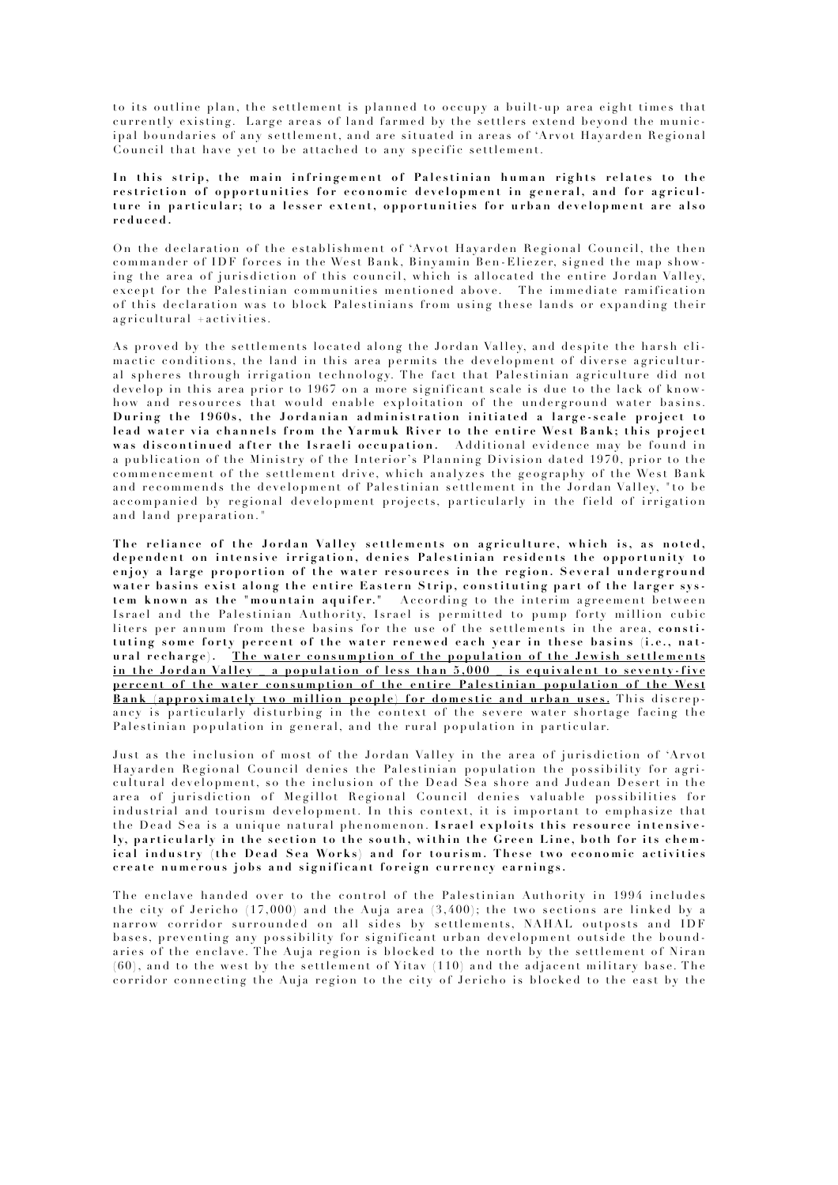to its outline plan, the settlement is planned to occupy a built-up area eight times that currently existing. Large areas of land farmed by the settlers extend beyond the municipal boundaries of any settlement, and are situated in areas of 'Arvot Hayarden Regional Council that have yet to be attached to any specific settlement.

**In this strip, the main infringement of Palestinian human rights relates to the restriction of opportunities for economic development in general, and for agriculture in particular; to a lesser extent, opportunities for urban development are also reduced.**

On the declaration of the establishment of 'Arvot Hayarden Regional Council, the then commander of IDF forces in the West Bank, Binyamin Ben-Eliezer, signed the map showing the area of jurisdiction of this council, which is allocated the entire Jordan Valley, except for the Palestinian communities mentioned above. The immediate ramification of this declaration was to block Palestinians from using these lands or expanding their agricultural +activities.

As proved by the settlements located along the Jordan Valley, and despite the harsh climactic conditions, the land in this area permits the development of diverse agricultural spheres through irrigation technology. The fact that Palestinian agriculture did not develop in this area prior to 1967 on a more significant scale is due to the lack of know-how and resources that would enable exploitation of the underground water basins. **During the 1960s, the Jordanian administration initiated a large-scale project to lead water via channels from the Yarmuk River to the entire West Bank; this project was discontinued after the Israeli occupation.** Additional evidence may be found in a publication of the Ministry of the Interior's Planning Division dated 1970, prior to the commencement of the settlement drive, which analyzes the geography of the West Bank and recommends the development of Palestinian settlement in the Jordan Valley, "to be accompanied by regional development projects, particularly in the field of irrigation and land preparation."

**The reliance of the Jordan Valley settlements on agriculture, which is, as noted, dependent on intensive irrigation, denies Palestinian residents the opportunity to enjoy a large proportion of the water resources in the region. Several underground water basins exist along the entire Eastern Strip, constituting part of the larger system known as the "mountain aquifer."** According to the interim agreement between Israel and the Palestinian Authority, Israel is permitted to pump forty million cubic liters per annum from these basins for the use of the settlements in the area, **constituting some forty percent of the water renewed each year in these basins (i.e., natural recharge).** <u>**The water consumption of the population of the Jewish settlements in the Jordan Valley _ a population of less than 5,000 _ is equivalent to seventy-five percent of the water consumption of the entire Palestinian population of the West Bank (approximately two million people) for domestic and urban uses.**</u> This discrepancy is particularly disturbing in the context of the severe water shortage facing the Palestinian population in general, and the rural population in particular.

Just as the inclusion of most of the Jordan Valley in the area of jurisdiction of 'Arvot Hayarden Regional Council denies the Palestinian population the possibility for agricultural development, so the inclusion of the Dead Sea shore and Judean Desert in the area of jurisdiction of Megillot Regional Council denies valuable possibilities for industrial and tourism development. In this context, it is important to emphasize that the Dead Sea is a unique natural phenomenon. **Israel exploits this resource intensively, particularly in the section to the south, within the Green Line, both for its chemical industry (the Dead Sea Works) and for tourism. These two economic activities create numerous jobs and significant foreign currency earnings.**

The enclave handed over to the control of the Palestinian Authority in 1994 includes the city of Jericho (17,000) and the Auja area (3,400); the two sections are linked by a narrow corridor surrounded on all sides by settlements, NAHAL outposts and IDF bases, preventing any possibility for significant urban development outside the boundaries of the enclave. The Auja region is blocked to the north by the settlement of Niran (60), and to the west by the settlement of Yitav (110) and the adjacent military base. The corridor connecting the Auja region to the city of Jericho is blocked to the east by the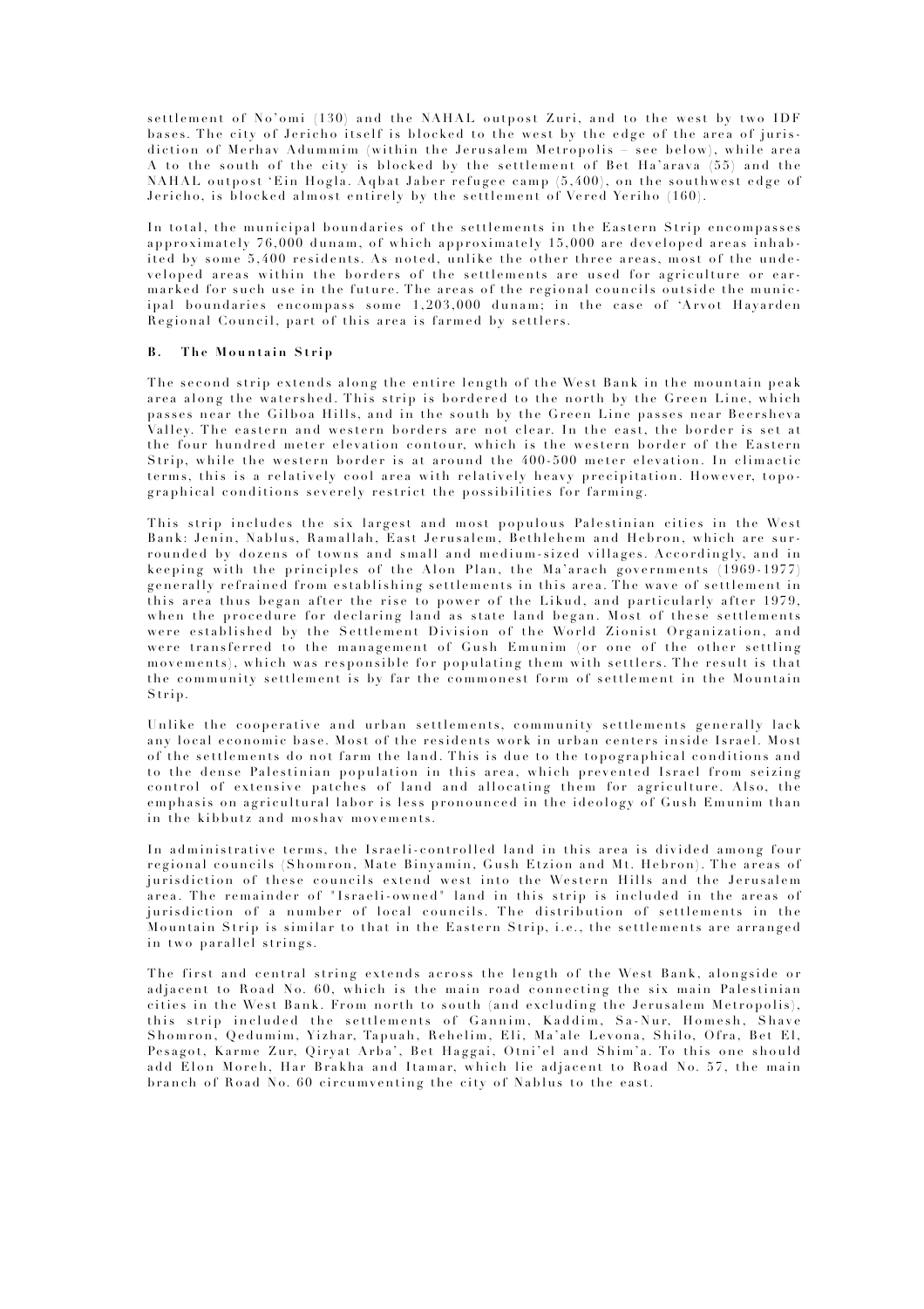settlement of No'omi (130) and the NAHAL outpost Zuri, and to the west by two IDF bases. The city of Jericho itself is blocked to the west by the edge of the area of jurisdiction of Merhav Adummim (within the Jerusalem Metropolis – see below), while area A to the south of the city is blocked by the settlement of Bet Ha'arava (55) and the NAHAL outpost 'Ein Hogla. Aqbat Jaber refugee camp (5,400), on the southwest edge of Jericho, is blocked almost entirely by the settlement of Vered Yeriho (160).

In total, the municipal boundaries of the settlements in the Eastern Strip encompasses approximately 76,000 dunam, of which approximately 15,000 are developed areas inhabited by some 5,400 residents. As noted, unlike the other three areas, most of the undeveloped areas within the borders of the settlements are used for agriculture or earmarked for such use in the future. The areas of the regional councils outside the municipal boundaries encompass some 1,203,000 dunam; in the case of 'Arvot Hayarden Regional Council, part of this area is farmed by settlers.

### B. The Mountain Strip

The second strip extends along the entire length of the West Bank in the mountain peak area along the watershed. This strip is bordered to the north by the Green Line, which passes near the Gilboa Hills, and in the south by the Green Line passes near Beersheva Valley. The eastern and western borders are not clear. In the east, the border is set at the four hundred meter elevation contour, which is the western border of the Eastern Strip, while the western border is at around the 400-500 meter elevation. In climactic terms, this is a relatively cool area with relatively heavy precipitation. However, topographical conditions severely restrict the possibilities for farming.

This strip includes the six largest and most populous Palestinian cities in the West Bank: Jenin, Nablus, Ramallah, East Jerusalem, Bethlehem and Hebron, which are surrounded by dozens of towns and small and medium-sized villages. Accordingly, and in keeping with the principles of the Alon Plan, the Ma'arach governments (1969-1977) generally refrained from establishing settlements in this area. The wave of settlement in this area thus began after the rise to power of the Likud, and particularly after 1979, when the procedure for declaring land as state land began. Most of these settlements were established by the Settlement Division of the World Zionist Organization, and were transferred to the management of Gush Emunim (or one of the other settling movements), which was responsible for populating them with settlers. The result is that the community settlement is by far the commonest form of settlement in the Mountain Strip.

Unlike the cooperative and urban settlements, community settlements generally lack any local economic base. Most of the residents work in urban centers inside Israel. Most of the settlements do not farm the land. This is due to the topographical conditions and to the dense Palestinian population in this area, which prevented Israel from seizing control of extensive patches of land and allocating them for agriculture. Also, the emphasis on agricultural labor is less pronounced in the ideology of Gush Emunim than in the kibbutz and moshav movements.

In administrative terms, the Israeli-controlled land in this area is divided among four regional councils (Shomron, Mate Binyamin, Gush Etzion and Mt. Hebron). The areas of jurisdiction of these councils extend west into the Western Hills and the Jerusalem area. The remainder of "Israeli-owned" land in this strip is included in the areas of jurisdiction of a number of local councils. The distribution of settlements in the Mountain Strip is similar to that in the Eastern Strip, i.e., the settlements are arranged in two parallel strings.

The first and central string extends across the length of the West Bank, alongside or adjacent to Road No. 60, which is the main road connecting the six main Palestinian cities in the West Bank. From north to south (and excluding the Jerusalem Metropolis), this strip included the settlements of Gannim, Kaddim, Sa-Nur, Homesh, Shave Shomron, Qedumim, Yizhar, Tapuah, Rehelim, Eli, Ma'ale Levona, Shilo, Ofra, Bet El, Pesagot, Karme Zur, Qiryat Arba', Bet Haggai, Otni'el and Shim'a. To this one should add Elon Moreh, Har Brakha and Itamar, which lie adjacent to Road No. 57, the main branch of Road No. 60 circumventing the city of Nablus to the east.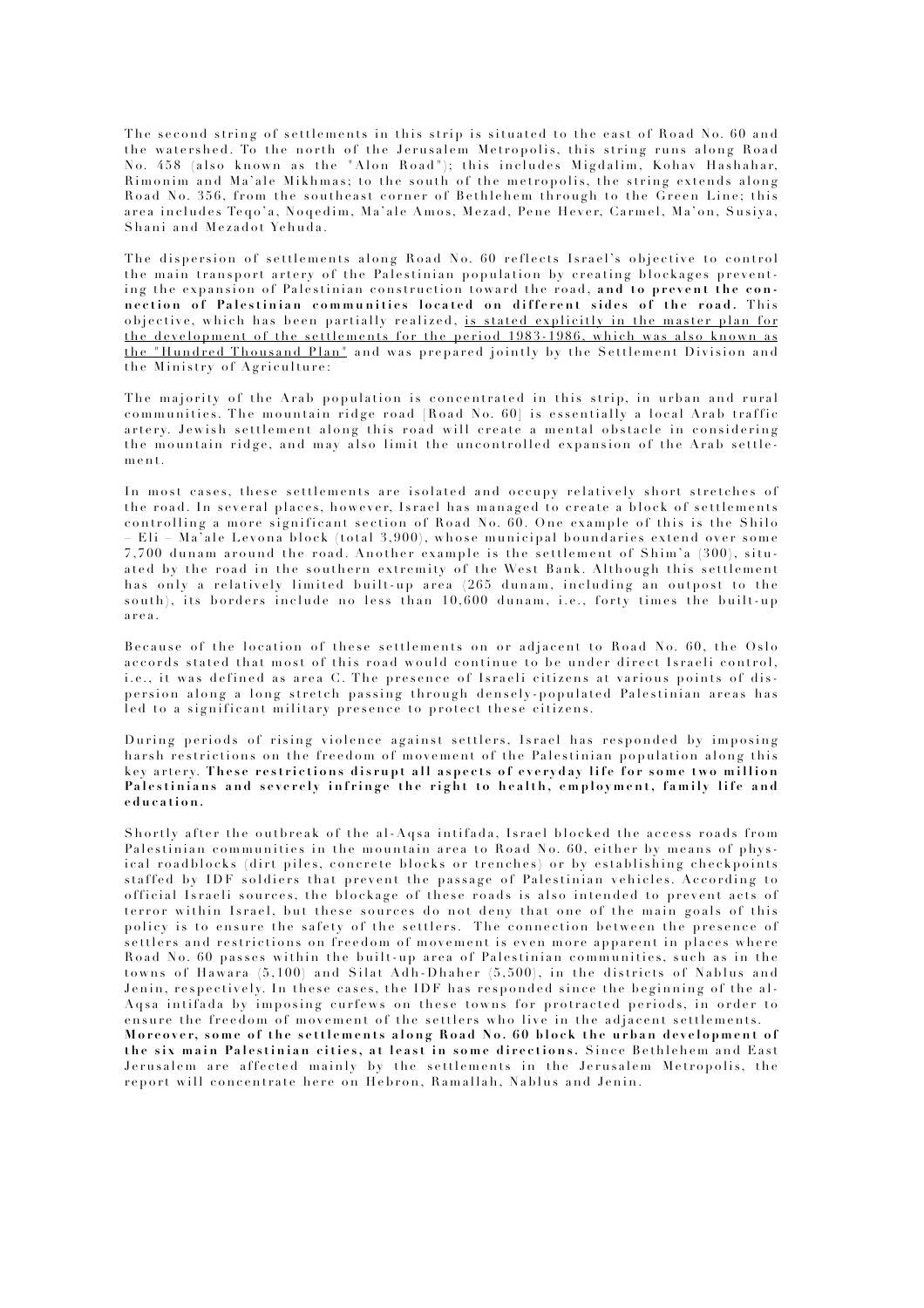The second string of settlements in this strip is situated to the east of Road No. 60 and the watershed. To the north of the Jerusalem Metropolis, this string runs along Road No. 458 (also known as the "Alon Road"); this includes Migdalim, Kohav Hashahar, Rimonim and Ma'ale Mikhmas; to the south of the metropolis, the string extends along Road No. 356, from the southeast corner of Bethlehem through to the Green Line; this area includes Teqo'a, Noqedim, Ma'ale Amos, Mezad, Pene Hever, Carmel, Ma'on, Susiya, Shani and Mezadot Yehuda.

The dispersion of settlements along Road No. 60 reflects Israel's objective to control the main transport artery of the Palestinian population by creating blockages preventing the expansion of Palestinian construction toward the road, **and to prevent the connection of Palestinian communities located on different sides of the road.** This objective, which has been partially realized, <u>is stated explicitly in the master plan for the development of the settlements for the period 1983-1986, which was also known as the "Hundred Thousand Plan"</u> and was prepared jointly by the Settlement Division and the Ministry of Agriculture:

The majority of the Arab population is concentrated in this strip, in urban and rural communities. The mountain ridge road [Road No. 60] is essentially a local Arab traffic artery. Jewish settlement along this road will create a mental obstacle in considering the mountain ridge, and may also limit the uncontrolled expansion of the Arab settlement.

In most cases, these settlements are isolated and occupy relatively short stretches of the road. In several places, however, Israel has managed to create a block of settlements controlling a more significant section of Road No. 60. One example of this is the Shilo – Eli – Ma'ale Levona block (total 3,900), whose municipal boundaries extend over some 7,700 dunam around the road. Another example is the settlement of Shim'a (300), situated by the road in the southern extremity of the West Bank. Although this settlement has only a relatively limited built-up area (265 dunam, including an outpost to the south), its borders include no less than 10,600 dunam, i.e., forty times the built-up area.

Because of the location of these settlements on or adjacent to Road No. 60, the Oslo accords stated that most of this road would continue to be under direct Israeli control, i.e., it was defined as area C. The presence of Israeli citizens at various points of dispersion along a long stretch passing through densely-populated Palestinian areas has led to a significant military presence to protect these citizens.

During periods of rising violence against settlers, Israel has responded by imposing harsh restrictions on the freedom of movement of the Palestinian population along this key artery. **These restrictions disrupt all aspects of everyday life for some two million Palestinians and severely infringe the right to health, employment, family life and education.**

Shortly after the outbreak of the al-Aqsa intifada, Israel blocked the access roads from Palestinian communities in the mountain area to Road No. 60, either by means of physical roadblocks (dirt piles, concrete blocks or trenches) or by establishing checkpoints staffed by IDF soldiers that prevent the passage of Palestinian vehicles. According to official Israeli sources, the blockage of these roads is also intended to prevent acts of terror within Israel, but these sources do not deny that one of the main goals of this policy is to ensure the safety of the settlers. The connection between the presence of settlers and restrictions on freedom of movement is even more apparent in places where Road No. 60 passes within the built-up area of Palestinian communities, such as in the towns of Hawara (5,100) and Silat Adh-Dhaher (5,500), in the districts of Nablus and Jenin, respectively. In these cases, the IDF has responded since the beginning of the al-Aqsa intifada by imposing curfews on these towns for protracted periods, in order to ensure the freedom of movement of the settlers who live in the adjacent settlements. **Moreover, some of the settlements along Road No. 60 block the urban development of the six main Palestinian cities, at least in some directions.** Since Bethlehem and East Jerusalem are affected mainly by the settlements in the Jerusalem Metropolis, the report will concentrate here on Hebron, Ramallah, Nablus and Jenin.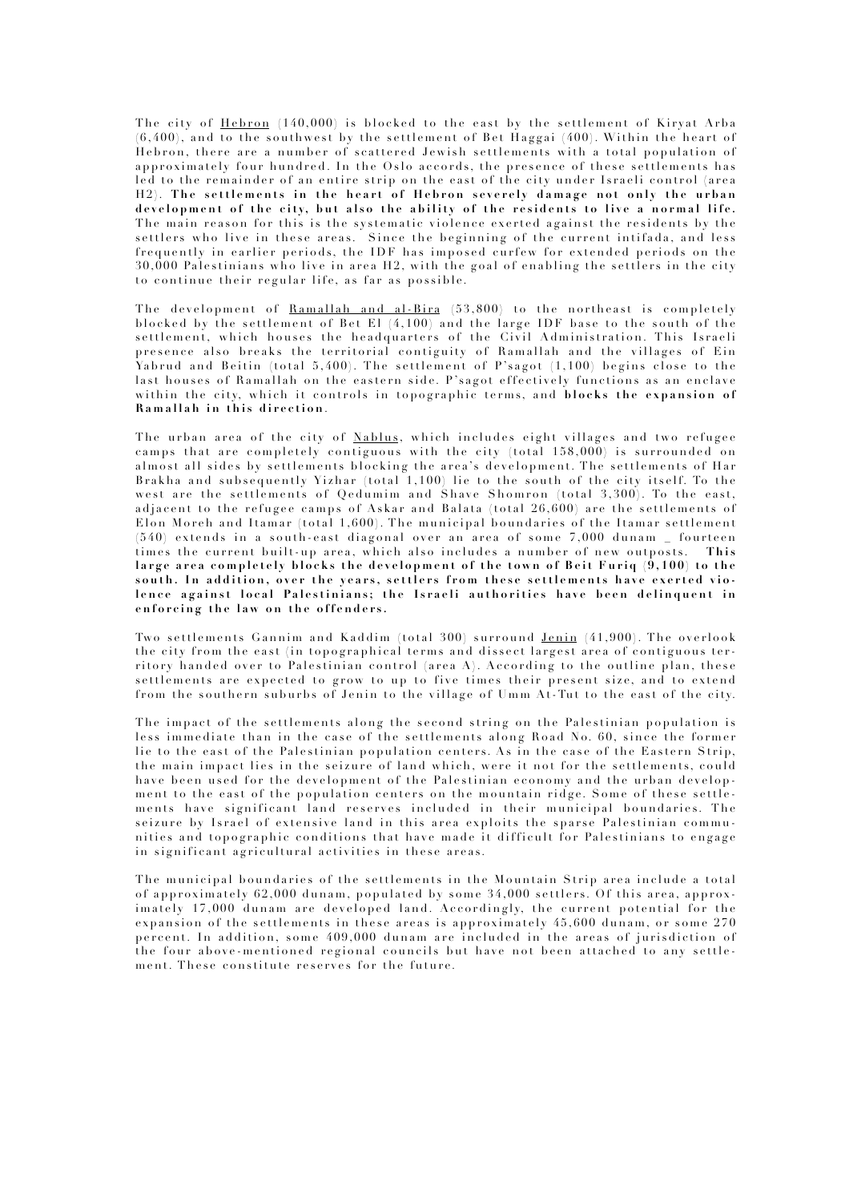The city of Hebron (140,000) is blocked to the east by the settlement of Kiryat Arba (6,400), and to the southwest by the settlement of Bet Haggai (400). Within the heart of Hebron, there are a number of scattered Jewish settlements with a total population of approximately four hundred. In the Oslo accords, the presence of these settlements has led to the remainder of an entire strip on the east of the city under Israeli control (area H2). **The settlements in the heart of Hebron severely damage not only the urban development of the city, but also the ability of the residents to live a normal life.** The main reason for this is the systematic violence exerted against the residents by the settlers who live in these areas. Since the beginning of the current intifada, and less frequently in earlier periods, the IDF has imposed curfew for extended periods on the 30,000 Palestinians who live in area H2, with the goal of enabling the settlers in the city to continue their regular life, as far as possible.

The development of Ramallah and al-Bira (53,800) to the northeast is completely blocked by the settlement of Bet El (4,100) and the large IDF base to the south of the settlement, which houses the headquarters of the Civil Administration. This Israeli presence also breaks the territorial contiguity of Ramallah and the villages of Ein Yabrud and Beitin (total 5,400). The settlement of P'sagot (1,100) begins close to the last houses of Ramallah on the eastern side. P'sagot effectively functions as an enclave within the city, which it controls in topographic terms, and **blocks the expansion of Ramallah in this direction**.

The urban area of the city of Nablus, which includes eight villages and two refugee camps that are completely contiguous with the city (total 158,000) is surrounded on almost all sides by settlements blocking the area's development. The settlements of Har Brakha and subsequently Yizhar (total 1,100) lie to the south of the city itself. To the west are the settlements of Qedumim and Shave Shomron (total 3,300). To the east, adjacent to the refugee camps of Askar and Balata (total 26,600) are the settlements of Elon Moreh and Itamar (total 1,600). The municipal boundaries of the Itamar settlement (540) extends in a south-east diagonal over an area of some 7,000 dunam _ fourteen times the current built-up area, which also includes a number of new outposts. **This large area completely blocks the development of the town of Beit Furiq (9,100) to the south. In addition, over the years, settlers from these settlements have exerted violence against local Palestinians; the Israeli authorities have been delinquent in enforcing the law on the offenders.**

Two settlements Gannim and Kaddim (total 300) surround Jenin (41,900). The overlook the city from the east (in topographical terms and dissect largest area of contiguous territory handed over to Palestinian control (area A). According to the outline plan, these settlements are expected to grow to up to five times their present size, and to extend from the southern suburbs of Jenin to the village of Umm At-Tut to the east of the city.

The impact of the settlements along the second string on the Palestinian population is less immediate than in the case of the settlements along Road No. 60, since the former lie to the east of the Palestinian population centers. As in the case of the Eastern Strip, the main impact lies in the seizure of land which, were it not for the settlements, could have been used for the development of the Palestinian economy and the urban development to the east of the population centers on the mountain ridge. Some of these settlements have significant land reserves included in their municipal boundaries. The seizure by Israel of extensive land in this area exploits the sparse Palestinian communities and topographic conditions that have made it difficult for Palestinians to engage in significant agricultural activities in these areas.

The municipal boundaries of the settlements in the Mountain Strip area include a total of approximately 62,000 dunam, populated by some 34,000 settlers. Of this area, approximately 17,000 dunam are developed land. Accordingly, the current potential for the expansion of the settlements in these areas is approximately 45,600 dunam, or some 270 percent. In addition, some 409,000 dunam are included in the areas of jurisdiction of the four above-mentioned regional councils but have not been attached to any settlement. These constitute reserves for the future.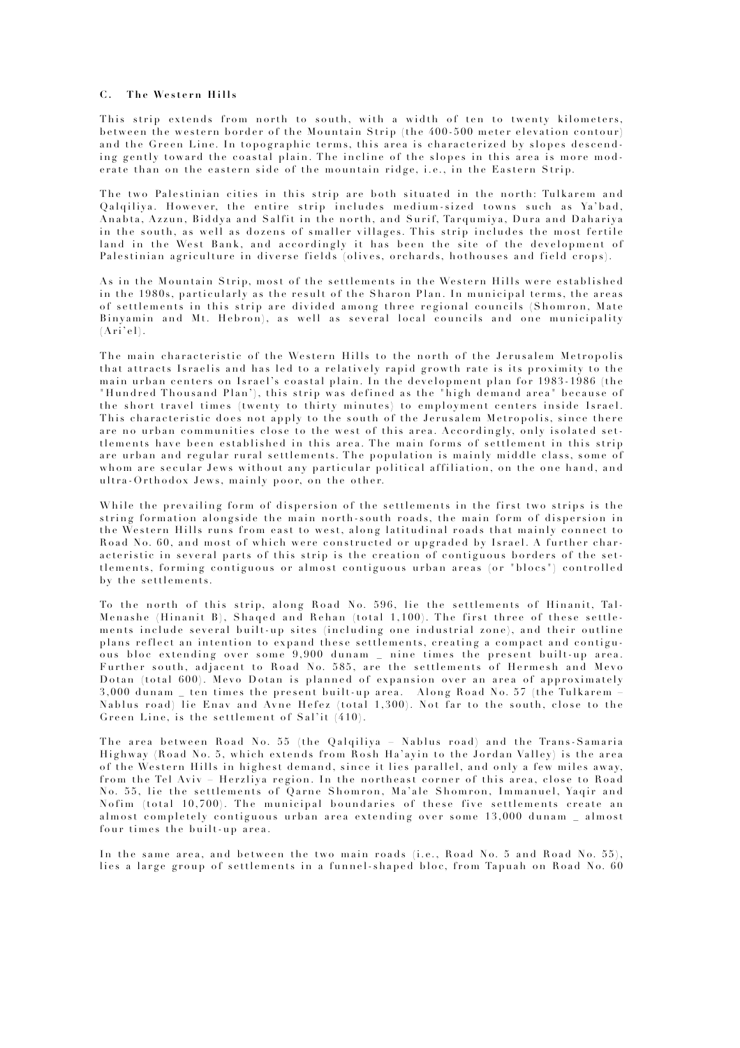### C. The Western Hills

This strip extends from north to south, with a width of ten to twenty kilometers, between the western border of the Mountain Strip (the 400-500 meter elevation contour) and the Green Line. In topographic terms, this area is characterized by slopes descending gently toward the coastal plain. The incline of the slopes in this area is more moderate than on the eastern side of the mountain ridge, i.e., in the Eastern Strip.

The two Palestinian cities in this strip are both situated in the north: Tulkarem and Qalqiliya. However, the entire strip includes medium-sized towns such as Ya'bad, Anabta, Azzun, Biddya and Salfit in the north, and Surif, Tarqumiya, Dura and Dahariya in the south, as well as dozens of smaller villages. This strip includes the most fertile land in the West Bank, and accordingly it has been the site of the development of Palestinian agriculture in diverse fields (olives, orchards, hothouses and field crops).

As in the Mountain Strip, most of the settlements in the Western Hills were established in the 1980s, particularly as the result of the Sharon Plan. In municipal terms, the areas of settlements in this strip are divided among three regional councils (Shomron, Mate Binyamin and Mt. Hebron), as well as several local councils and one municipality (Ari'el).

The main characteristic of the Western Hills to the north of the Jerusalem Metropolis that attracts Israelis and has led to a relatively rapid growth rate is its proximity to the main urban centers on Israel's coastal plain. In the development plan for 1983-1986 (the "Hundred Thousand Plan"), this strip was defined as the "high demand area" because of the short travel times (twenty to thirty minutes) to employment centers inside Israel. This characteristic does not apply to the south of the Jerusalem Metropolis, since there are no urban communities close to the west of this area. Accordingly, only isolated settlements have been established in this area. The main forms of settlement in this strip are urban and regular rural settlements. The population is mainly middle class, some of whom are secular Jews without any particular political affiliation, on the one hand, and ultra-Orthodox Jews, mainly poor, on the other.

While the prevailing form of dispersion of the settlements in the first two strips is the string formation alongside the main north-south roads, the main form of dispersion in the Western Hills runs from east to west, along latitudinal roads that mainly connect to Road No. 60, and most of which were constructed or upgraded by Israel. A further characteristic in several parts of this strip is the creation of contiguous borders of the settlements, forming contiguous or almost contiguous urban areas (or "blocs") controlled by the settlements.

To the north of this strip, along Road No. 596, lie the settlements of Hinanit, Tal-Menashe (Hinanit B), Shaqed and Rehan (total 1,100). The first three of these settlements include several built-up sites (including one industrial zone), and their outline plans reflect an intention to expand these settlements, creating a compact and contiguous bloc extending over some 9,900 dunam _ nine times the present built-up area. Further south, adjacent to Road No. 585, are the settlements of Hermesh and Mevo Dotan (total 600). Mevo Dotan is planned of expansion over an area of approximately 3,000 dunam _ ten times the present built-up area. Along Road No. 57 (the Tulkarem – Nablus road) lie Enav and Avne Hefez (total 1,300). Not far to the south, close to the Green Line, is the settlement of Sal'it (410).

The area between Road No. 55 (the Qalqiliya – Nablus road) and the Trans-Samaria Highway (Road No. 5, which extends from Rosh Ha'ayin to the Jordan Valley) is the area of the Western Hills in highest demand, since it lies parallel, and only a few miles away, from the Tel Aviv – Herzliya region. In the northeast corner of this area, close to Road No. 55, lie the settlements of Qarne Shomron, Ma'ale Shomron, Immanuel, Yaqir and Nofim (total 10,700). The municipal boundaries of these five settlements create an almost completely contiguous urban area extending over some 13,000 dunam _ almost four times the built-up area.

In the same area, and between the two main roads (i.e., Road No. 5 and Road No. 55), lies a large group of settlements in a funnel-shaped bloc, from Tapuah on Road No. 60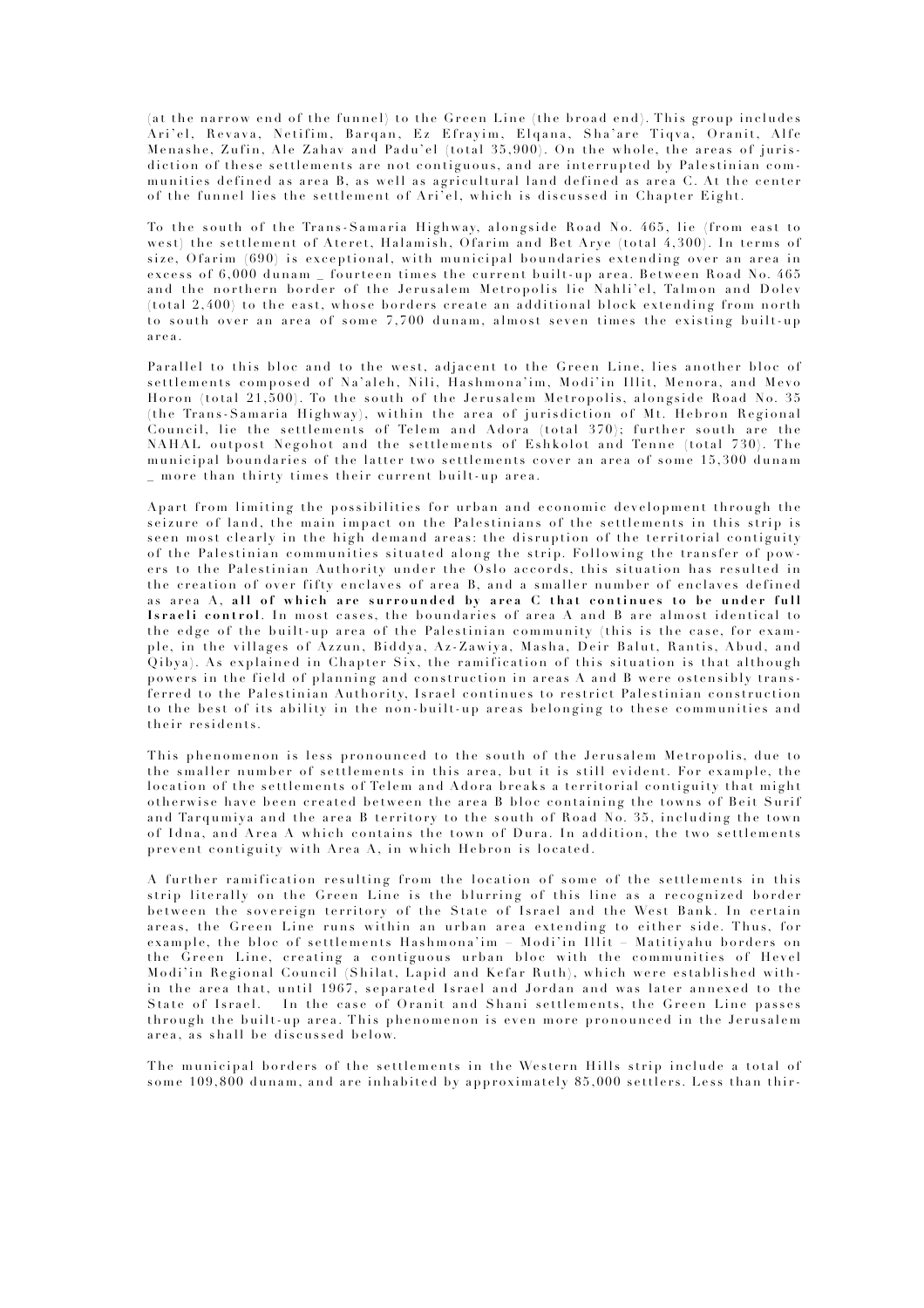(at the narrow end of the funnel) to the Green Line (the broad end). This group includes Ari'el, Revava, Netifim, Barqan, Ez Efrayim, Elqana, Sha'are Tiqva, Oranit, Alfe Menashe, Zufin, Ale Zahav and Padu'el (total 35,900). On the whole, the areas of jurisdiction of these settlements are not contiguous, and are interrupted by Palestinian communities defined as area B, as well as agricultural land defined as area C. At the center of the funnel lies the settlement of Ari'el, which is discussed in Chapter Eight.

To the south of the Trans-Samaria Highway, alongside Road No. 465, lie (from east to west) the settlement of Ateret, Halamish, Ofarim and Bet Arye (total 4,300). In terms of size, Ofarim (690) is exceptional, with municipal boundaries extending over an area in excess of 6,000 dunam _ fourteen times the current built-up area. Between Road No. 465 and the northern border of the Jerusalem Metropolis lie Nahli'el, Talmon and Dolev (total 2,400) to the east, whose borders create an additional block extending from north to south over an area of some 7,700 dunam, almost seven times the existing built-up area.

Parallel to this bloc and to the west, adjacent to the Green Line, lies another bloc of settlements composed of Na'aleh, Nili, Hashmona'im, Modi'in Illit, Menora, and Mevo Horon (total 21,500). To the south of the Jerusalem Metropolis, alongside Road No. 35 (the Trans-Samaria Highway), within the area of jurisdiction of Mt. Hebron Regional Council, lie the settlements of Telem and Adora (total 370); further south are the NAHAL outpost Negohot and the settlements of Eshkolot and Tenne (total 730). The municipal boundaries of the latter two settlements cover an area of some 15,300 dunam _ more than thirty times their current built-up area.

Apart from limiting the possibilities for urban and economic development through the seizure of land, the main impact on the Palestinians of the settlements in this strip is seen most clearly in the high demand areas: the disruption of the territorial contiguity of the Palestinian communities situated along the strip. Following the transfer of powers to the Palestinian Authority under the Oslo accords, this situation has resulted in the creation of over fifty enclaves of area B, and a smaller number of enclaves defined as area A, **all of which are surrounded by area C that continues to be under full Israeli control**. In most cases, the boundaries of area A and B are almost identical to the edge of the built-up area of the Palestinian community (this is the case, for example, in the villages of Azzun, Biddya, Az-Zawiya, Masha, Deir Balut, Rantis, Abud, and Qibya). As explained in Chapter Six, the ramification of this situation is that although powers in the field of planning and construction in areas A and B were ostensibly transferred to the Palestinian Authority, Israel continues to restrict Palestinian construction to the best of its ability in the non-built-up areas belonging to these communities and their residents.

This phenomenon is less pronounced to the south of the Jerusalem Metropolis, due to the smaller number of settlements in this area, but it is still evident. For example, the location of the settlements of Telem and Adora breaks a territorial contiguity that might otherwise have been created between the area B bloc containing the towns of Beit Surif and Tarqumiya and the area B territory to the south of Road No. 35, including the town of Idna, and Area A which contains the town of Dura. In addition, the two settlements prevent contiguity with Area A, in which Hebron is located.

A further ramification resulting from the location of some of the settlements in this strip literally on the Green Line is the blurring of this line as a recognized border between the sovereign territory of the State of Israel and the West Bank. In certain areas, the Green Line runs within an urban area extending to either side. Thus, for example, the bloc of settlements Hashmona'im – Modi'in Illit – Matitiyahu borders on the Green Line, creating a contiguous urban bloc with the communities of Hevel Modi'in Regional Council (Shilat, Lapid and Kefar Ruth), which were established within the area that, until 1967, separated Israel and Jordan and was later annexed to the State of Israel. In the case of Oranit and Shani settlements, the Green Line passes through the built-up area. This phenomenon is even more pronounced in the Jerusalem area, as shall be discussed below.

The municipal borders of the settlements in the Western Hills strip include a total of some 109,800 dunam, and are inhabited by approximately 85,000 settlers. Less than thir-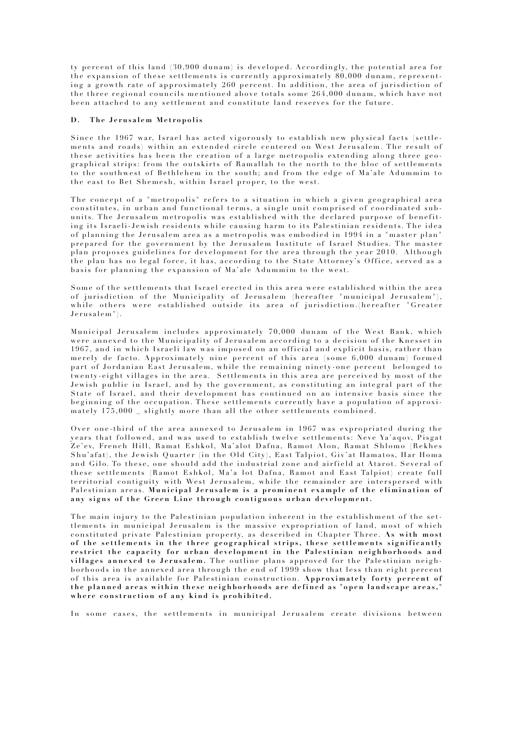ty percent of this land (30,900 dunam) is developed. Accordingly, the potential area for the expansion of these settlements is currently approximately 80,000 dunam, representing a growth rate of approximately 260 percent. In addition, the area of jurisdiction of the three regional councils mentioned above totals some 264,000 dunam, which have not been attached to any settlement and constitute land reserves for the future.

### D. The Jerusalem Metropolis

Since the 1967 war, Israel has acted vigorously to establish new physical facts (settlements and roads) within an extended circle centered on West Jerusalem. The result of these activities has been the creation of a large metropolis extending along three geographical strips: from the outskirts of Ramallah to the north to the bloc of settlements to the southwest of Bethlehem in the south; and from the edge of Ma'ale Adummim to the east to Bet Shemesh, within Israel proper, to the west.

The concept of a "metropolis" refers to a situation in which a given geographical area constitutes, in urban and functional terms, a single unit comprised of coordinated subunits. The Jerusalem metropolis was established with the declared purpose of benefiting its Israeli-Jewish residents while causing harm to its Palestinian residents. The idea of planning the Jerusalem area as a metropolis was embodied in 1994 in a "master plan" prepared for the government by the Jerusalem Institute of Israel Studies. The master plan proposes guidelines for development for the area through the year 2010. Although the plan has no legal force, it has, according to the State Attorney's Office, served as a basis for planning the expansion of Ma'ale Adummim to the west.

Some of the settlements that Israel erected in this area were established within the area of jurisdiction of the Municipality of Jerusalem (hereafter "municipal Jerusalem"), while others were established outside its area of jurisdiction.(hereafter "Greater Jerusalem").

Municipal Jerusalem includes approximately 70,000 dunam of the West Bank, which were annexed to the Municipality of Jerusalem according to a decision of the Knesset in 1967, and in which Israeli law was imposed on an official and explicit basis, rather than merely de facto. Approximately nine percent of this area (some 6,000 dunam) formed part of Jordanian East Jerusalem, while the remaining ninety-one percent belonged to twenty-eight villages in the area. Settlements in this area are perceived by most of the Jewish public in Israel, and by the government, as constituting an integral part of the State of Israel, and their development has continued on an intensive basis since the beginning of the occupation. These settlements currently have a population of approximately 175,000 _ slightly more than all the other settlements combined.

Over one-third of the area annexed to Jerusalem in 1967 was expropriated during the years that followed, and was used to establish twelve settlements: Neve Ya'aqov, Pisgat Ze'ev, French Hill, Ramat Eshkol, Ma'alot Dafna, Ramot Alon, Ramat Shlomo (Rekhes Shu'afat), the Jewish Quarter (in the Old City), East Talpiot, Giv'at Hamatos, Har Homa and Gilo. To these, one should add the industrial zone and airfield at Atarot. Several of these settlements (Ramot Eshkol, Ma'a lot Dafna, Ramot and East Talpiot) create full territorial contiguity with West Jerusalem, while the remainder are interspersed with Palestinian areas. **Municipal Jerusalem is a prominent example of the elimination of any signs of the Green Line through contiguous urban development.**

The main injury to the Palestinian population inherent in the establishment of the settlements in municipal Jerusalem is the massive expropriation of land, most of which constituted private Palestinian property, as described in Chapter Three. **As with most of the settlements in the three geographical strips, these settlements significantly restrict the capacity for urban development in the Palestinian neighborhoods and villages annexed to Jerusalem.** The outline plans approved for the Palestinian neighborhoods in the annexed area through the end of 1999 show that less than eight percent of this area is available for Palestinian construction. **Approximately forty percent of the planned areas within these neighborhoods are defined as "open landscape areas," where construction of any kind is prohibited.**

In some cases, the settlements in municipal Jerusalem create divisions between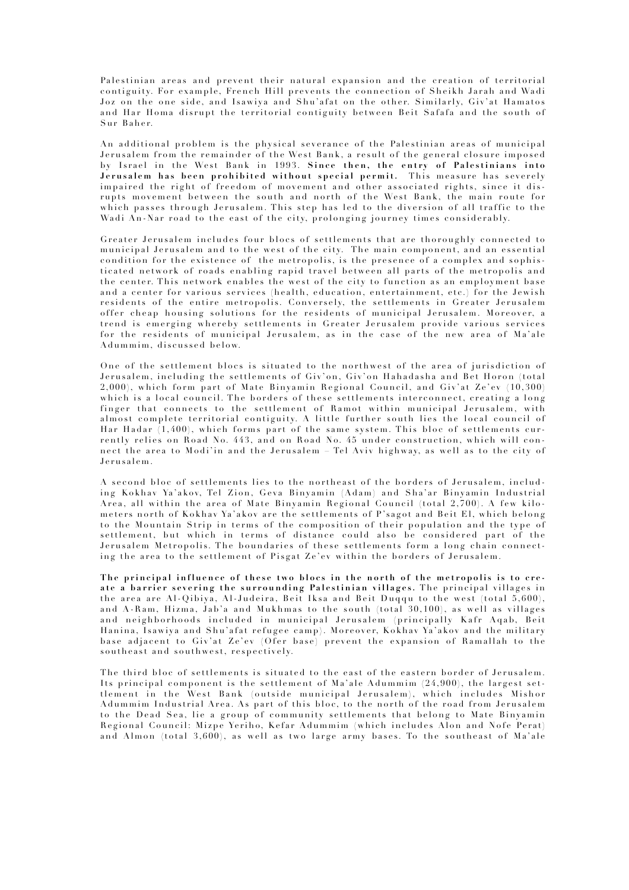Palestinian areas and prevent their natural expansion and the creation of territorial contiguity. For example, French Hill prevents the connection of Sheikh Jarah and Wadi Joz on the one side, and Isawiya and Shu'afat on the other. Similarly, Giv'at Hamatos and Har Homa disrupt the territorial contiguity between Beit Safafa and the south of Sur Baher.

An additional problem is the physical severance of the Palestinian areas of municipal Jerusalem from the remainder of the West Bank, a result of the general closure imposed by Israel in the West Bank in 1993. **Since then, the entry of Palestinians into Jerusalem has been prohibited without special permit.** This measure has severely impaired the right of freedom of movement and other associated rights, since it disrupts movement between the south and north of the West Bank, the main route for which passes through Jerusalem. This step has led to the diversion of all traffic to the Wadi An-Nar road to the east of the city, prolonging journey times considerably.

Greater Jerusalem includes four blocs of settlements that are thoroughly connected to municipal Jerusalem and to the west of the city. The main component, and an essential condition for the existence of the metropolis, is the presence of a complex and sophisticated network of roads enabling rapid travel between all parts of the metropolis and the center. This network enables the west of the city to function as an employment base and a center for various services (health, education, entertainment, etc.) for the Jewish residents of the entire metropolis. Conversely, the settlements in Greater Jerusalem offer cheap housing solutions for the residents of municipal Jerusalem. Moreover, a trend is emerging whereby settlements in Greater Jerusalem provide various services for the residents of municipal Jerusalem, as in the case of the new area of Ma'ale Adummim, discussed below.

One of the settlement blocs is situated to the northwest of the area of jurisdiction of Jerusalem, including the settlements of Giv'on, Giv'on Hahadasha and Bet Horon (total 2,000), which form part of Mate Binyamin Regional Council, and Giv'at Ze'ev (10,300) which is a local council. The borders of these settlements interconnect, creating a long finger that connects to the settlement of Ramot within municipal Jerusalem, with almost complete territorial contiguity. A little further south lies the local council of Har Hadar (1,400), which forms part of the same system. This bloc of settlements currently relies on Road No. 443, and on Road No. 45 under construction, which will connect the area to Modi'in and the Jerusalem – Tel Aviv highway, as well as to the city of Jerusalem.

A second bloc of settlements lies to the northeast of the borders of Jerusalem, including Kokhav Ya'akov, Tel Zion, Geva Binyamin (Adam) and Sha'ar Binyamin Industrial Area, all within the area of Mate Binyamin Regional Council (total 2,700). A few kilometers north of Kokhav Ya'akov are the settlements of P'sagot and Beit El, which belong to the Mountain Strip in terms of the composition of their population and the type of settlement, but which in terms of distance could also be considered part of the Jerusalem Metropolis. The boundaries of these settlements form a long chain connecting the area to the settlement of Pisgat Ze'ev within the borders of Jerusalem.

**The principal influence of these two blocs in the north of the metropolis is to create a barrier severing the surrounding Palestinian villages.** The principal villages in the area are Al-Qibiya, Al-Judeira, Beit Iksa and Beit Duqqu to the west (total 5,600), and A-Ram, Hizma, Jab'a and Mukhmas to the south (total 30,100), as well as villages and neighborhoods included in municipal Jerusalem (principally Kafr Aqab, Beit Hanina, Isawiya and Shu'afat refugee camp). Moreover, Kokhav Ya'akov and the military base adjacent to Giv'at Ze'ev (Ofer base) prevent the expansion of Ramallah to the southeast and southwest, respectively.

The third bloc of settlements is situated to the east of the eastern border of Jerusalem. Its principal component is the settlement of Ma'ale Adummim (24,900), the largest settlement in the West Bank (outside municipal Jerusalem), which includes Mishor Adummim Industrial Area. As part of this bloc, to the north of the road from Jerusalem to the Dead Sea, lie a group of community settlements that belong to Mate Binyamin Regional Council: Mizpe Yeriho, Kefar Adummim (which includes Alon and Nofe Perat) and Almon (total 3,600), as well as two large army bases. To the southeast of Ma'ale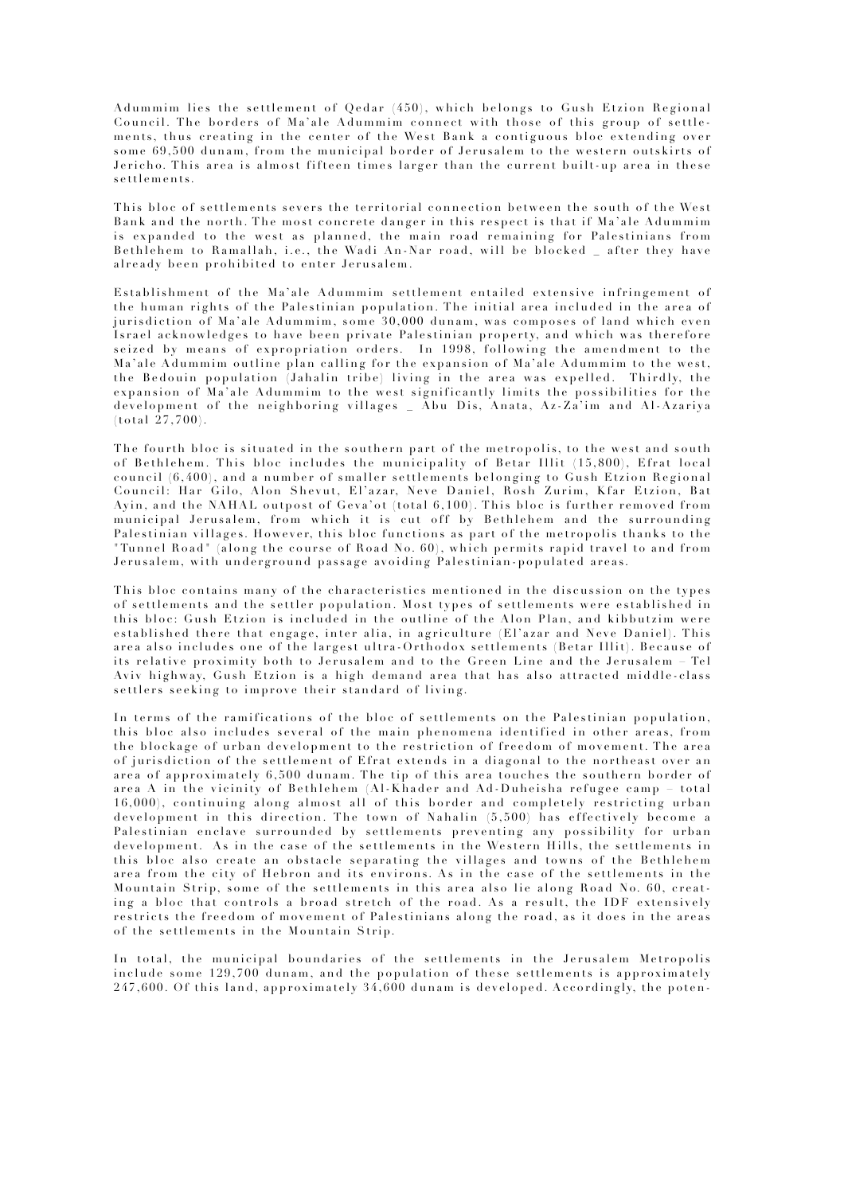Adummim lies the settlement of Qedar (450), which belongs to Gush Etzion Regional Council. The borders of Ma'ale Adummim connect with those of this group of settlements, thus creating in the center of the West Bank a contiguous bloc extending over some 69,500 dunam, from the municipal border of Jerusalem to the western outskirts of Jericho. This area is almost fifteen times larger than the current built-up area in these settlements.

This bloc of settlements severs the territorial connection between the south of the West Bank and the north. The most concrete danger in this respect is that if Ma'ale Adummim is expanded to the west as planned, the main road remaining for Palestinians from Bethlehem to Ramallah, i.e., the Wadi An-Nar road, will be blocked _ after they have already been prohibited to enter Jerusalem.

Establishment of the Ma'ale Adummim settlement entailed extensive infringement of the human rights of the Palestinian population. The initial area included in the area of jurisdiction of Ma'ale Adummim, some 30,000 dunam, was composes of land which even Israel acknowledges to have been private Palestinian property, and which was therefore seized by means of expropriation orders. In 1998, following the amendment to the Ma'ale Adummim outline plan calling for the expansion of Ma'ale Adummim to the west, the Bedouin population (Jahalin tribe) living in the area was expelled. Thirdly, the expansion of Ma'ale Adummim to the west significantly limits the possibilities for the development of the neighboring villages _ Abu Dis, Anata, Az-Za'im and Al-Azariya (total 27,700).

The fourth bloc is situated in the southern part of the metropolis, to the west and south of Bethlehem. This bloc includes the municipality of Betar Illit (15,800), Efrat local council (6,400), and a number of smaller settlements belonging to Gush Etzion Regional Council: Har Gilo, Alon Shevut, El'azar, Neve Daniel, Rosh Zurim, Kfar Etzion, Bat Ayin, and the NAHAL outpost of Geva'ot (total 6,100). This bloc is further removed from municipal Jerusalem, from which it is cut off by Bethlehem and the surrounding Palestinian villages. However, this bloc functions as part of the metropolis thanks to the "Tunnel Road" (along the course of Road No. 60), which permits rapid travel to and from Jerusalem, with underground passage avoiding Palestinian-populated areas.

This bloc contains many of the characteristics mentioned in the discussion on the types of settlements and the settler population. Most types of settlements were established in this bloc: Gush Etzion is included in the outline of the Alon Plan, and kibbutzim were established there that engage, inter alia, in agriculture (El'azar and Neve Daniel). This area also includes one of the largest ultra-Orthodox settlements (Betar Illit). Because of its relative proximity both to Jerusalem and to the Green Line and the Jerusalem – Tel Aviv highway, Gush Etzion is a high demand area that has also attracted middle-class settlers seeking to improve their standard of living.

In terms of the ramifications of the bloc of settlements on the Palestinian population, this bloc also includes several of the main phenomena identified in other areas, from the blockage of urban development to the restriction of freedom of movement. The area of jurisdiction of the settlement of Efrat extends in a diagonal to the northeast over an area of approximately 6,500 dunam. The tip of this area touches the southern border of area A in the vicinity of Bethlehem (Al-Khader and Ad-Duheisha refugee camp – total 16,000), continuing along almost all of this border and completely restricting urban development in this direction. The town of Nahalin (5,500) has effectively become a Palestinian enclave surrounded by settlements preventing any possibility for urban development. As in the case of the settlements in the Western Hills, the settlements in this bloc also create an obstacle separating the villages and towns of the Bethlehem area from the city of Hebron and its environs. As in the case of the settlements in the Mountain Strip, some of the settlements in this area also lie along Road No. 60, creating a bloc that controls a broad stretch of the road. As a result, the IDF extensively restricts the freedom of movement of Palestinians along the road, as it does in the areas of the settlements in the Mountain Strip.

In total, the municipal boundaries of the settlements in the Jerusalem Metropolis include some 129,700 dunam, and the population of these settlements is approximately 247,600. Of this land, approximately 34,600 dunam is developed. Accordingly, the poten-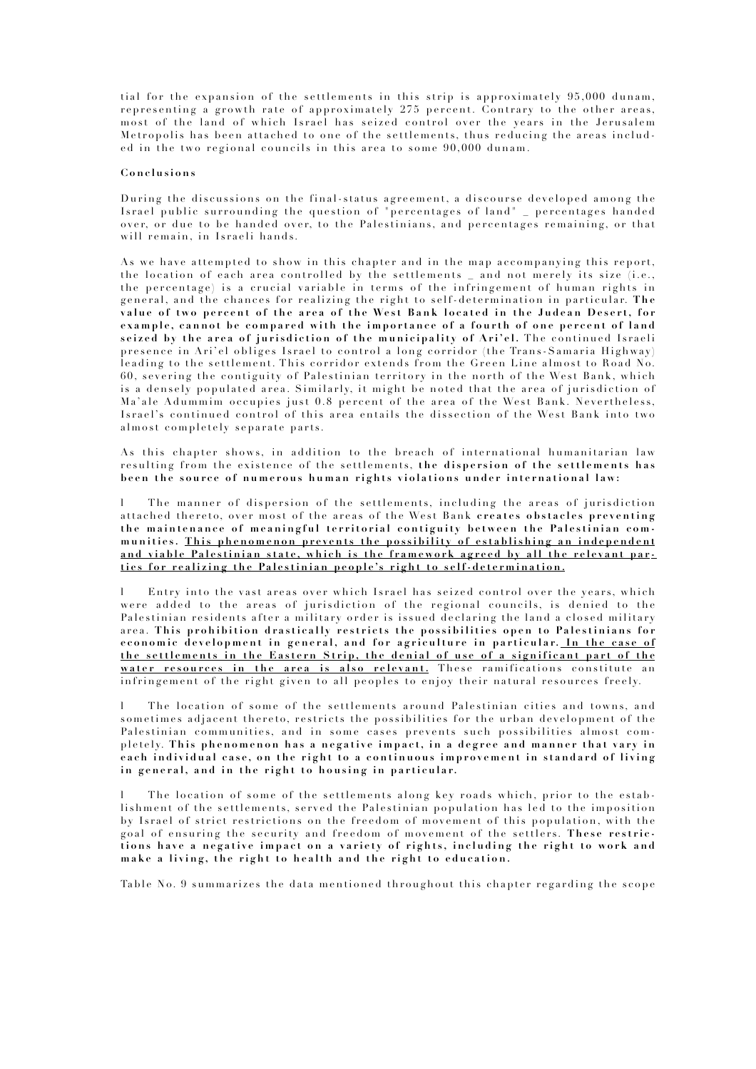tial for the expansion of the settlements in this strip is approximately 95,000 dunam, representing a growth rate of approximately 275 percent. Contrary to the other areas, most of the land of which Israel has seized control over the years in the Jerusalem Metropolis has been attached to one of the settlements, thus reducing the areas included in the two regional councils in this area to some 90,000 dunam.

**Conclusions**

During the discussions on the final-status agreement, a discourse developed among the Israel public surrounding the question of "percentages of land" _ percentages handed over, or due to be handed over, to the Palestinians, and percentages remaining, or that will remain, in Israeli hands.

As we have attempted to show in this chapter and in the map accompanying this report, the location of each area controlled by the settlements _ and not merely its size (i.e., the percentage) is a crucial variable in terms of the infringement of human rights in general, and the chances for realizing the right to self-determination in particular. **The value of two percent of the area of the West Bank located in the Judean Desert, for example, cannot be compared with the importance of a fourth of one percent of land seized by the area of jurisdiction of the municipality of Ari'el.** The continued Israeli presence in Ari'el obliges Israel to control a long corridor (the Trans-Samaria Highway) leading to the settlement. This corridor extends from the Green Line almost to Road No. 60, severing the contiguity of Palestinian territory in the north of the West Bank, which is a densely populated area. Similarly, it might be noted that the area of jurisdiction of Ma'ale Adummim occupies just 0.8 percent of the area of the West Bank. Nevertheless, Israel's continued control of this area entails the dissection of the West Bank into two almost completely separate parts.

As this chapter shows, in addition to the breach of international humanitarian law resulting from the existence of the settlements, **the dispersion of the settlements has been the source of numerous human rights violations under international law:**

- The manner of dispersion of the settlements, including the areas of jurisdiction attached thereto, over most of the areas of the West Bank **creates obstacles preventing the maintenance of meaningful territorial contiguity between the Palestinian communities. <u>This phenomenon prevents the possibility of establishing an independent and viable Palestinian state, which is the framework agreed by all the relevant parties for realizing the Palestinian people's right to self-determination.</u>**

- Entry into the vast areas over which Israel has seized control over the years, which were added to the areas of jurisdiction of the regional councils, is denied to the Palestinian residents after a military order is issued declaring the land a closed military area. **This prohibition drastically restricts the possibilities open to Palestinians for economic development in general, and for agriculture in particular. <u>In the case of the settlements in the Eastern Strip, the denial of use of a significant part of the water resources in the area is also relevant.</u>** These ramifications constitute an infringement of the right given to all peoples to enjoy their natural resources freely.

- The location of some of the settlements around Palestinian cities and towns, and sometimes adjacent thereto, restricts the possibilities for the urban development of the Palestinian communities, and in some cases prevents such possibilities almost completely. **This phenomenon has a negative impact, in a degree and manner that vary in each individual case, on the right to a continuous improvement in standard of living in general, and in the right to housing in particular.**

- The location of some of the settlements along key roads which, prior to the establishment of the settlements, served the Palestinian population has led to the imposition by Israel of strict restrictions on the freedom of movement of this population, with the goal of ensuring the security and freedom of movement of the settlers. **These restrictions have a negative impact on a variety of rights, including the right to work and make a living, the right to health and the right to education.**

Table No. 9 summarizes the data mentioned throughout this chapter regarding the scope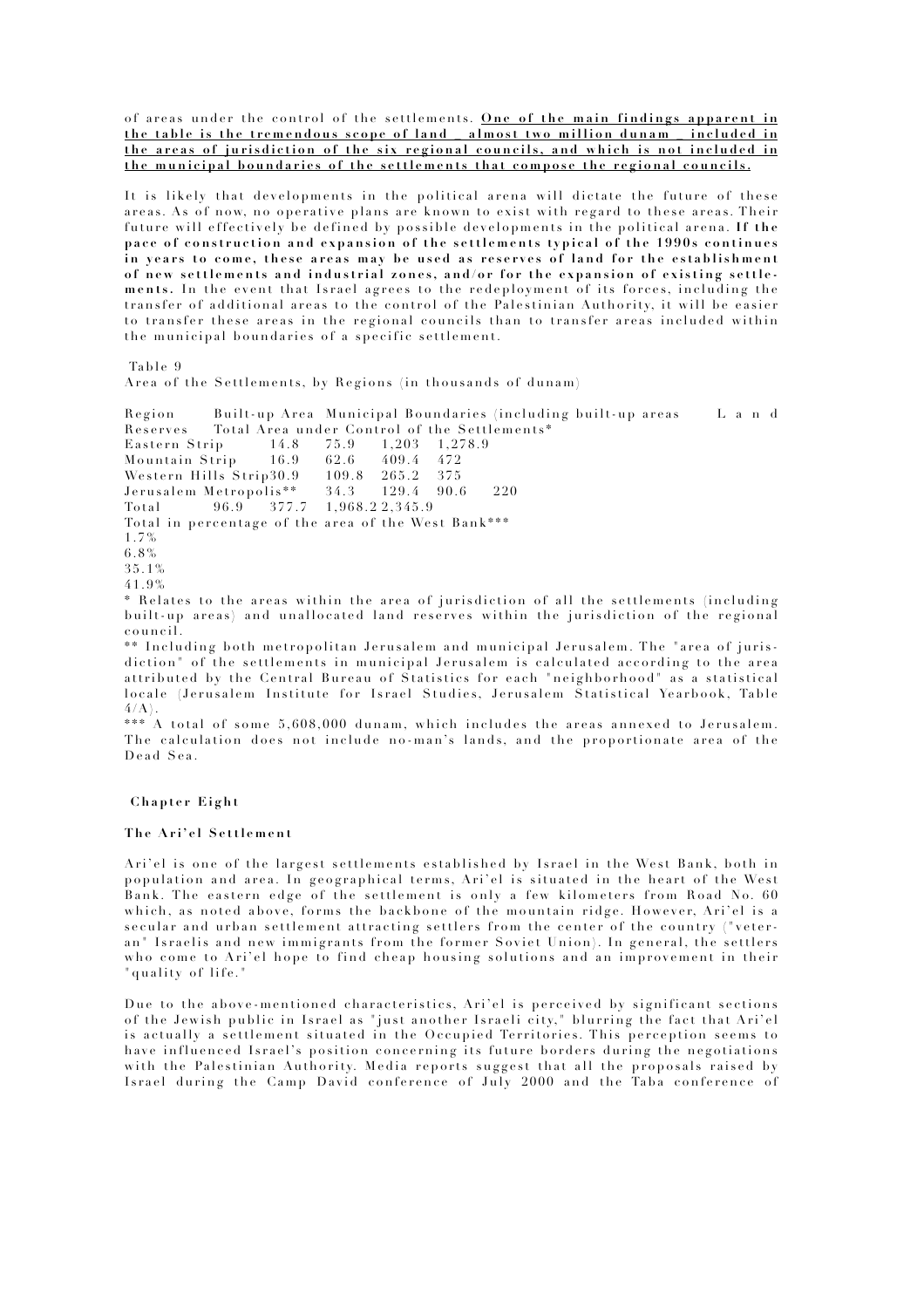of areas under the control of the settlements. **<u>One of the main findings apparent in the table is the tremendous scope of land _ almost two million dunam _ included in the areas of jurisdiction of the six regional councils, and which is not included in the municipal boundaries of the settlements that compose the regional councils.</u>**

It is likely that developments in the political arena will dictate the future of these areas. As of now, no operative plans are known to exist with regard to these areas. Their future will effectively be defined by possible developments in the political arena. **If the pace of construction and expansion of the settlements typical of the 1990s continues in years to come, these areas may be used as reserves of land for the establishment of new settlements and industrial zones, and/or for the expansion of existing settlements.** In the event that Israel agrees to the redeployment of its forces, including the transfer of additional areas to the control of the Palestinian Authority, it will be easier to transfer these areas in the regional councils than to transfer areas included within the municipal boundaries of a specific settlement.

Table 9

Area of the Settlements, by Regions (in thousands of dunam)

| Region | Built-up Area | Municipal Boundaries (including built-up areas | Land Reserves | Total Area under Control of the Settlements* |
|---|---|---|---|---|
| Eastern Strip | 14.8 | 75.9 | 1,203 | 1,278.9 |
| Mountain Strip | 16.9 | 62.6 | 409.4 | 472 |
| Western Hills Strip | 30.9 | 109.8 | 265.2 | 375 |
| Jerusalem Metropolis** | 34.3 | 129.4 | 90.6 | 220 |
| Total | 96.9 | 377.7 | 1,968.2 | 2,345.9 |
| Total in percentage of the area of the West Bank*** | 1.7% | 6.8% | 35.1% | 41.9% |

\* Relates to the areas within the area of jurisdiction of all the settlements (including built-up areas) and unallocated land reserves within the jurisdiction of the regional council.

\*\* Including both metropolitan Jerusalem and municipal Jerusalem. The "area of jurisdiction" of the settlements in municipal Jerusalem is calculated according to the area attributed by the Central Bureau of Statistics for each "neighborhood" as a statistical locale (Jerusalem Institute for Israel Studies, Jerusalem Statistical Yearbook, Table 4/A).

\*\*\* A total of some 5,608,000 dunam, which includes the areas annexed to Jerusalem. The calculation does not include no-man's lands, and the proportionate area of the Dead Sea.

## Chapter Eight

### The Ari'el Settlement

Ari'el is one of the largest settlements established by Israel in the West Bank, both in population and area. In geographical terms, Ari'el is situated in the heart of the West Bank. The eastern edge of the settlement is only a few kilometers from Road No. 60 which, as noted above, forms the backbone of the mountain ridge. However, Ari'el is a secular and urban settlement attracting settlers from the center of the country ("veteran" Israelis and new immigrants from the former Soviet Union). In general, the settlers who come to Ari'el hope to find cheap housing solutions and an improvement in their "quality of life."

Due to the above-mentioned characteristics, Ari'el is perceived by significant sections of the Jewish public in Israel as "just another Israeli city," blurring the fact that Ari'el is actually a settlement situated in the Occupied Territories. This perception seems to have influenced Israel's position concerning its future borders during the negotiations with the Palestinian Authority. Media reports suggest that all the proposals raised by Israel during the Camp David conference of July 2000 and the Taba conference of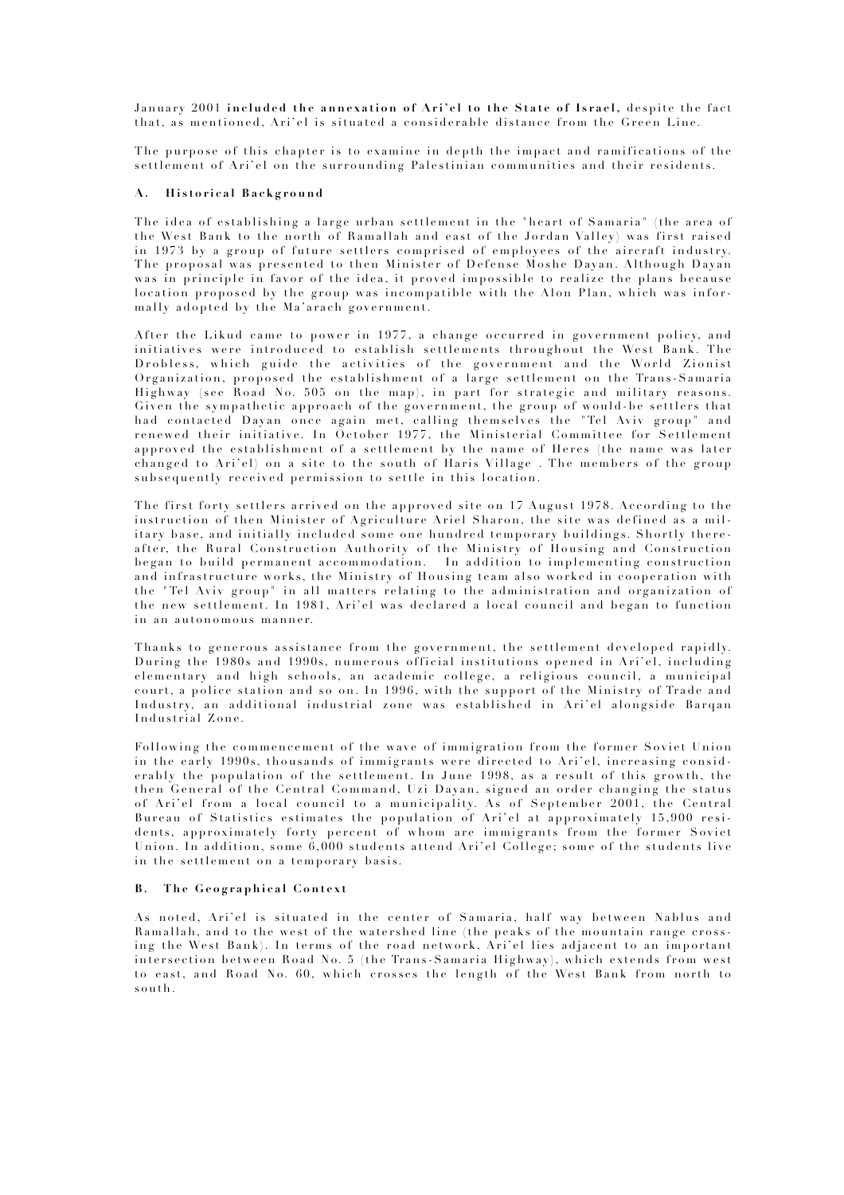January 2001 **included the annexation of Ari'el to the State of Israel,** despite the fact that, as mentioned, Ari'el is situated a considerable distance from the Green Line.

The purpose of this chapter is to examine in depth the impact and ramifications of the settlement of Ari'el on the surrounding Palestinian communities and their residents.

### A. Historical Background

The idea of establishing a large urban settlement in the "heart of Samaria" (the area of the West Bank to the north of Ramallah and east of the Jordan Valley) was first raised in 1973 by a group of future settlers comprised of employees of the aircraft industry. The proposal was presented to then Minister of Defense Moshe Dayan. Although Dayan was in principle in favor of the idea, it proved impossible to realize the plans because location proposed by the group was incompatible with the Alon Plan, which was informally adopted by the Ma'arach government.

After the Likud came to power in 1977, a change occurred in government policy, and initiatives were introduced to establish settlements throughout the West Bank. The Drobless, which guide the activities of the government and the World Zionist Organization, proposed the establishment of a large settlement on the Trans-Samaria Highway (see Road No. 505 on the map), in part for strategic and military reasons. Given the sympathetic approach of the government, the group of would-be settlers that had contacted Dayan once again met, calling themselves the "Tel Aviv group" and renewed their initiative. In October 1977, the Ministerial Committee for Settlement approved the establishment of a settlement by the name of Heres (the name was later changed to Ari'el) on a site to the south of Haris Village . The members of the group subsequently received permission to settle in this location.

The first forty settlers arrived on the approved site on 17 August 1978. According to the instruction of then Minister of Agriculture Ariel Sharon, the site was defined as a military base, and initially included some one hundred temporary buildings. Shortly thereafter, the Rural Construction Authority of the Ministry of Housing and Construction began to build permanent accommodation. In addition to implementing construction and infrastructure works, the Ministry of Housing team also worked in cooperation with the "Tel Aviv group" in all matters relating to the administration and organization of the new settlement. In 1981, Ari'el was declared a local council and began to function in an autonomous manner.

Thanks to generous assistance from the government, the settlement developed rapidly. During the 1980s and 1990s, numerous official institutions opened in Ari'el, including elementary and high schools, an academic college, a religious council, a municipal court, a police station and so on. In 1996, with the support of the Ministry of Trade and Industry, an additional industrial zone was established in Ari'el alongside Barqan Industrial Zone.

Following the commencement of the wave of immigration from the former Soviet Union in the early 1990s, thousands of immigrants were directed to Ari'el, increasing considerably the population of the settlement. In June 1998, as a result of this growth, the then General of the Central Command, Uzi Dayan, signed an order changing the status of Ari'el from a local council to a municipality. As of September 2001, the Central Bureau of Statistics estimates the population of Ari'el at approximately 15,900 residents, approximately forty percent of whom are immigrants from the former Soviet Union. In addition, some 6,000 students attend Ari'el College; some of the students live in the settlement on a temporary basis.

### B. The Geographical Context

As noted, Ari'el is situated in the center of Samaria, half way between Nablus and Ramallah, and to the west of the watershed line (the peaks of the mountain range crossing the West Bank). In terms of the road network, Ari'el lies adjacent to an important intersection between Road No. 5 (the Trans-Samaria Highway), which extends from west to east, and Road No. 60, which crosses the length of the West Bank from north to south.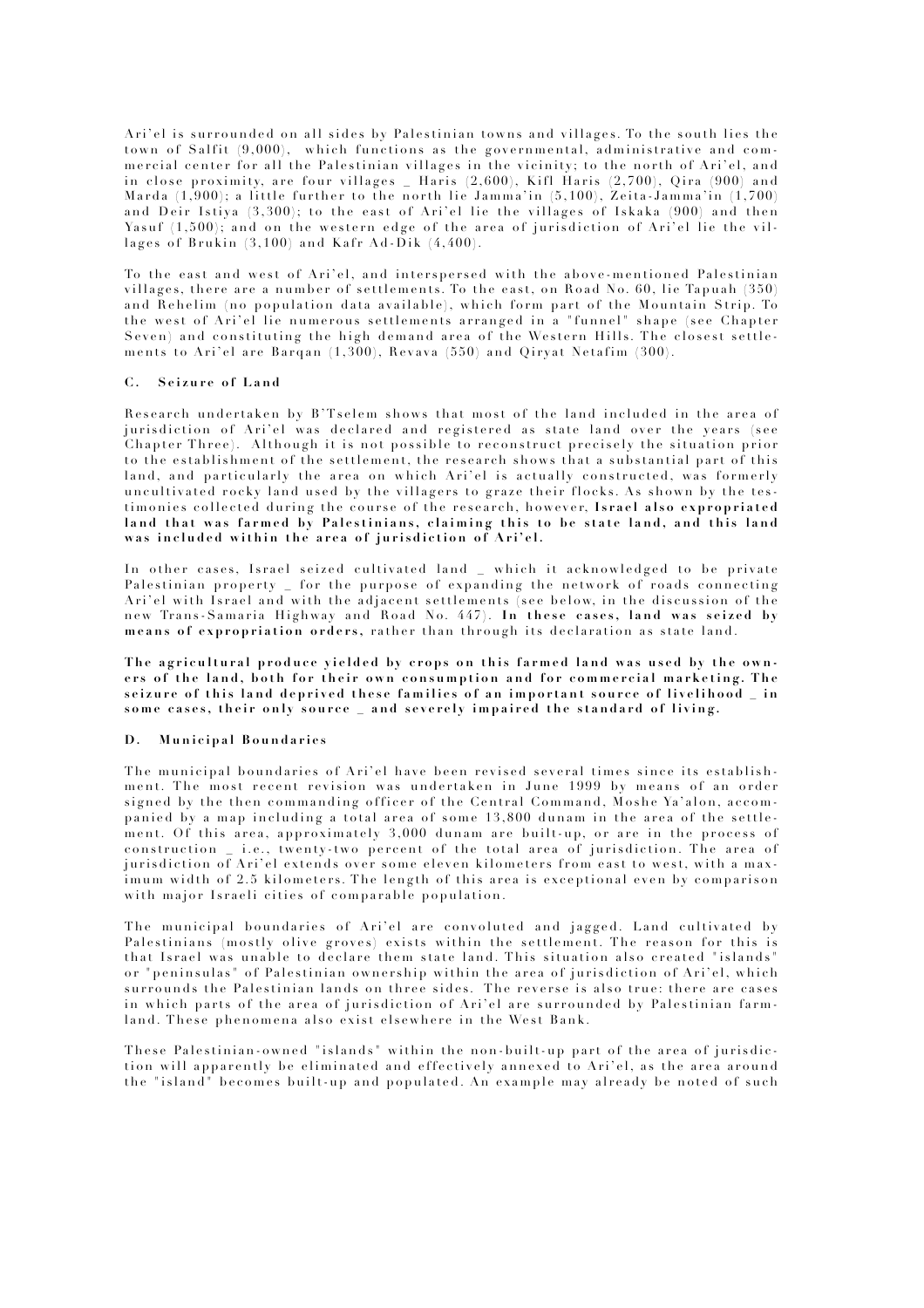Ari'el is surrounded on all sides by Palestinian towns and villages. To the south lies the town of Salfit (9,000), which functions as the governmental, administrative and commercial center for all the Palestinian villages in the vicinity; to the north of Ari'el, and in close proximity, are four villages _ Haris (2,600), Kifl Haris (2,700), Qira (900) and Marda (1,900); a little further to the north lie Jamma'in (5,100), Zeita-Jamma'in (1,700) and Deir Istiya (3,300); to the east of Ari'el lie the villages of Iskaka (900) and then Yasuf (1,500); and on the western edge of the area of jurisdiction of Ari'el lie the villages of Brukin (3,100) and Kafr Ad-Dik (4,400).

To the east and west of Ari'el, and interspersed with the above-mentioned Palestinian villages, there are a number of settlements. To the east, on Road No. 60, lie Tapuah (350) and Rehelim (no population data available), which form part of the Mountain Strip. To the west of Ari'el lie numerous settlements arranged in a "funnel" shape (see Chapter Seven) and constituting the high demand area of the Western Hills. The closest settlements to Ari'el are Barqan (1,300), Revava (550) and Qiryat Netafim (300).

#### C. Seizure of Land

Research undertaken by B'Tselem shows that most of the land included in the area of jurisdiction of Ari'el was declared and registered as state land over the years (see Chapter Three). Although it is not possible to reconstruct precisely the situation prior to the establishment of the settlement, the research shows that a substantial part of this land, and particularly the area on which Ari'el is actually constructed, was formerly uncultivated rocky land used by the villagers to graze their flocks. As shown by the testimonies collected during the course of the research, however, **Israel also expropriated land that was farmed by Palestinians, claiming this to be state land, and this land was included within the area of jurisdiction of Ari'el.**

In other cases, Israel seized cultivated land _ which it acknowledged to be private Palestinian property _ for the purpose of expanding the network of roads connecting Ari'el with Israel and with the adjacent settlements (see below, in the discussion of the new Trans-Samaria Highway and Road No. 447). **In these cases, land was seized by means of expropriation orders,** rather than through its declaration as state land.

**The agricultural produce yielded by crops on this farmed land was used by the owners of the land, both for their own consumption and for commercial marketing. The seizure of this land deprived these families of an important source of livelihood _ in some cases, their only source _ and severely impaired the standard of living.**

#### D. Municipal Boundaries

The municipal boundaries of Ari'el have been revised several times since its establishment. The most recent revision was undertaken in June 1999 by means of an order signed by the then commanding officer of the Central Command, Moshe Ya'alon, accompanied by a map including a total area of some 13,800 dunam in the area of the settlement. Of this area, approximately 3,000 dunam are built-up, or are in the process of construction _ i.e., twenty-two percent of the total area of jurisdiction. The area of jurisdiction of Ari'el extends over some eleven kilometers from east to west, with a maximum width of 2.5 kilometers. The length of this area is exceptional even by comparison with major Israeli cities of comparable population.

The municipal boundaries of Ari'el are convoluted and jagged. Land cultivated by Palestinians (mostly olive groves) exists within the settlement. The reason for this is that Israel was unable to declare them state land. This situation also created "islands" or "peninsulas" of Palestinian ownership within the area of jurisdiction of Ari'el, which surrounds the Palestinian lands on three sides. The reverse is also true: there are cases in which parts of the area of jurisdiction of Ari'el are surrounded by Palestinian farmland. These phenomena also exist elsewhere in the West Bank.

These Palestinian-owned "islands" within the non-built-up part of the area of jurisdiction will apparently be eliminated and effectively annexed to Ari'el, as the area around the "island" becomes built-up and populated. An example may already be noted of such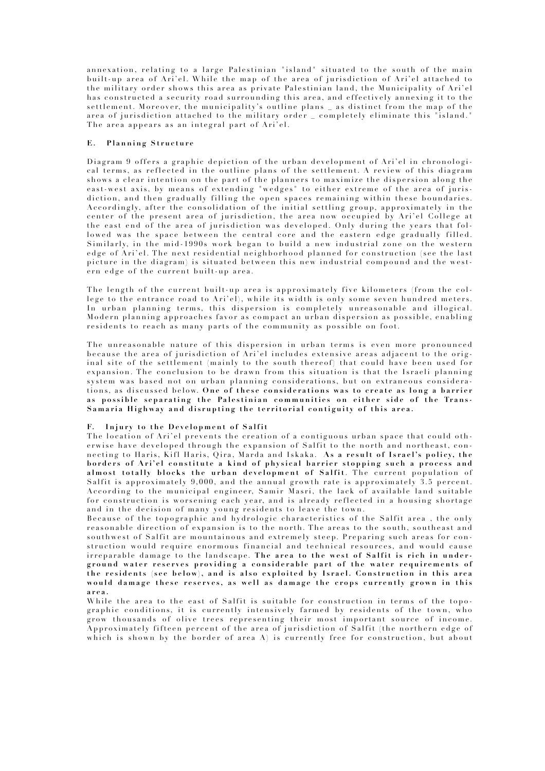annexation, relating to a large Palestinian "island" situated to the south of the main built-up area of Ari'el. While the map of the area of jurisdiction of Ari'el attached to the military order shows this area as private Palestinian land, the Municipality of Ari'el has constructed a security road surrounding this area, and effectively annexing it to the settlement. Moreover, the municipality's outline plans _ as distinct from the map of the area of jurisdiction attached to the military order _ completely eliminate this "island." The area appears as an integral part of Ari'el.

### E. Planning Structure

Diagram 9 offers a graphic depiction of the urban development of Ari'el in chronological terms, as reflected in the outline plans of the settlement. A review of this diagram shows a clear intention on the part of the planners to maximize the dispersion along the east-west axis, by means of extending "wedges" to either extreme of the area of jurisdiction, and then gradually filling the open spaces remaining within these boundaries. Accordingly, after the consolidation of the initial settling group, approximately in the center of the present area of jurisdiction, the area now occupied by Ari'el College at the east end of the area of jurisdiction was developed. Only during the years that followed was the space between the central core and the eastern edge gradually filled. Similarly, in the mid-1990s work began to build a new industrial zone on the western edge of Ari'el. The next residential neighborhood planned for construction (see the last picture in the diagram) is situated between this new industrial compound and the western edge of the current built-up area.

The length of the current built-up area is approximately five kilometers (from the college to the entrance road to Ari'el), while its width is only some seven hundred meters. In urban planning terms, this dispersion is completely unreasonable and illogical. Modern planning approaches favor as compact an urban dispersion as possible, enabling residents to reach as many parts of the community as possible on foot.

The unreasonable nature of this dispersion in urban terms is even more pronounced because the area of jurisdiction of Ari'el includes extensive areas adjacent to the original site of the settlement (mainly to the south thereof) that could have been used for expansion. The conclusion to be drawn from this situation is that the Israeli planning system was based not on urban planning considerations, but on extraneous considerations, as discussed below. **One of these considerations was to create as long a barrier as possible separating the Palestinian communities on either side of the Trans-Samaria Highway and disrupting the territorial contiguity of this area.**

### F. Injury to the Development of Salfit

The location of Ari'el prevents the creation of a contiguous urban space that could otherwise have developed through the expansion of Salfit to the north and northeast, connecting to Haris, Kifl Haris, Qira, Marda and Iskaka. **As a result of Israel's policy, the borders of Ari'el constitute a kind of physical barrier stopping such a process and almost totally blocks the urban development of Salfit**. The current population of Salfit is approximately 9,000, and the annual growth rate is approximately 3.5 percent. According to the municipal engineer, Samir Masri, the lack of available land suitable for construction is worsening each year, and is already reflected in a housing shortage and in the decision of many young residents to leave the town.

Because of the topographic and hydrologic characteristics of the Salfit area , the only reasonable direction of expansion is to the north. The areas to the south, southeast and southwest of Salfit are mountainous and extremely steep. Preparing such areas for construction would require enormous financial and technical resources, and would cause irreparable damage to the landscape. **The area to the west of Salfit is rich in underground water reserves providing a considerable part of the water requirements of the residents (see below), and is also exploited by Israel. Construction in this area would damage these reserves, as well as damage the crops currently grown in this area.**

While the area to the east of Salfit is suitable for construction in terms of the topographic conditions, it is currently intensively farmed by residents of the town, who grow thousands of olive trees representing their most important source of income. Approximately fifteen percent of the area of jurisdiction of Salfit (the northern edge of which is shown by the border of area A) is currently free for construction, but about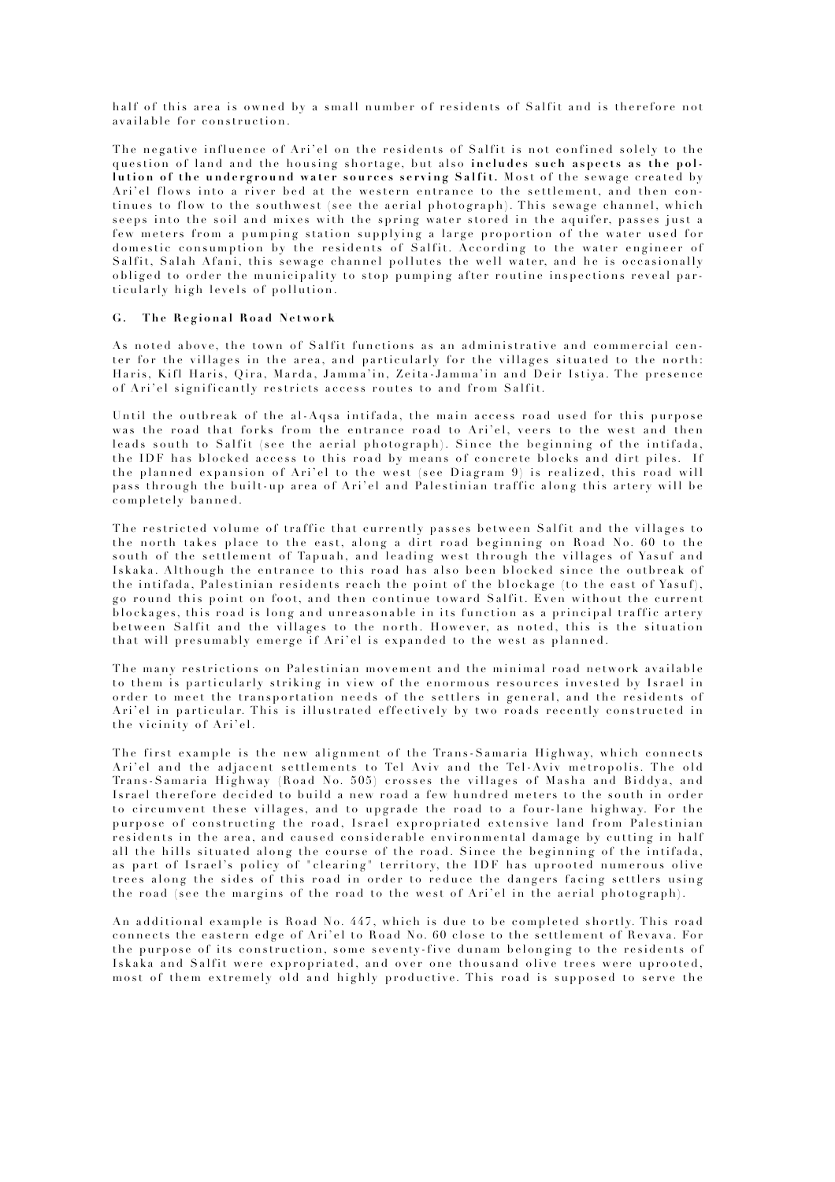half of this area is owned by a small number of residents of Salfit and is therefore not available for construction.

The negative influence of Ari'el on the residents of Salfit is not confined solely to the question of land and the housing shortage, but also **includes such aspects as the pollution of the underground water sources serving Salfit.** Most of the sewage created by Ari'el flows into a river bed at the western entrance to the settlement, and then continues to flow to the southwest (see the aerial photograph). This sewage channel, which seeps into the soil and mixes with the spring water stored in the aquifer, passes just a few meters from a pumping station supplying a large proportion of the water used for domestic consumption by the residents of Salfit. According to the water engineer of Salfit, Salah Afani, this sewage channel pollutes the well water, and he is occasionally obliged to order the municipality to stop pumping after routine inspections reveal particularly high levels of pollution.

#### G. The Regional Road Network

As noted above, the town of Salfit functions as an administrative and commercial center for the villages in the area, and particularly for the villages situated to the north: Haris, Kifl Haris, Qira, Marda, Jamma'in, Zeita-Jamma'in and Deir Istiya. The presence of Ari'el significantly restricts access routes to and from Salfit.

Until the outbreak of the al-Aqsa intifada, the main access road used for this purpose was the road that forks from the entrance road to Ari'el, veers to the west and then leads south to Salfit (see the aerial photograph). Since the beginning of the intifada, the IDF has blocked access to this road by means of concrete blocks and dirt piles. If the planned expansion of Ari'el to the west (see Diagram 9) is realized, this road will pass through the built-up area of Ari'el and Palestinian traffic along this artery will be completely banned.

The restricted volume of traffic that currently passes between Salfit and the villages to the north takes place to the east, along a dirt road beginning on Road No. 60 to the south of the settlement of Tapuah, and leading west through the villages of Yasuf and Iskaka. Although the entrance to this road has also been blocked since the outbreak of the intifada, Palestinian residents reach the point of the blockage (to the east of Yasuf), go round this point on foot, and then continue toward Salfit. Even without the current blockages, this road is long and unreasonable in its function as a principal traffic artery between Salfit and the villages to the north. However, as noted, this is the situation that will presumably emerge if Ari'el is expanded to the west as planned.

The many restrictions on Palestinian movement and the minimal road network available to them is particularly striking in view of the enormous resources invested by Israel in order to meet the transportation needs of the settlers in general, and the residents of Ari'el in particular. This is illustrated effectively by two roads recently constructed in the vicinity of Ari'el.

The first example is the new alignment of the Trans-Samaria Highway, which connects Ari'el and the adjacent settlements to Tel Aviv and the Tel-Aviv metropolis. The old Trans-Samaria Highway (Road No. 505) crosses the villages of Masha and Biddya, and Israel therefore decided to build a new road a few hundred meters to the south in order to circumvent these villages, and to upgrade the road to a four-lane highway. For the purpose of constructing the road, Israel expropriated extensive land from Palestinian residents in the area, and caused considerable environmental damage by cutting in half all the hills situated along the course of the road. Since the beginning of the intifada, as part of Israel's policy of "clearing" territory, the IDF has uprooted numerous olive trees along the sides of this road in order to reduce the dangers facing settlers using the road (see the margins of the road to the west of Ari'el in the aerial photograph).

An additional example is Road No. 447, which is due to be completed shortly. This road connects the eastern edge of Ari'el to Road No. 60 close to the settlement of Revava. For the purpose of its construction, some seventy-five dunam belonging to the residents of Iskaka and Salfit were expropriated, and over one thousand olive trees were uprooted, most of them extremely old and highly productive. This road is supposed to serve the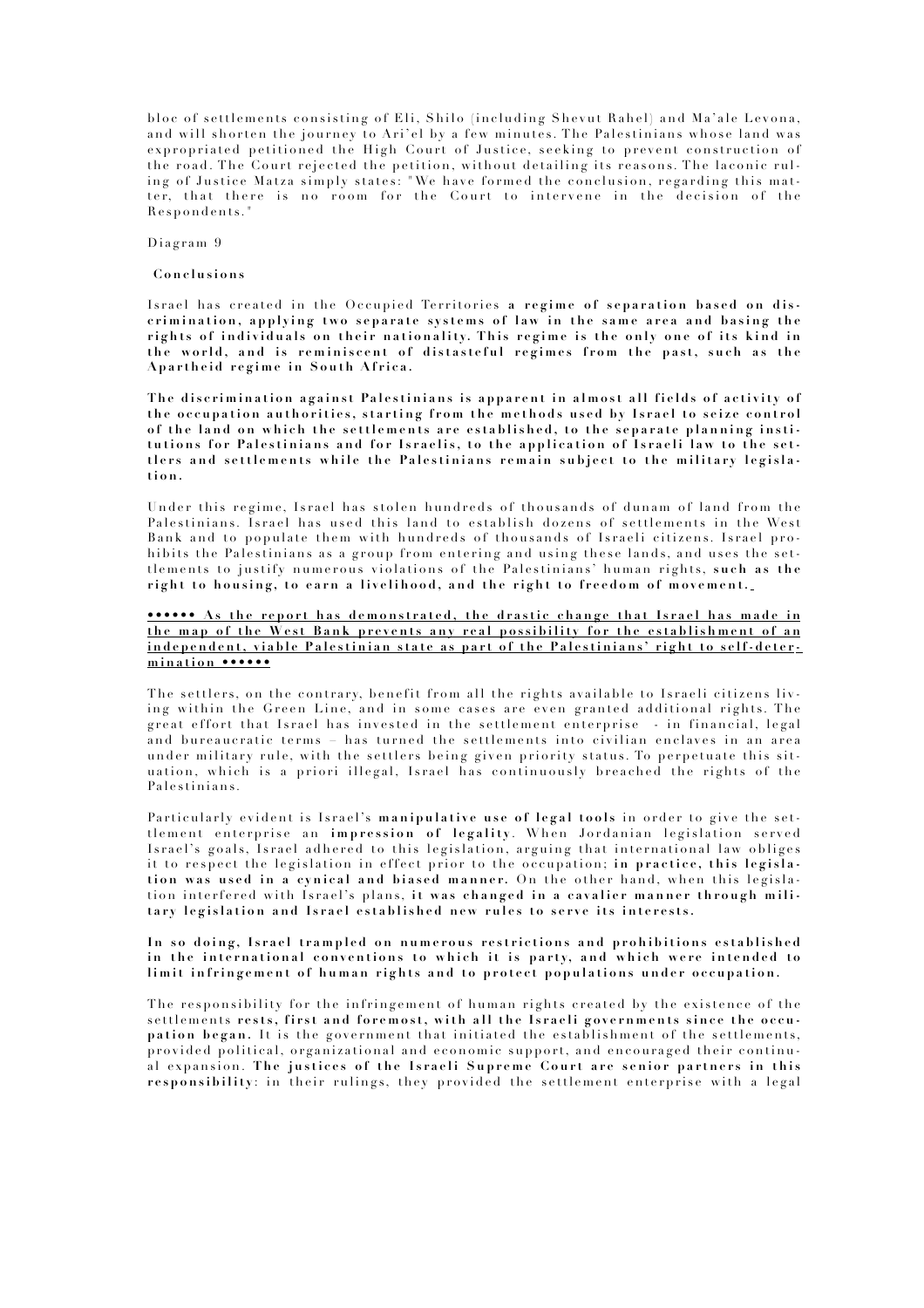bloc of settlements consisting of Eli, Shilo (including Shevut Rahel) and Ma'ale Levona, and will shorten the journey to Ari'el by a few minutes. The Palestinians whose land was expropriated petitioned the High Court of Justice, seeking to prevent construction of the road. The Court rejected the petition, without detailing its reasons. The laconic ruling of Justice Matza simply states: "We have formed the conclusion, regarding this matter, that there is no room for the Court to intervene in the decision of the Respondents."

Diagram 9

**Conclusions**

Israel has created in the Occupied Territories **a regime of separation based on discrimination, applying two separate systems of law in the same area and basing the rights of individuals on their nationality. This regime is the only one of its kind in the world, and is reminiscent of distasteful regimes from the past, such as the Apartheid regime in South Africa.**

**The discrimination against Palestinians is apparent in almost all fields of activity of the occupation authorities, starting from the methods used by Israel to seize control of the land on which the settlements are established, to the separate planning institutions for Palestinians and for Israelis, to the application of Israeli law to the settlers and settlements while the Palestinians remain subject to the military legislation.**

Under this regime, Israel has stolen hundreds of thousands of dunam of land from the Palestinians. Israel has used this land to establish dozens of settlements in the West Bank and to populate them with hundreds of thousands of Israeli citizens. Israel prohibits the Palestinians as a group from entering and using these lands, and uses the settlements to justify numerous violations of the Palestinians' human rights, **such as the right to housing, to earn a livelihood, and the right to freedom of movement.**

**•••••• As the report has demonstrated, the drastic change that Israel has made in the map of the West Bank prevents any real possibility for the establishment of an independent, viable Palestinian state as part of the Palestinians' right to self-determination ••••••**

The settlers, on the contrary, benefit from all the rights available to Israeli citizens living within the Green Line, and in some cases are even granted additional rights. The great effort that Israel has invested in the settlement enterprise - in financial, legal and bureaucratic terms – has turned the settlements into civilian enclaves in an area under military rule, with the settlers being given priority status. To perpetuate this situation, which is a priori illegal, Israel has continuously breached the rights of the Palestinians.

Particularly evident is Israel's **manipulative use of legal tools** in order to give the settlement enterprise an **impression of legality**. When Jordanian legislation served Israel's goals, Israel adhered to this legislation, arguing that international law obliges it to respect the legislation in effect prior to the occupation; **in practice, this legislation was used in a cynical and biased manner.** On the other hand, when this legislation interfered with Israel's plans, **it was changed in a cavalier manner through military legislation and Israel established new rules to serve its interests.**

**In so doing, Israel trampled on numerous restrictions and prohibitions established in the international conventions to which it is party, and which were intended to limit infringement of human rights and to protect populations under occupation.**

The responsibility for the infringement of human rights created by the existence of the settlements **rests, first and foremost, with all the Israeli governments since the occupation began.** It is the government that initiated the establishment of the settlements, provided political, organizational and economic support, and encouraged their continual expansion. **The justices of the Israeli Supreme Court are senior partners in this responsibility**: in their rulings, they provided the settlement enterprise with a legal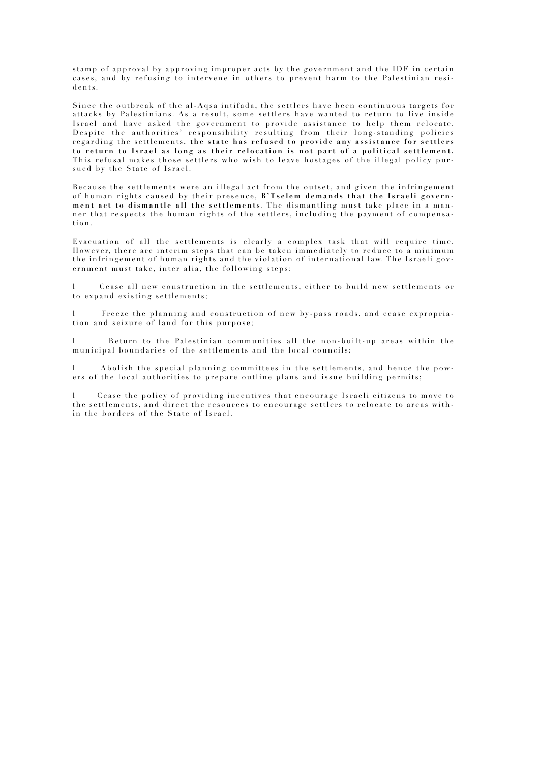stamp of approval by approving improper acts by the government and the IDF in certain cases, and by refusing to intervene in others to prevent harm to the Palestinian residents.

Since the outbreak of the al-Aqsa intifada, the settlers have been continuous targets for attacks by Palestinians. As a result, some settlers have wanted to return to live inside Israel and have asked the government to provide assistance to help them relocate. Despite the authorities' responsibility resulting from their long-standing policies regarding the settlements, **the state has refused to provide any assistance for settlers to return to Israel as long as their relocation is not part of a political settlement.** This refusal makes those settlers who wish to leave hostages of the illegal policy pursued by the State of Israel.

Because the settlements were an illegal act from the outset, and given the infringement of human rights caused by their presence, **B'Tselem demands that the Israeli government act to dismantle all the settlements**. The dismantling must take place in a manner that respects the human rights of the settlers, including the payment of compensation.

Evacuation of all the settlements is clearly a complex task that will require time. However, there are interim steps that can be taken immediately to reduce to a minimum the infringement of human rights and the violation of international law. The Israeli government must take, inter alia, the following steps:

- Cease all new construction in the settlements, either to build new settlements or to expand existing settlements;

- Freeze the planning and construction of new by-pass roads, and cease expropriation and seizure of land for this purpose;

- Return to the Palestinian communities all the non-built-up areas within the municipal boundaries of the settlements and the local councils;

- Abolish the special planning committees in the settlements, and hence the powers of the local authorities to prepare outline plans and issue building permits;

- Cease the policy of providing incentives that encourage Israeli citizens to move to the settlements, and direct the resources to encourage settlers to relocate to areas within the borders of the State of Israel.